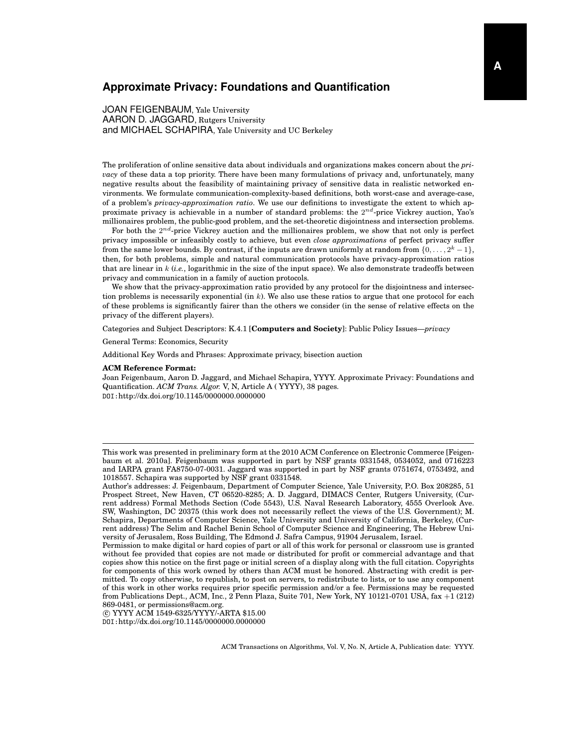# Approximate Privacy: Foundations and Quantification

JOAN FEIGENBAUM, Yale University
AARON D. JAGGARD, Rutgers University
and MICHAEL SCHAPIRA, Yale University and UC Berkeley

The proliferation of online sensitive data about individuals and organizations makes concern about the *privacy* of these data a top priority. There have been many formulations of privacy and, unfortunately, many negative results about the feasibility of maintaining privacy of sensitive data in realistic networked environments. We formulate communication-complexity-based definitions, both worst-case and average-case, of a problem's *privacy-approximation ratio*. We use our definitions to investigate the extent to which approximate privacy is achievable in a number of standard problems: the $2^{nd}$-price Vickrey auction, Yao's millionaires problem, the public-good problem, and the set-theoretic disjointness and intersection problems.

For both the $2^{nd}$-price Vickrey auction and the millionaires problem, we show that not only is perfect privacy impossible or infeasibly costly to achieve, but even *close approximations* of perfect privacy suffer from the same lower bounds. By contrast, if the inputs are drawn uniformly at random from $\{0, \ldots, 2^k - 1\}$, then, for both problems, simple and natural communication protocols have privacy-approximation ratios that are linear in $k$ (*i.e.*, logarithmic in the size of the input space). We also demonstrate tradeoffs between privacy and communication in a family of auction protocols.

We show that the privacy-approximation ratio provided by any protocol for the disjointness and intersection problems is necessarily exponential (in $k$). We also use these ratios to argue that one protocol for each of these problems is significantly fairer than the others we consider (in the sense of relative effects on the privacy of the different players).

Categories and Subject Descriptors: K.4.1 [**Computers and Society**]: Public Policy Issues—*privacy*

General Terms: Economics, Security

Additional Key Words and Phrases: Approximate privacy, bisection auction

**ACM Reference Format:**
Joan Feigenbaum, Aaron D. Jaggard, and Michael Schapira, YYYY. Approximate Privacy: Foundations and Quantification. *ACM Trans. Algor.* V, N, Article A ( YYYY), 38 pages.
DOI:http://dx.doi.org/10.1145/0000000.0000000

---

This work was presented in preliminary form at the 2010 ACM Conference on Electronic Commerce [Feigenbaum et al. 2010a]. Feigenbaum was supported in part by NSF grants 0331548, 0534052, and 0716223 and IARPA grant FA8750-07-0031. Jaggard was supported in part by NSF grants 0751674, 0753492, and 1018557. Schapira was supported by NSF grant 0331548.

Author's addresses: J. Feigenbaum, Department of Computer Science, Yale University, P.O. Box 208285, 51 Prospect Street, New Haven, CT 06520-8285; A. D. Jaggard, DIMACS Center, Rutgers University, (Current address) Formal Methods Section (Code 5543), U.S. Naval Research Laboratory, 4555 Overlook Ave. SW, Washington, DC 20375 (this work does not necessarily reflect the views of the U.S. Government); M. Schapira, Departments of Computer Science, Yale University and University of California, Berkeley, (Current address) The Selim and Rachel Benin School of Computer Science and Engineering, The Hebrew University of Jerusalem, Ross Building, The Edmond J. Safra Campus, 91904 Jerusalem, Israel.

Permission to make digital or hard copies of part or all of this work for personal or classroom use is granted without fee provided that copies are not made or distributed for profit or commercial advantage and that copies show this notice on the first page or initial screen of a display along with the full citation. Copyrights for components of this work owned by others than ACM must be honored. Abstracting with credit is permitted. To copy otherwise, to republish, to post on servers, to redistribute to lists, or to use any component of this work in other works requires prior specific permission and/or a fee. Permissions may be requested from Publications Dept., ACM, Inc., 2 Penn Plaza, Suite 701, New York, NY 10121-0701 USA, fax +1 (212) 869-0481, or permissions@acm.org.

© YYYY ACM 1549-6325/YYYY/-ARTA $15.00
DOI:http://dx.doi.org/10.1145/0000000.0000000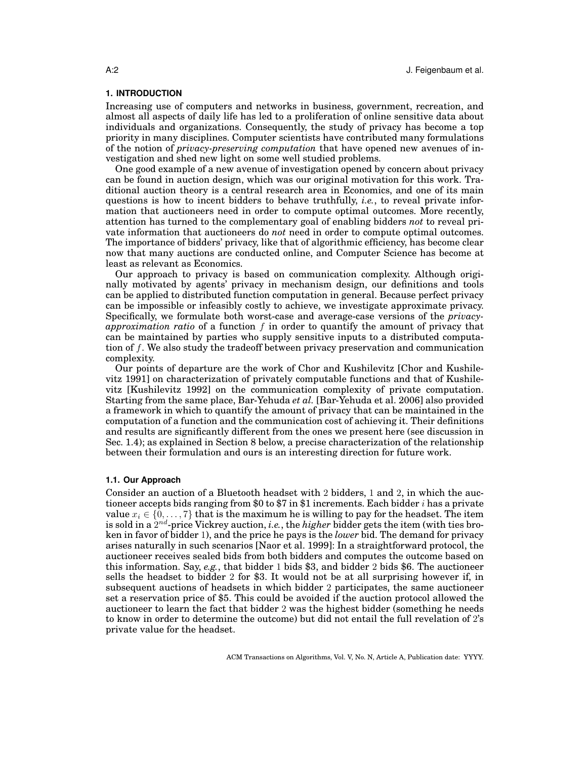## 1. INTRODUCTION

Increasing use of computers and networks in business, government, recreation, and almost all aspects of daily life has led to a proliferation of online sensitive data about individuals and organizations. Consequently, the study of privacy has become a top priority in many disciplines. Computer scientists have contributed many formulations of the notion of *privacy-preserving computation* that have opened new avenues of investigation and shed new light on some well studied problems.

One good example of a new avenue of investigation opened by concern about privacy can be found in auction design, which was our original motivation for this work. Traditional auction theory is a central research area in Economics, and one of its main questions is how to incent bidders to behave truthfully, *i.e.*, to reveal private information that auctioneers need in order to compute optimal outcomes. More recently, attention has turned to the complementary goal of enabling bidders *not* to reveal private information that auctioneers do *not* need in order to compute optimal outcomes. The importance of bidders' privacy, like that of algorithmic efficiency, has become clear now that many auctions are conducted online, and Computer Science has become at least as relevant as Economics.

Our approach to privacy is based on communication complexity. Although originally motivated by agents' privacy in mechanism design, our definitions and tools can be applied to distributed function computation in general. Because perfect privacy can be impossible or infeasibly costly to achieve, we investigate approximate privacy. Specifically, we formulate both worst-case and average-case versions of the *privacy-approximation ratio* of a function $f$ in order to quantify the amount of privacy that can be maintained by parties who supply sensitive inputs to a distributed computation of $f$. We also study the tradeoff between privacy preservation and communication complexity.

Our points of departure are the work of Chor and Kushilevitz [Chor and Kushilevitz 1991] on characterization of privately computable functions and that of Kushilevitz [Kushilevitz 1992] on the communication complexity of private computation. Starting from the same place, Bar-Yehuda *et al.* [Bar-Yehuda et al. 2006] also provided a framework in which to quantify the amount of privacy that can be maintained in the computation of a function and the communication cost of achieving it. Their definitions and results are significantly different from the ones we present here (see discussion in Sec. 1.4); as explained in Section 8 below, a precise characterization of the relationship between their formulation and ours is an interesting direction for future work.

### 1.1. Our Approach

Consider an auction of a Bluetooth headset with $2$ bidders, $1$ and $2$, in which the auctioneer accepts bids ranging from \$0 to \$7 in \$1 increments. Each bidder $i$ has a private value $x_i \in \{0, \ldots, 7\}$ that is the maximum he is willing to pay for the headset. The item is sold in a $2^{nd}$-price Vickrey auction, *i.e.*, the *higher* bidder gets the item (with ties broken in favor of bidder $1$), and the price he pays is the *lower* bid. The demand for privacy arises naturally in such scenarios [Naor et al. 1999]: In a straightforward protocol, the auctioneer receives sealed bids from both bidders and computes the outcome based on this information. Say, *e.g.*, that bidder $1$ bids \$3, and bidder $2$ bids \$6. The auctioneer sells the headset to bidder $2$ for \$3. It would not be at all surprising however if, in subsequent auctions of headsets in which bidder $2$ participates, the same auctioneer set a reservation price of \$5. This could be avoided if the auction protocol allowed the auctioneer to learn the fact that bidder $2$ was the highest bidder (something he needs to know in order to determine the outcome) but did not entail the full revelation of $2$'s private value for the headset.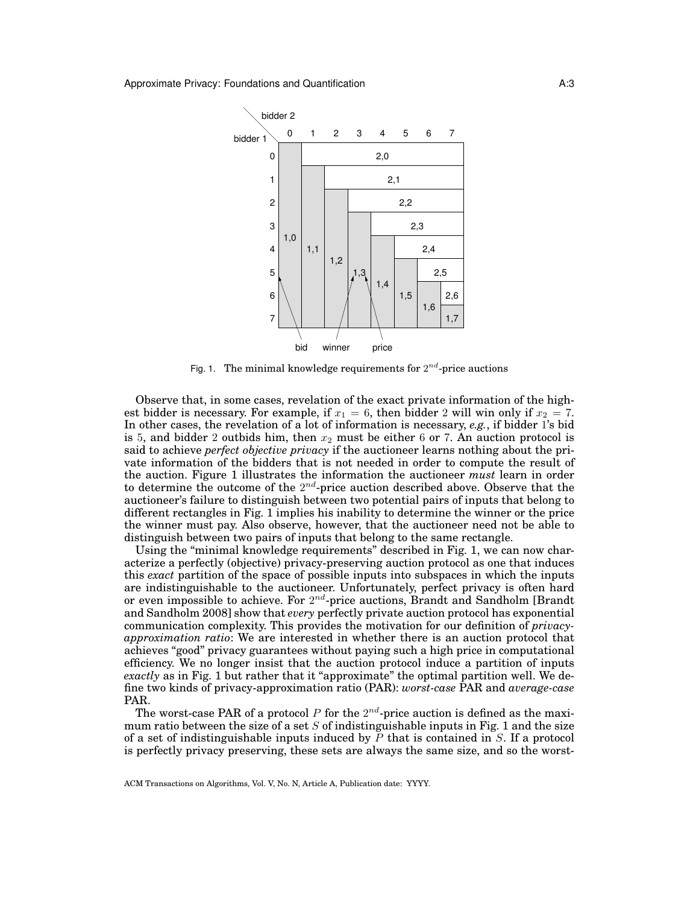Fig. 1. The minimal knowledge requirements for $2^{nd}$-price auctions

Observe that, in some cases, revelation of the exact private information of the highest bidder is necessary. For example, if $x_1 = 6$, then bidder 2 will win only if $x_2 = 7$. In other cases, the revelation of a lot of information is necessary, *e.g.*, if bidder 1's bid is 5, and bidder 2 outbids him, then $x_2$ must be either 6 or 7. An auction protocol is said to achieve *perfect objective privacy* if the auctioneer learns nothing about the private information of the bidders that is not needed in order to compute the result of the auction. Figure 1 illustrates the information the auctioneer *must* learn in order to determine the outcome of the $2^{nd}$-price auction described above. Observe that the auctioneer's failure to distinguish between two potential pairs of inputs that belong to different rectangles in Fig. 1 implies his inability to determine the winner or the price the winner must pay. Also observe, however, that the auctioneer need not be able to distinguish between two pairs of inputs that belong to the same rectangle.

Using the "minimal knowledge requirements" described in Fig. 1, we can now characterize a perfectly (objective) privacy-preserving auction protocol as one that induces this *exact* partition of the space of possible inputs into subspaces in which the inputs are indistinguishable to the auctioneer. Unfortunately, perfect privacy is often hard or even impossible to achieve. For $2^{nd}$-price auctions, Brandt and Sandholm [Brandt and Sandholm 2008] show that *every* perfectly private auction protocol has exponential communication complexity. This provides the motivation for our definition of *privacy-approximation ratio*: We are interested in whether there is an auction protocol that achieves "good" privacy guarantees without paying such a high price in computational efficiency. We no longer insist that the auction protocol induce a partition of inputs *exactly* as in Fig. 1 but rather that it "approximate" the optimal partition well. We define two kinds of privacy-approximation ratio (PAR): *worst-case* PAR and *average-case* PAR.

The worst-case PAR of a protocol $P$ for the $2^{nd}$-price auction is defined as the maximum ratio between the size of a set $S$ of indistinguishable inputs in Fig. 1 and the size of a set of indistinguishable inputs induced by $P$ that is contained in $S$. If a protocol is perfectly privacy preserving, these sets are always the same size, and so the worst-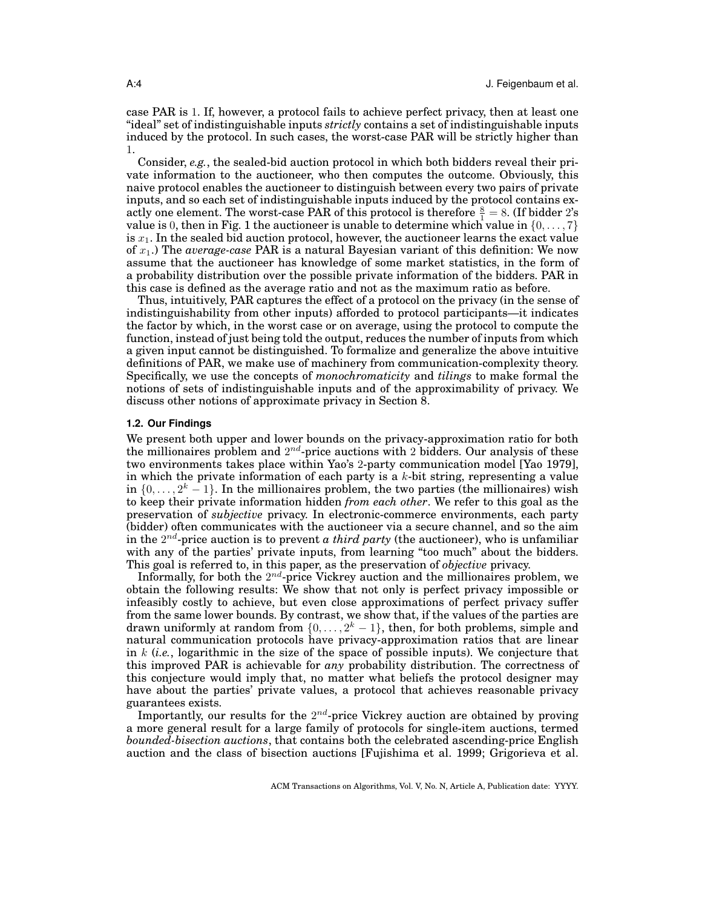case PAR is $1$. If, however, a protocol fails to achieve perfect privacy, then at least one "ideal" set of indistinguishable inputs *strictly* contains a set of indistinguishable inputs induced by the protocol. In such cases, the worst-case PAR will be strictly higher than $1$.

Consider, *e.g.*, the sealed-bid auction protocol in which both bidders reveal their private information to the auctioneer, who then computes the outcome. Obviously, this naive protocol enables the auctioneer to distinguish between every two pairs of private inputs, and so each set of indistinguishable inputs induced by the protocol contains exactly one element. The worst-case PAR of this protocol is therefore $\frac{8}{1} = 8$. (If bidder $2$'s value is $0$, then in Fig. 1 the auctioneer is unable to determine which value in $\{0, \ldots, 7\}$ is $x_1$. In the sealed bid auction protocol, however, the auctioneer learns the exact value of $x_1$.) The *average-case* PAR is a natural Bayesian variant of this definition: We now assume that the auctioneer has knowledge of some market statistics, in the form of a probability distribution over the possible private information of the bidders. PAR in this case is defined as the average ratio and not as the maximum ratio as before.

Thus, intuitively, PAR captures the effect of a protocol on the privacy (in the sense of indistinguishability from other inputs) afforded to protocol participants—it indicates the factor by which, in the worst case or on average, using the protocol to compute the function, instead of just being told the output, reduces the number of inputs from which a given input cannot be distinguished. To formalize and generalize the above intuitive definitions of PAR, we make use of machinery from communication-complexity theory. Specifically, we use the concepts of *monochromaticity* and *tilings* to make formal the notions of sets of indistinguishable inputs and of the approximability of privacy. We discuss other notions of approximate privacy in Section 8.

### 1.2. Our Findings

We present both upper and lower bounds on the privacy-approximation ratio for both the millionaires problem and $2^{nd}$-price auctions with $2$ bidders. Our analysis of these two environments takes place within Yao's $2$-party communication model [Yao 1979], in which the private information of each party is a $k$-bit string, representing a value in $\{0, \ldots, 2^k - 1\}$. In the millionaires problem, the two parties (the millionaires) wish to keep their private information hidden *from each other*. We refer to this goal as the preservation of *subjective* privacy. In electronic-commerce environments, each party (bidder) often communicates with the auctioneer via a secure channel, and so the aim in the $2^{nd}$-price auction is to prevent *a third party* (the auctioneer), who is unfamiliar with any of the parties' private inputs, from learning "too much" about the bidders. This goal is referred to, in this paper, as the preservation of *objective* privacy.

Informally, for both the $2^{nd}$-price Vickrey auction and the millionaires problem, we obtain the following results: We show that not only is perfect privacy impossible or infeasibly costly to achieve, but even close approximations of perfect privacy suffer from the same lower bounds. By contrast, we show that, if the values of the parties are drawn uniformly at random from $\{0, \ldots, 2^k - 1\}$, then, for both problems, simple and natural communication protocols have privacy-approximation ratios that are linear in $k$ (*i.e.*, logarithmic in the size of the space of possible inputs). We conjecture that this improved PAR is achievable for *any* probability distribution. The correctness of this conjecture would imply that, no matter what beliefs the protocol designer may have about the parties' private values, a protocol that achieves reasonable privacy guarantees exists.

Importantly, our results for the $2^{nd}$-price Vickrey auction are obtained by proving a more general result for a large family of protocols for single-item auctions, termed *bounded-bisection auctions*, that contains both the celebrated ascending-price English auction and the class of bisection auctions [Fujishima et al. 1999; Grigorieva et al.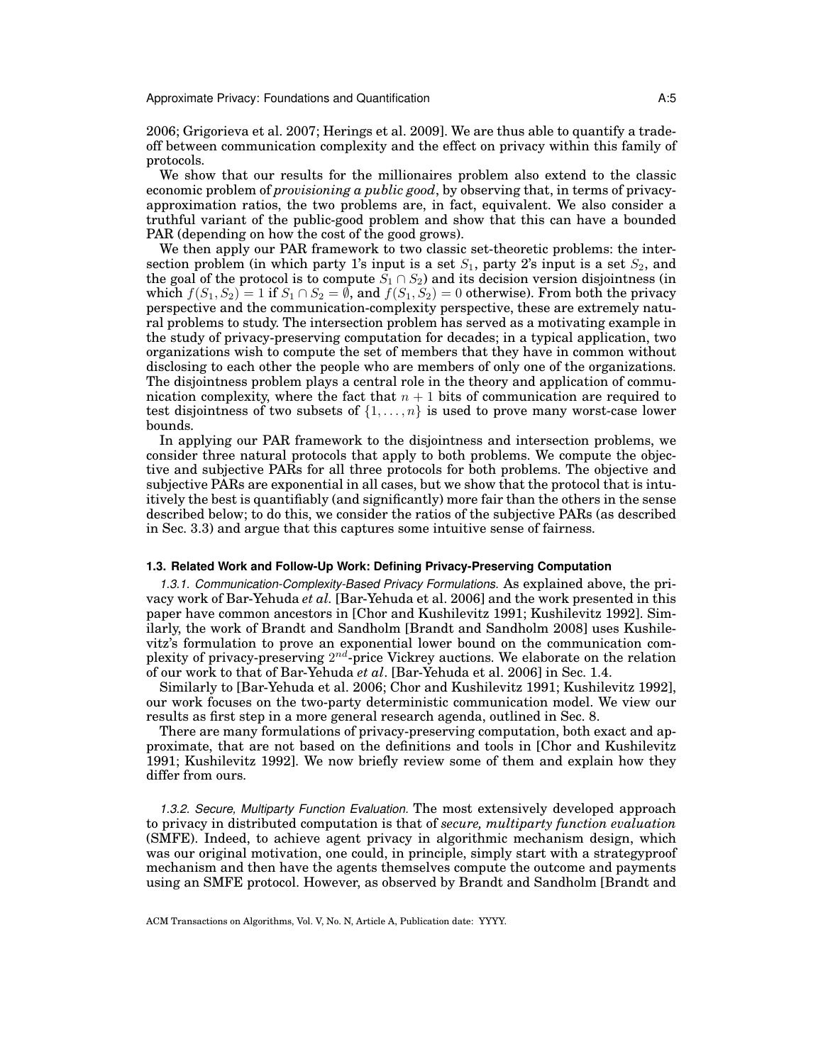2006; Grigorieva et al. 2007; Herings et al. 2009]. We are thus able to quantify a trade-off between communication complexity and the effect on privacy within this family of protocols.

We show that our results for the millionaires problem also extend to the classic economic problem of *provisioning a public good*, by observing that, in terms of privacy-approximation ratios, the two problems are, in fact, equivalent. We also consider a truthful variant of the public-good problem and show that this can have a bounded PAR (depending on how the cost of the good grows).

We then apply our PAR framework to two classic set-theoretic problems: the intersection problem (in which party 1's input is a set $S_1$, party 2's input is a set $S_2$, and the goal of the protocol is to compute $S_1 \cap S_2$) and its decision version disjointness (in which $f(S_1, S_2) = 1$ if $S_1 \cap S_2 = \emptyset$, and $f(S_1, S_2) = 0$ otherwise). From both the privacy perspective and the communication-complexity perspective, these are extremely natural problems to study. The intersection problem has served as a motivating example in the study of privacy-preserving computation for decades; in a typical application, two organizations wish to compute the set of members that they have in common without disclosing to each other the people who are members of only one of the organizations. The disjointness problem plays a central role in the theory and application of communication complexity, where the fact that $n + 1$ bits of communication are required to test disjointness of two subsets of $\{1, \ldots, n\}$ is used to prove many worst-case lower bounds.

In applying our PAR framework to the disjointness and intersection problems, we consider three natural protocols that apply to both problems. We compute the objective and subjective PARs for all three protocols for both problems. The objective and subjective PARs are exponential in all cases, but we show that the protocol that is intuitively the best is quantifiably (and significantly) more fair than the others in the sense described below; to do this, we consider the ratios of the subjective PARs (as described in Sec. 3.3) and argue that this captures some intuitive sense of fairness.

### 1.3. Related Work and Follow-Up Work: Defining Privacy-Preserving Computation

*1.3.1. Communication-Complexity-Based Privacy Formulations.* As explained above, the privacy work of Bar-Yehuda *et al.* [Bar-Yehuda et al. 2006] and the work presented in this paper have common ancestors in [Chor and Kushilevitz 1991; Kushilevitz 1992]. Similarly, the work of Brandt and Sandholm [Brandt and Sandholm 2008] uses Kushilevitz's formulation to prove an exponential lower bound on the communication complexity of privacy-preserving $2^{nd}$-price Vickrey auctions. We elaborate on the relation of our work to that of Bar-Yehuda *et al*. [Bar-Yehuda et al. 2006] in Sec. 1.4.

Similarly to [Bar-Yehuda et al. 2006; Chor and Kushilevitz 1991; Kushilevitz 1992], our work focuses on the two-party deterministic communication model. We view our results as first step in a more general research agenda, outlined in Sec. 8.

There are many formulations of privacy-preserving computation, both exact and approximate, that are not based on the definitions and tools in [Chor and Kushilevitz 1991; Kushilevitz 1992]. We now briefly review some of them and explain how they differ from ours.

*1.3.2. Secure, Multiparty Function Evaluation.* The most extensively developed approach to privacy in distributed computation is that of *secure, multiparty function evaluation* (SMFE). Indeed, to achieve agent privacy in algorithmic mechanism design, which was our original motivation, one could, in principle, simply start with a strategyproof mechanism and then have the agents themselves compute the outcome and payments using an SMFE protocol. However, as observed by Brandt and Sandholm [Brandt and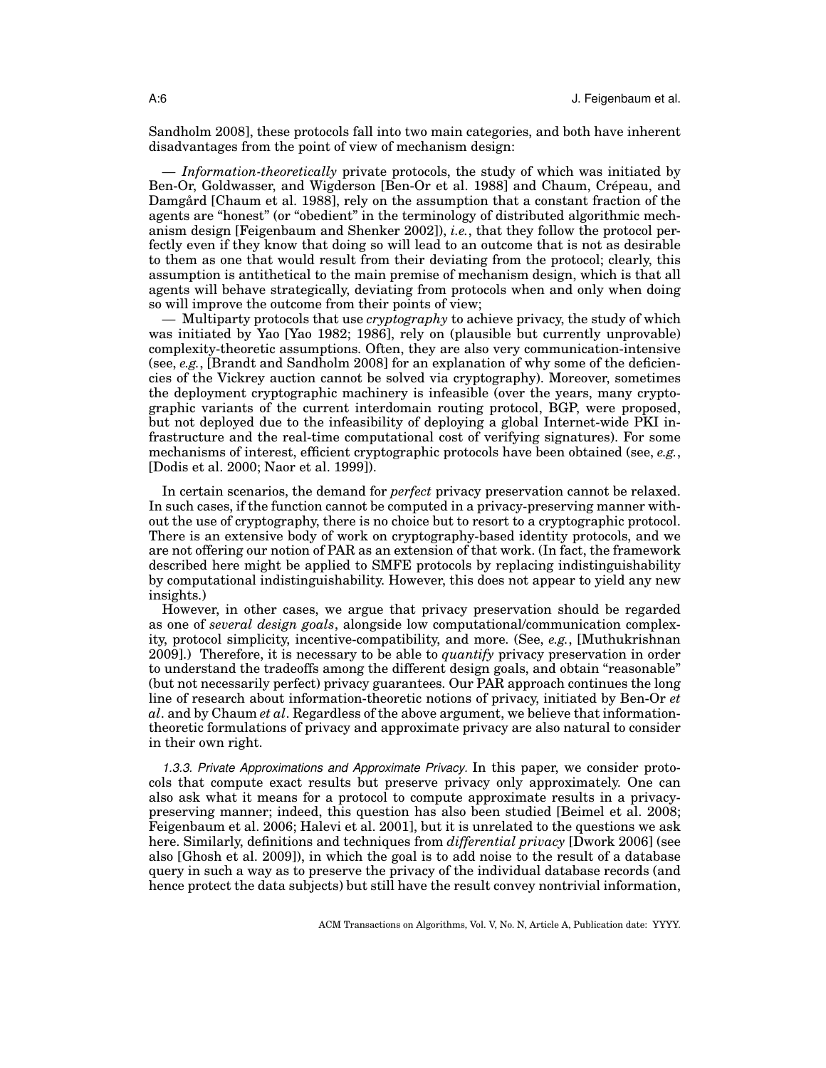Sandholm 2008], these protocols fall into two main categories, and both have inherent disadvantages from the point of view of mechanism design:

— *Information-theoretically* private protocols, the study of which was initiated by Ben-Or, Goldwasser, and Wigderson [Ben-Or et al. 1988] and Chaum, Crépeau, and Damgård [Chaum et al. 1988], rely on the assumption that a constant fraction of the agents are "honest" (or "obedient" in the terminology of distributed algorithmic mechanism design [Feigenbaum and Shenker 2002]), *i.e.*, that they follow the protocol perfectly even if they know that doing so will lead to an outcome that is not as desirable to them as one that would result from their deviating from the protocol; clearly, this assumption is antithetical to the main premise of mechanism design, which is that all agents will behave strategically, deviating from protocols when and only when doing so will improve the outcome from their points of view;

— Multiparty protocols that use *cryptography* to achieve privacy, the study of which was initiated by Yao [Yao 1982; 1986], rely on (plausible but currently unprovable) complexity-theoretic assumptions. Often, they are also very communication-intensive (see, *e.g.*, [Brandt and Sandholm 2008] for an explanation of why some of the deficiencies of the Vickrey auction cannot be solved via cryptography). Moreover, sometimes the deployment cryptographic machinery is infeasible (over the years, many cryptographic variants of the current interdomain routing protocol, BGP, were proposed, but not deployed due to the infeasibility of deploying a global Internet-wide PKI infrastructure and the real-time computational cost of verifying signatures). For some mechanisms of interest, efficient cryptographic protocols have been obtained (see, *e.g.*, [Dodis et al. 2000; Naor et al. 1999]).

In certain scenarios, the demand for *perfect* privacy preservation cannot be relaxed. In such cases, if the function cannot be computed in a privacy-preserving manner without the use of cryptography, there is no choice but to resort to a cryptographic protocol. There is an extensive body of work on cryptography-based identity protocols, and we are not offering our notion of PAR as an extension of that work. (In fact, the framework described here might be applied to SMFE protocols by replacing indistinguishability by computational indistinguishability. However, this does not appear to yield any new insights.)

However, in other cases, we argue that privacy preservation should be regarded as one of *several design goals*, alongside low computational/communication complexity, protocol simplicity, incentive-compatibility, and more. (See, *e.g.*, [Muthukrishnan 2009].) Therefore, it is necessary to be able to *quantify* privacy preservation in order to understand the tradeoffs among the different design goals, and obtain "reasonable" (but not necessarily perfect) privacy guarantees. Our PAR approach continues the long line of research about information-theoretic notions of privacy, initiated by Ben-Or *et al*. and by Chaum *et al*. Regardless of the above argument, we believe that information-theoretic formulations of privacy and approximate privacy are also natural to consider in their own right.

*1.3.3. Private Approximations and Approximate Privacy.* In this paper, we consider protocols that compute exact results but preserve privacy only approximately. One can also ask what it means for a protocol to compute approximate results in a privacy-preserving manner; indeed, this question has also been studied [Beimel et al. 2008; Feigenbaum et al. 2006; Halevi et al. 2001], but it is unrelated to the questions we ask here. Similarly, definitions and techniques from *differential privacy* [Dwork 2006] (see also [Ghosh et al. 2009]), in which the goal is to add noise to the result of a database query in such a way as to preserve the privacy of the individual database records (and hence protect the data subjects) but still have the result convey nontrivial information,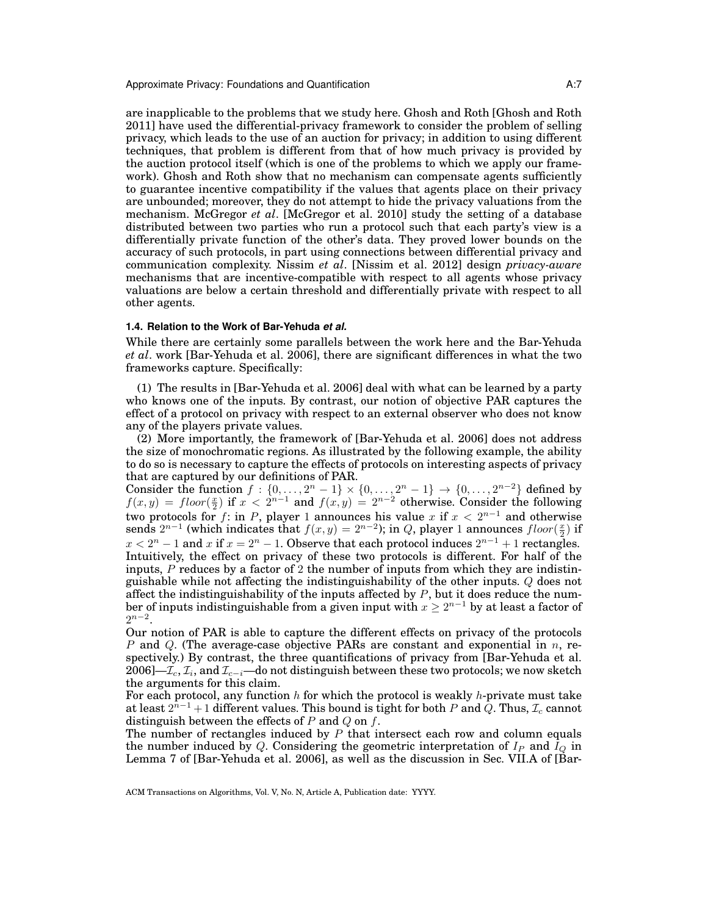are inapplicable to the problems that we study here. Ghosh and Roth [Ghosh and Roth 2011] have used the differential-privacy framework to consider the problem of selling privacy, which leads to the use of an auction for privacy; in addition to using different techniques, that problem is different from that of how much privacy is provided by the auction protocol itself (which is one of the problems to which we apply our framework). Ghosh and Roth show that no mechanism can compensate agents sufficiently to guarantee incentive compatibility if the values that agents place on their privacy are unbounded; moreover, they do not attempt to hide the privacy valuations from the mechanism. McGregor *et al*. [McGregor et al. 2010] study the setting of a database distributed between two parties who run a protocol such that each party's view is a differentially private function of the other's data. They proved lower bounds on the accuracy of such protocols, in part using connections between differential privacy and communication complexity. Nissim *et al*. [Nissim et al. 2012] design *privacy-aware* mechanisms that are incentive-compatible with respect to all agents whose privacy valuations are below a certain threshold and differentially private with respect to all other agents.

### 1.4. Relation to the Work of Bar-Yehuda *et al.*

While there are certainly some parallels between the work here and the Bar-Yehuda *et al*. work [Bar-Yehuda et al. 2006], there are significant differences in what the two frameworks capture. Specifically:

(1) The results in [Bar-Yehuda et al. 2006] deal with what can be learned by a party who knows one of the inputs. By contrast, our notion of objective PAR captures the effect of a protocol on privacy with respect to an external observer who does not know any of the players private values.

(2) More importantly, the framework of [Bar-Yehuda et al. 2006] does not address the size of monochromatic regions. As illustrated by the following example, the ability to do so is necessary to capture the effects of protocols on interesting aspects of privacy that are captured by our definitions of PAR.

Consider the function $f : \{0, \ldots, 2^n - 1\} \times \{0, \ldots, 2^n - 1\} \to \{0, \ldots, 2^{n-2}\}$ defined by $f(x, y) = floor(\frac{x}{2})$ if $x < 2^{n-1}$ and $f(x, y) = 2^{n-2}$ otherwise. Consider the following two protocols for $f$: in $P$, player 1 announces his value $x$ if $x < 2^{n-1}$ and otherwise sends $2^{n-1}$ (which indicates that $f(x, y) = 2^{n-2}$); in $Q$, player 1 announces $floor(\frac{x}{2})$ if $x < 2^n - 1$ and $x$ if $x = 2^n - 1$. Observe that each protocol induces $2^{n-1} + 1$ rectangles. Intuitively, the effect on privacy of these two protocols is different. For half of the inputs, $P$ reduces by a factor of 2 the number of inputs from which they are indistinguishable while not affecting the indistinguishability of the other inputs. $Q$ does not affect the indistinguishability of the inputs affected by $P$, but it does reduce the number of inputs indistinguishable from a given input with $x \geq 2^{n-1}$ by at least a factor of $2^{n-2}$.

Our notion of PAR is able to capture the different effects on privacy of the protocols $P$ and $Q$. (The average-case objective PARs are constant and exponential in $n$, respectively.) By contrast, the three quantifications of privacy from [Bar-Yehuda et al. 2006]—$\mathcal{I}_c$, $\mathcal{I}_i$, and $\mathcal{I}_{c-i}$—do not distinguish between these two protocols; we now sketch the arguments for this claim.

For each protocol, any function $h$ for which the protocol is weakly $h$-private must take at least $2^{n-1} + 1$ different values. This bound is tight for both $P$ and $Q$. Thus, $\mathcal{I}_c$ cannot distinguish between the effects of $P$ and $Q$ on $f$.

The number of rectangles induced by $P$ that intersect each row and column equals the number induced by $Q$. Considering the geometric interpretation of $I_P$ and $I_Q$ in Lemma 7 of [Bar-Yehuda et al. 2006], as well as the discussion in Sec. VII.A of [Bar-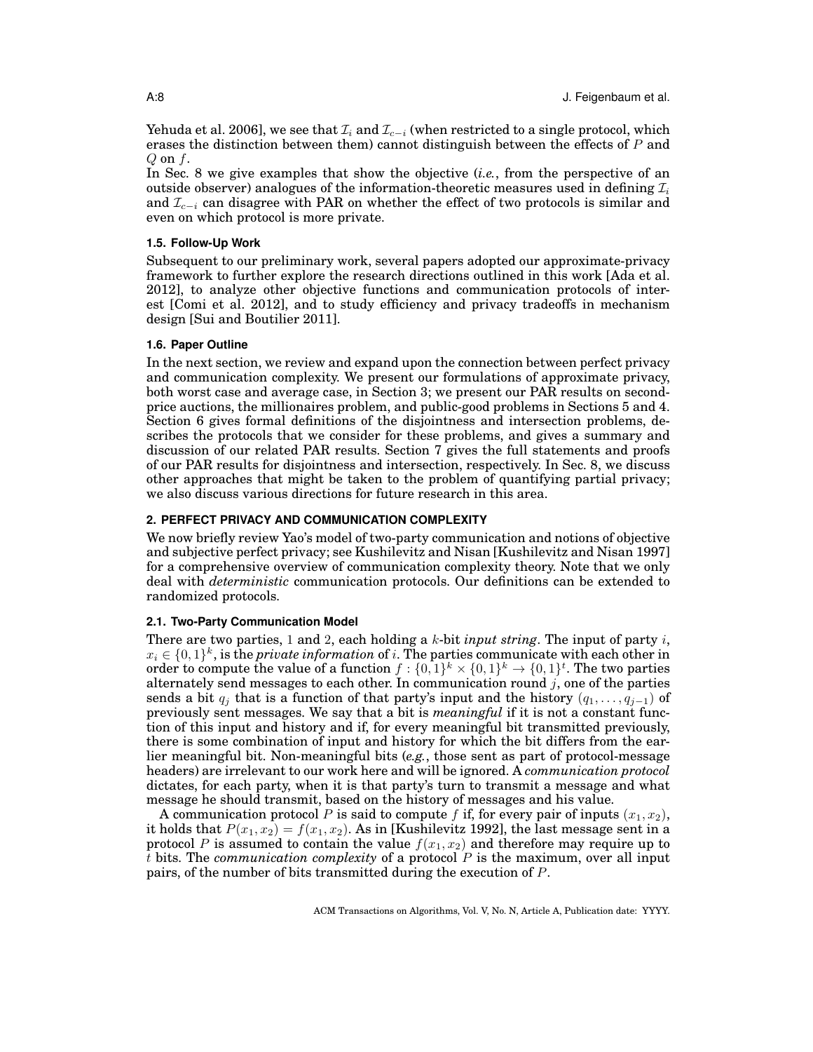Yehuda et al. 2006], we see that $\mathcal{I}_i$ and $\mathcal{I}_{c-i}$ (when restricted to a single protocol, which erases the distinction between them) cannot distinguish between the effects of $P$ and $Q$ on $f$.

In Sec. 8 we give examples that show the objective (*i.e.*, from the perspective of an outside observer) analogues of the information-theoretic measures used in defining $\mathcal{I}_i$ and $\mathcal{I}_{c-i}$ can disagree with PAR on whether the effect of two protocols is similar and even on which protocol is more private.

### 1.5. Follow-Up Work

Subsequent to our preliminary work, several papers adopted our approximate-privacy framework to further explore the research directions outlined in this work [Ada et al. 2012], to analyze other objective functions and communication protocols of interest [Comi et al. 2012], and to study efficiency and privacy tradeoffs in mechanism design [Sui and Boutilier 2011].

### 1.6. Paper Outline

In the next section, we review and expand upon the connection between perfect privacy and communication complexity. We present our formulations of approximate privacy, both worst case and average case, in Section 3; we present our PAR results on second-price auctions, the millionaires problem, and public-good problems in Sections 5 and 4. Section 6 gives formal definitions of the disjointness and intersection problems, describes the protocols that we consider for these problems, and gives a summary and discussion of our related PAR results. Section 7 gives the full statements and proofs of our PAR results for disjointness and intersection, respectively. In Sec. 8, we discuss other approaches that might be taken to the problem of quantifying partial privacy; we also discuss various directions for future research in this area.

## 2. PERFECT PRIVACY AND COMMUNICATION COMPLEXITY

We now briefly review Yao's model of two-party communication and notions of objective and subjective perfect privacy; see Kushilevitz and Nisan [Kushilevitz and Nisan 1997] for a comprehensive overview of communication complexity theory. Note that we only deal with *deterministic* communication protocols. Our definitions can be extended to randomized protocols.

### 2.1. Two-Party Communication Model

There are two parties, 1 and 2, each holding a $k$-bit *input string*. The input of party $i$, $x_i \in \{0,1\}^k$, is the *private information* of $i$. The parties communicate with each other in order to compute the value of a function $f : \{0,1\}^k \times \{0,1\}^k \to \{0,1\}^t$. The two parties alternately send messages to each other. In communication round $j$, one of the parties sends a bit $q_j$ that is a function of that party's input and the history $(q_1, \ldots, q_{j-1})$ of previously sent messages. We say that a bit is *meaningful* if it is not a constant function of this input and history and if, for every meaningful bit transmitted previously, there is some combination of input and history for which the bit differs from the earlier meaningful bit. Non-meaningful bits (*e.g.*, those sent as part of protocol-message headers) are irrelevant to our work here and will be ignored. A *communication protocol* dictates, for each party, when it is that party's turn to transmit a message and what message he should transmit, based on the history of messages and his value.

A communication protocol $P$ is said to compute $f$ if, for every pair of inputs $(x_1, x_2)$, it holds that $P(x_1, x_2) = f(x_1, x_2)$. As in [Kushilevitz 1992], the last message sent in a protocol $P$ is assumed to contain the value $f(x_1, x_2)$ and therefore may require up to $t$ bits. The *communication complexity* of a protocol $P$ is the maximum, over all input pairs, of the number of bits transmitted during the execution of $P$.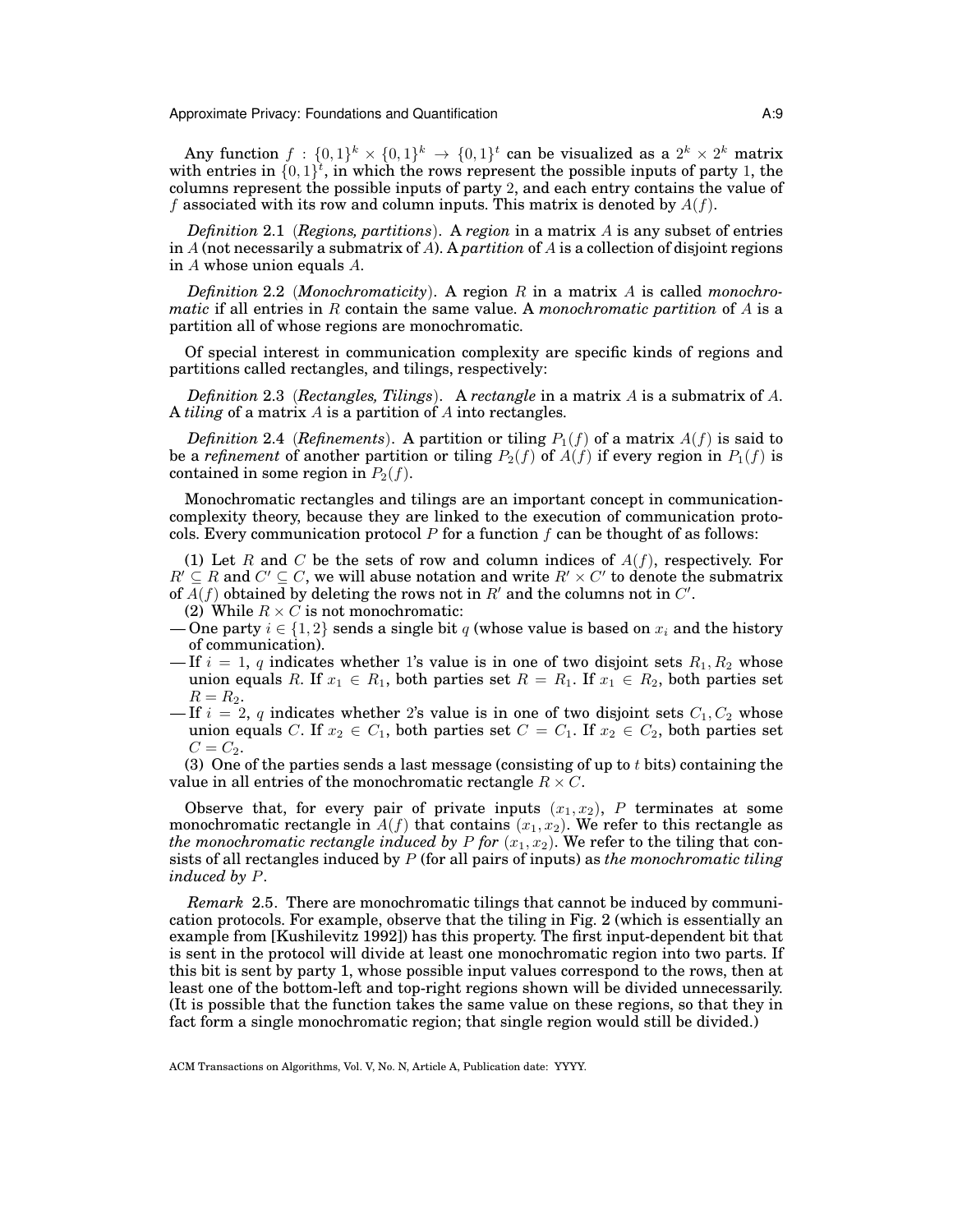Any function $f : \{0,1\}^k \times \{0,1\}^k \to \{0,1\}^t$ can be visualized as a $2^k \times 2^k$ matrix with entries in $\{0,1\}^t$, in which the rows represent the possible inputs of party 1, the columns represent the possible inputs of party 2, and each entry contains the value of $f$ associated with its row and column inputs. This matrix is denoted by $A(f)$.

*Definition* 2.1 (*Regions, partitions*). A *region* in a matrix $A$ is any subset of entries in $A$ (not necessarily a submatrix of $A$). A *partition* of $A$ is a collection of disjoint regions in $A$ whose union equals $A$.

*Definition* 2.2 (*Monochromaticity*). A region $R$ in a matrix $A$ is called *monochromatic* if all entries in $R$ contain the same value. A *monochromatic partition* of $A$ is a partition all of whose regions are monochromatic.

Of special interest in communication complexity are specific kinds of regions and partitions called rectangles, and tilings, respectively:

*Definition* 2.3 (*Rectangles, Tilings*). A *rectangle* in a matrix $A$ is a submatrix of $A$. A *tiling* of a matrix $A$ is a partition of $A$ into rectangles.

*Definition* 2.4 (*Refinements*). A partition or tiling $P_1(f)$ of a matrix $A(f)$ is said to be a *refinement* of another partition or tiling $P_2(f)$ of $A(f)$ if every region in $P_1(f)$ is contained in some region in $P_2(f)$.

Monochromatic rectangles and tilings are an important concept in communication-complexity theory, because they are linked to the execution of communication protocols. Every communication protocol $P$ for a function $f$ can be thought of as follows:

(1) Let $R$ and $C$ be the sets of row and column indices of $A(f)$, respectively. For $R' \subseteq R$ and $C' \subseteq C$, we will abuse notation and write $R' \times C'$ to denote the submatrix of $A(f)$ obtained by deleting the rows not in $R'$ and the columns not in $C'$.

(2) While $R \times C$ is not monochromatic:

- One party $i \in \{1,2\}$ sends a single bit $q$ (whose value is based on $x_i$ and the history of communication).
- If $i = 1$, $q$ indicates whether 1's value is in one of two disjoint sets $R_1, R_2$ whose union equals $R$. If $x_1 \in R_1$, both parties set $R = R_1$. If $x_1 \in R_2$, both parties set $R = R_2$.
- If $i = 2$, $q$ indicates whether 2's value is in one of two disjoint sets $C_1, C_2$ whose union equals $C$. If $x_2 \in C_1$, both parties set $C = C_1$. If $x_2 \in C_2$, both parties set $C = C_2$.

(3) One of the parties sends a last message (consisting of up to $t$ bits) containing the value in all entries of the monochromatic rectangle $R \times C$.

Observe that, for every pair of private inputs $(x_1, x_2)$, $P$ terminates at some monochromatic rectangle in $A(f)$ that contains $(x_1, x_2)$. We refer to this rectangle as *the monochromatic rectangle induced by* $P$ *for* $(x_1, x_2)$. We refer to the tiling that consists of all rectangles induced by $P$ (for all pairs of inputs) as *the monochromatic tiling induced by* $P$.

*Remark* 2.5. There are monochromatic tilings that cannot be induced by communication protocols. For example, observe that the tiling in Fig. 2 (which is essentially an example from [Kushilevitz 1992]) has this property. The first input-dependent bit that is sent in the protocol will divide at least one monochromatic region into two parts. If this bit is sent by party 1, whose possible input values correspond to the rows, then at least one of the bottom-left and top-right regions shown will be divided unnecessarily. (It is possible that the function takes the same value on these regions, so that they in fact form a single monochromatic region; that single region would still be divided.)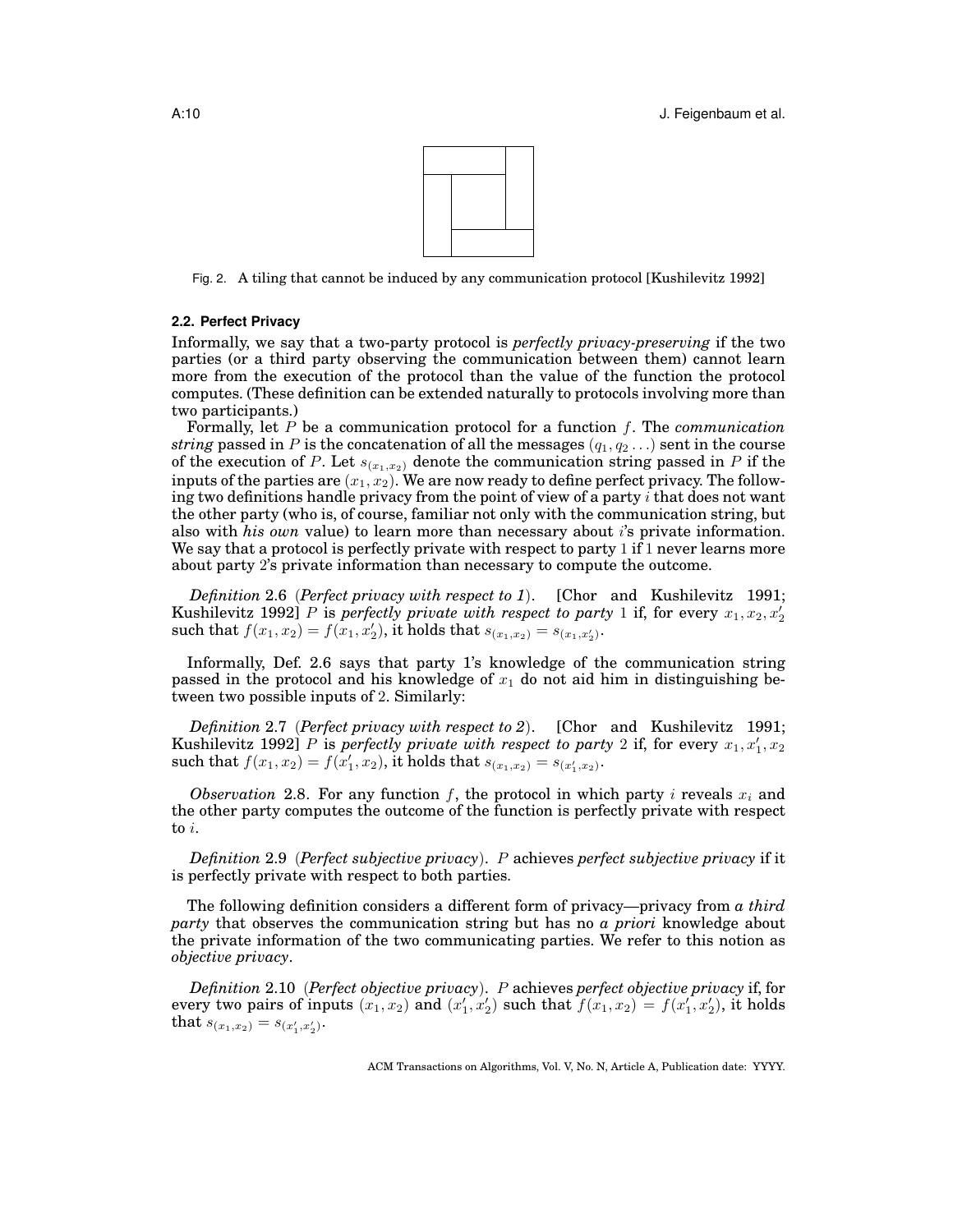Fig. 2. A tiling that cannot be induced by any communication protocol [Kushilevitz 1992]

### 2.2. Perfect Privacy

Informally, we say that a two-party protocol is *perfectly privacy-preserving* if the two parties (or a third party observing the communication between them) cannot learn more from the execution of the protocol than the value of the function the protocol computes. (These definition can be extended naturally to protocols involving more than two participants.)

Formally, let $P$ be a communication protocol for a function $f$. The *communication string* passed in $P$ is the concatenation of all the messages $(q_1, q_2 \ldots)$ sent in the course of the execution of $P$. Let $s_{(x_1,x_2)}$ denote the communication string passed in $P$ if the inputs of the parties are $(x_1, x_2)$. We are now ready to define perfect privacy. The following two definitions handle privacy from the point of view of a party $i$ that does not want the other party (who is, of course, familiar not only with the communication string, but also with *his own* value) to learn more than necessary about $i$'s private information. We say that a protocol is perfectly private with respect to party 1 if 1 never learns more about party 2's private information than necessary to compute the outcome.

*Definition* 2.6 (*Perfect privacy with respect to 1*). [Chor and Kushilevitz 1991; Kushilevitz 1992] $P$ is *perfectly private with respect to party* 1 if, for every $x_1, x_2, x_2'$ such that $f(x_1, x_2) = f(x_1, x_2')$, it holds that $s_{(x_1,x_2)} = s_{(x_1,x_2')}$.

Informally, Def. 2.6 says that party 1's knowledge of the communication string passed in the protocol and his knowledge of $x_1$ do not aid him in distinguishing between two possible inputs of 2. Similarly:

*Definition* 2.7 (*Perfect privacy with respect to 2*). [Chor and Kushilevitz 1991; Kushilevitz 1992] $P$ is *perfectly private with respect to party* 2 if, for every $x_1, x_1', x_2$ such that $f(x_1, x_2) = f(x_1', x_2)$, it holds that $s_{(x_1,x_2)} = s_{(x_1',x_2)}$.

*Observation* 2.8. For any function $f$, the protocol in which party $i$ reveals $x_i$ and the other party computes the outcome of the function is perfectly private with respect to $i$.

*Definition* 2.9 (*Perfect subjective privacy*). $P$ achieves *perfect subjective privacy* if it is perfectly private with respect to both parties.

The following definition considers a different form of privacy—privacy from *a third party* that observes the communication string but has no *a priori* knowledge about the private information of the two communicating parties. We refer to this notion as *objective privacy*.

*Definition* 2.10 (*Perfect objective privacy*). $P$ achieves *perfect objective privacy* if, for every two pairs of inputs $(x_1, x_2)$ and $(x_1', x_2')$ such that $f(x_1, x_2) = f(x_1', x_2')$, it holds that $s_{(x_1,x_2)} = s_{(x_1',x_2')}$.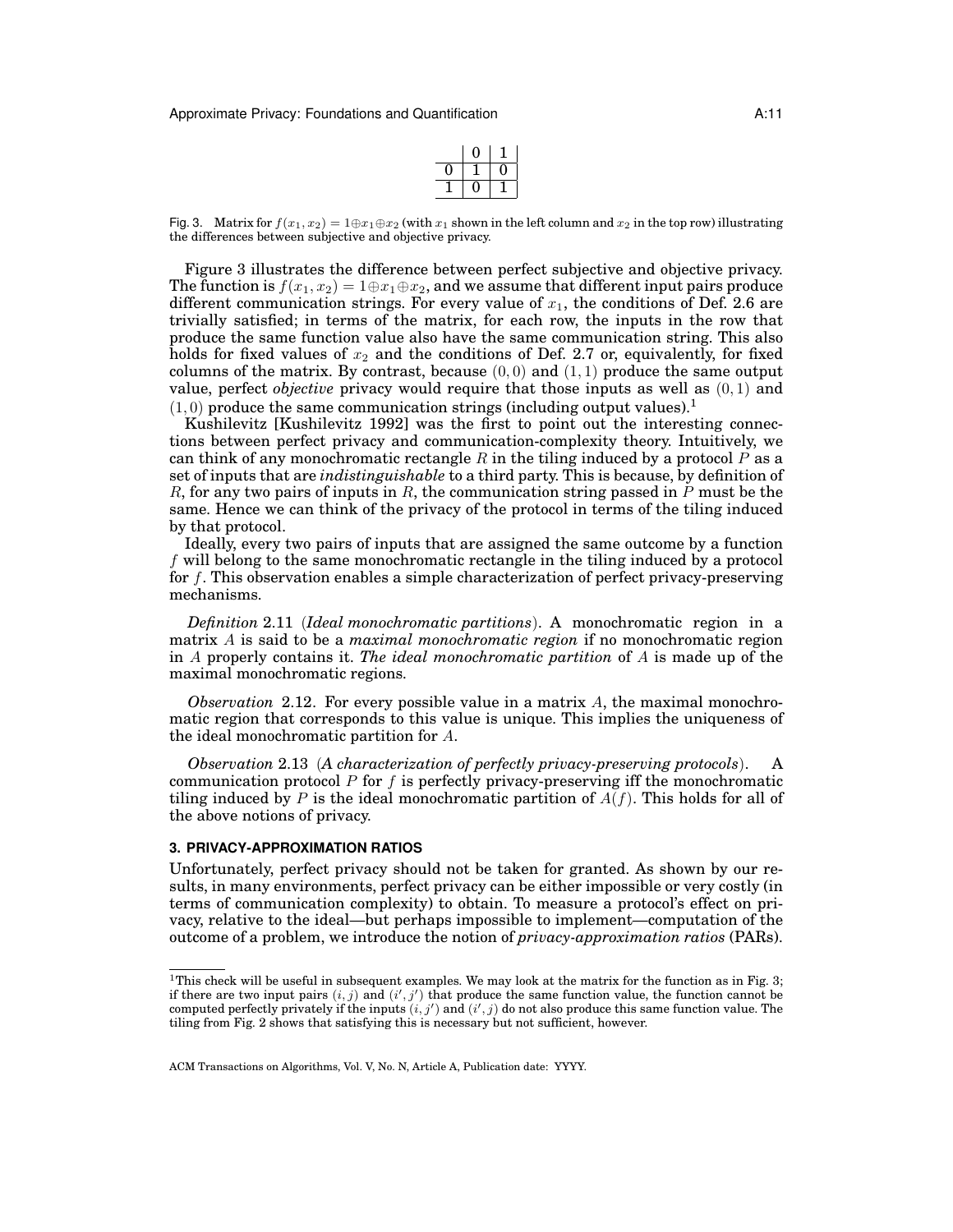|   | 0 | 1 |
|---|---|---|
| 0 | 1 | 0 |
| 1 | 0 | 1 |

Fig. 3. Matrix for $f(x_1, x_2) = 1 \oplus x_1 \oplus x_2$ (with $x_1$ shown in the left column and $x_2$ in the top row) illustrating the differences between subjective and objective privacy.

Figure 3 illustrates the difference between perfect subjective and objective privacy. The function is $f(x_1, x_2) = 1 \oplus x_1 \oplus x_2$, and we assume that different input pairs produce different communication strings. For every value of $x_1$, the conditions of Def. 2.6 are trivially satisfied; in terms of the matrix, for each row, the inputs in the row that produce the same function value also have the same communication string. This also holds for fixed values of $x_2$ and the conditions of Def. 2.7 or, equivalently, for fixed columns of the matrix. By contrast, because $(0, 0)$ and $(1, 1)$ produce the same output value, perfect *objective* privacy would require that those inputs as well as $(0, 1)$ and $(1, 0)$ produce the same communication strings (including output values).[1]

Kushilevitz [Kushilevitz 1992] was the first to point out the interesting connections between perfect privacy and communication-complexity theory. Intuitively, we can think of any monochromatic rectangle $R$ in the tiling induced by a protocol $P$ as a set of inputs that are *indistinguishable* to a third party. This is because, by definition of $R$, for any two pairs of inputs in $R$, the communication string passed in $P$ must be the same. Hence we can think of the privacy of the protocol in terms of the tiling induced by that protocol.

Ideally, every two pairs of inputs that are assigned the same outcome by a function $f$ will belong to the same monochromatic rectangle in the tiling induced by a protocol for $f$. This observation enables a simple characterization of perfect privacy-preserving mechanisms.

*Definition* 2.11 (*Ideal monochromatic partitions*). A monochromatic region in a matrix $A$ is said to be a *maximal monochromatic region* if no monochromatic region in $A$ properly contains it. *The ideal monochromatic partition* of $A$ is made up of the maximal monochromatic regions.

*Observation* 2.12. For every possible value in a matrix $A$, the maximal monochromatic region that corresponds to this value is unique. This implies the uniqueness of the ideal monochromatic partition for $A$.

*Observation* 2.13 (*A characterization of perfectly privacy-preserving protocols*). A communication protocol $P$ for $f$ is perfectly privacy-preserving iff the monochromatic tiling induced by $P$ is the ideal monochromatic partition of $A(f)$. This holds for all of the above notions of privacy.

## 3. PRIVACY-APPROXIMATION RATIOS

Unfortunately, perfect privacy should not be taken for granted. As shown by our results, in many environments, perfect privacy can be either impossible or very costly (in terms of communication complexity) to obtain. To measure a protocol's effect on privacy, relative to the ideal—but perhaps impossible to implement—computation of the outcome of a problem, we introduce the notion of *privacy-approximation ratios* (PARs).

[1] This check will be useful in subsequent examples. We may look at the matrix for the function as in Fig. 3; if there are two input pairs $(i, j)$ and $(i', j')$ that produce the same function value, the function cannot be computed perfectly privately if the inputs $(i, j')$ and $(i', j)$ do not also produce this same function value. The tiling from Fig. 2 shows that satisfying this is necessary but not sufficient, however.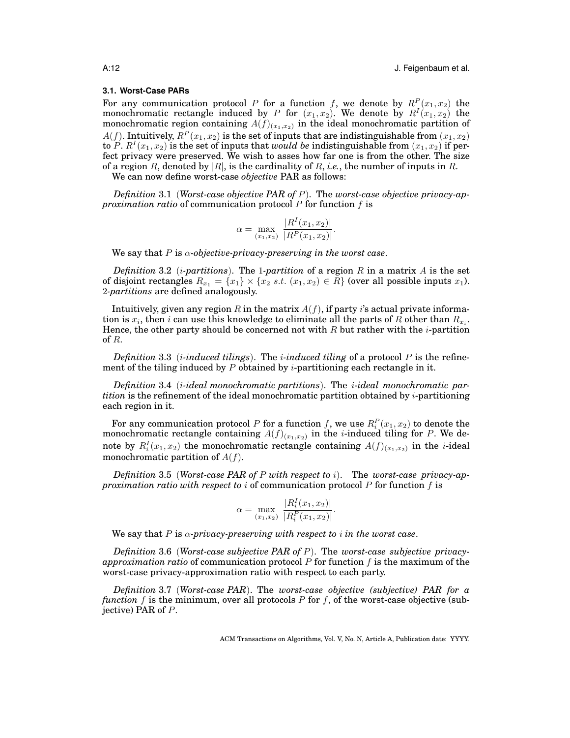### 3.1. Worst-Case PARs

For any communication protocol $P$ for a function $f$, we denote by $R^P(x_1, x_2)$ the monochromatic rectangle induced by $P$ for $(x_1, x_2)$. We denote by $R^I(x_1, x_2)$ the monochromatic region containing $A(f)_{(x_1,x_2)}$ in the ideal monochromatic partition of $A(f)$. Intuitively, $R^P(x_1, x_2)$ is the set of inputs that are indistinguishable from $(x_1, x_2)$ to $P$. $R^I(x_1, x_2)$ is the set of inputs that *would be* indistinguishable from $(x_1, x_2)$ if perfect privacy were preserved. We wish to asses how far one is from the other. The size of a region $R$, denoted by $|R|$, is the cardinality of $R$, *i.e.*, the number of inputs in $R$.

We can now define worst-case *objective* PAR as follows:

*Definition* 3.1 (*Worst-case objective PAR of $P$*). The *worst-case objective privacy-approximation ratio* of communication protocol $P$ for function $f$ is

$$\alpha = \max_{(x_1,x_2)} \frac{|R^I(x_1, x_2)|}{|R^P(x_1, x_2)|}.$$

We say that $P$ is $\alpha$-*objective-privacy-preserving in the worst case*.

*Definition* 3.2 ($i$*-partitions*). The 1*-partition* of a region $R$ in a matrix $A$ is the set of disjoint rectangles $R_{x_1} = \{x_1\} \times \{x_2 \ s.t. \ (x_1, x_2) \in R\}$ (over all possible inputs $x_1$). 2*-partitions* are defined analogously.

Intuitively, given any region $R$ in the matrix $A(f)$, if party $i$'s actual private information is $x_i$, then $i$ can use this knowledge to eliminate all the parts of $R$ other than $R_{x_i}$. Hence, the other party should be concerned not with $R$ but rather with the $i$-partition of $R$.

*Definition* 3.3 ($i$*-induced tilings*). The $i$*-induced tiling* of a protocol $P$ is the refinement of the tiling induced by $P$ obtained by $i$-partitioning each rectangle in it.

*Definition* 3.4 ($i$*-ideal monochromatic partitions*). The $i$*-ideal monochromatic partition* is the refinement of the ideal monochromatic partition obtained by $i$-partitioning each region in it.

For any communication protocol $P$ for a function $f$, we use $R_i^P(x_1, x_2)$ to denote the monochromatic rectangle containing $A(f)_{(x_1,x_2)}$ in the $i$-induced tiling for $P$. We denote by $R_i^I(x_1, x_2)$ the monochromatic rectangle containing $A(f)_{(x_1,x_2)}$ in the $i$-ideal monochromatic partition of $A(f)$.

*Definition* 3.5 (*Worst-case PAR of $P$ with respect to $i$*). The *worst-case privacy-approximation ratio with respect to $i$* of communication protocol $P$ for function $f$ is

$$\alpha = \max_{(x_1,x_2)} \frac{|R_i^I(x_1, x_2)|}{|R_i^P(x_1, x_2)|}.$$

We say that $P$ is $\alpha$-*privacy-preserving with respect to $i$ in the worst case*.

*Definition* 3.6 (*Worst-case subjective PAR of $P$*). The *worst-case subjective privacy-approximation ratio* of communication protocol $P$ for function $f$ is the maximum of the worst-case privacy-approximation ratio with respect to each party.

*Definition* 3.7 (*Worst-case PAR*). The *worst-case objective (subjective) PAR for a function $f$* is the minimum, over all protocols $P$ for $f$, of the worst-case objective (subjective) PAR of $P$.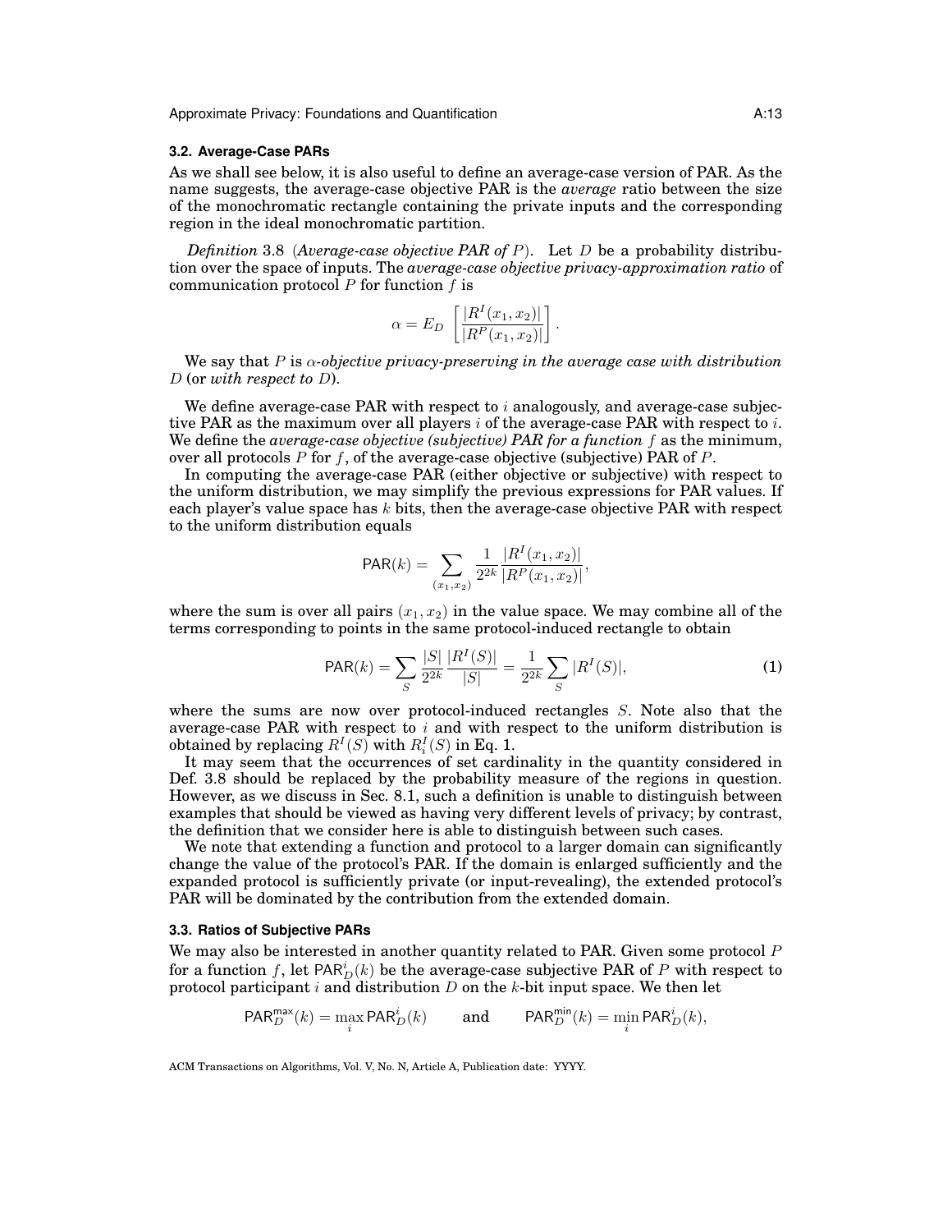### 3.2. Average-Case PARs

As we shall see below, it is also useful to define an average-case version of PAR. As the name suggests, the average-case objective PAR is the *average* ratio between the size of the monochromatic rectangle containing the private inputs and the corresponding region in the ideal monochromatic partition.

*Definition* 3.8 (*Average-case objective PAR of $P$*). Let $D$ be a probability distribution over the space of inputs. The *average-case objective privacy-approximation ratio* of communication protocol $P$ for function $f$ is

$$\alpha = E_D \left[ \frac{|R^I(x_1, x_2)|}{|R^P(x_1, x_2)|} \right].$$

We say that $P$ is *$\alpha$-objective privacy-preserving in the average case with distribution $D$* (or *with respect to $D$*).

We define average-case PAR with respect to $i$ analogously, and average-case subjective PAR as the maximum over all players $i$ of the average-case PAR with respect to $i$. We define the *average-case objective (subjective) PAR for a function $f$* as the minimum, over all protocols $P$ for $f$, of the average-case objective (subjective) PAR of $P$.

In computing the average-case PAR (either objective or subjective) with respect to the uniform distribution, we may simplify the previous expressions for PAR values. If each player's value space has $k$ bits, then the average-case objective PAR with respect to the uniform distribution equals

$$\mathsf{PAR}(k) = \sum_{(x_1,x_2)} \frac{1}{2^{2k}} \frac{|R^I(x_1, x_2)|}{|R^P(x_1, x_2)|},$$

where the sum is over all pairs $(x_1, x_2)$ in the value space. We may combine all of the terms corresponding to points in the same protocol-induced rectangle to obtain

$$\mathsf{PAR}(k) = \sum_S \frac{|S|}{2^{2k}} \frac{|R^I(S)|}{|S|} = \frac{1}{2^{2k}} \sum_S |R^I(S)|, \tag{1}$$

where the sums are now over protocol-induced rectangles $S$. Note also that the average-case PAR with respect to $i$ and with respect to the uniform distribution is obtained by replacing $R^I(S)$ with $R^I_i(S)$ in Eq. 1.

It may seem that the occurrences of set cardinality in the quantity considered in Def. 3.8 should be replaced by the probability measure of the regions in question. However, as we discuss in Sec. 8.1, such a definition is unable to distinguish between examples that should be viewed as having very different levels of privacy; by contrast, the definition that we consider here is able to distinguish between such cases.

We note that extending a function and protocol to a larger domain can significantly change the value of the protocol's PAR. If the domain is enlarged sufficiently and the expanded protocol is sufficiently private (or input-revealing), the extended protocol's PAR will be dominated by the contribution from the extended domain.

### 3.3. Ratios of Subjective PARs

We may also be interested in another quantity related to PAR. Given some protocol $P$ for a function $f$, let $\mathsf{PAR}^i_D(k)$ be the average-case subjective PAR of $P$ with respect to protocol participant $i$ and distribution $D$ on the $k$-bit input space. We then let

$$\mathsf{PAR}^{\mathsf{max}}_D(k) = \max_i \mathsf{PAR}^i_D(k) \qquad \text{and} \qquad \mathsf{PAR}^{\mathsf{min}}_D(k) = \min_i \mathsf{PAR}^i_D(k),$$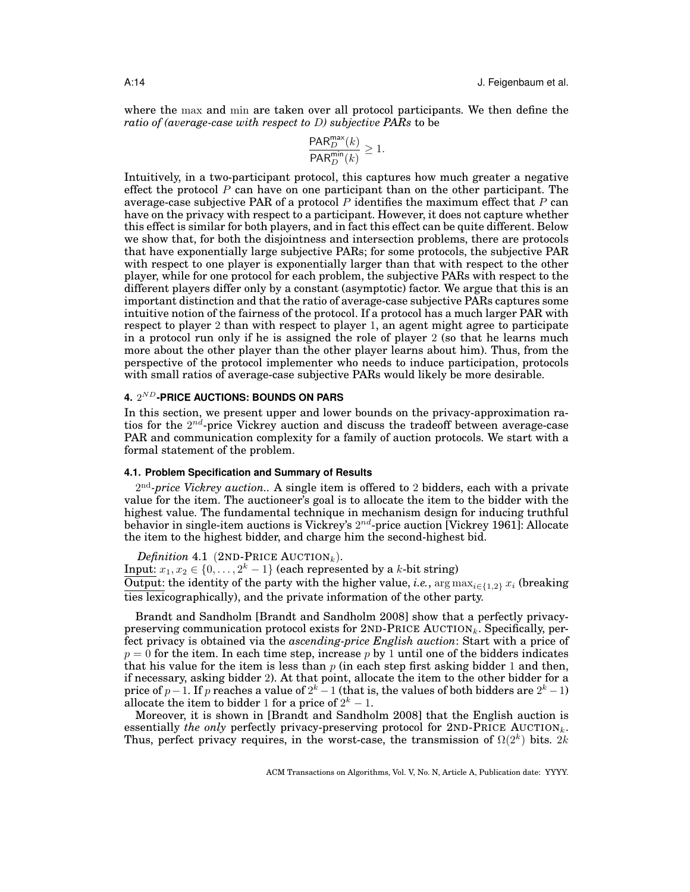where the max and min are taken over all protocol participants. We then define the *ratio of (average-case with respect to $D$) subjective PARs* to be

$$\frac{\mathsf{PAR}_D^{\mathsf{max}}(k)}{\mathsf{PAR}_D^{\mathsf{min}}(k)} \geq 1.$$

Intuitively, in a two-participant protocol, this captures how much greater a negative effect the protocol $P$ can have on one participant than on the other participant. The average-case subjective PAR of a protocol $P$ identifies the maximum effect that $P$ can have on the privacy with respect to a participant. However, it does not capture whether this effect is similar for both players, and in fact this effect can be quite different. Below we show that, for both the disjointness and intersection problems, there are protocols that have exponentially large subjective PARs; for some protocols, the subjective PAR with respect to one player is exponentially larger than that with respect to the other player, while for one protocol for each problem, the subjective PARs with respect to the different players differ only by a constant (asymptotic) factor. We argue that this is an important distinction and that the ratio of average-case subjective PARs captures some intuitive notion of the fairness of the protocol. If a protocol has a much larger PAR with respect to player 2 than with respect to player 1, an agent might agree to participate in a protocol run only if he is assigned the role of player 2 (so that he learns much more about the other player than the other player learns about him). Thus, from the perspective of the protocol implementer who needs to induce participation, protocols with small ratios of average-case subjective PARs would likely be more desirable.

## 4. $2^{ND}$-PRICE AUCTIONS: BOUNDS ON PARS

In this section, we present upper and lower bounds on the privacy-approximation ratios for the $2^{nd}$-price Vickrey auction and discuss the tradeoff between average-case PAR and communication complexity for a family of auction protocols. We start with a formal statement of the problem.

### 4.1. Problem Specification and Summary of Results

$2^{\text{nd}}$*-price Vickrey auction.*. A single item is offered to 2 bidders, each with a private value for the item. The auctioneer's goal is to allocate the item to the bidder with the highest value. The fundamental technique in mechanism design for inducing truthful behavior in single-item auctions is Vickrey's $2^{nd}$-price auction [Vickrey 1961]: Allocate the item to the highest bidder, and charge him the second-highest bid.

*Definition* 4.1 (2ND-PRICE AUCTION$_k$).
Input: $x_1, x_2 \in \{0, \ldots, 2^k - 1\}$ (each represented by a $k$-bit string)
Output: the identity of the party with the higher value, *i.e.*, $\arg\max_{i \in \{1,2\}} x_i$ (breaking ties lexicographically), and the private information of the other party.

Brandt and Sandholm [Brandt and Sandholm 2008] show that a perfectly privacy-preserving communication protocol exists for 2ND-PRICE AUCTION$_k$. Specifically, perfect privacy is obtained via the *ascending-price English auction*: Start with a price of $p = 0$ for the item. In each time step, increase $p$ by 1 until one of the bidders indicates that his value for the item is less than $p$ (in each step first asking bidder 1 and then, if necessary, asking bidder 2). At that point, allocate the item to the other bidder for a price of $p - 1$. If $p$ reaches a value of $2^k - 1$ (that is, the values of both bidders are $2^k - 1$) allocate the item to bidder 1 for a price of $2^k - 1$.

Moreover, it is shown in [Brandt and Sandholm 2008] that the English auction is essentially *the only* perfectly privacy-preserving protocol for 2ND-PRICE AUCTION$_k$. Thus, perfect privacy requires, in the worst-case, the transmission of $\Omega(2^k)$ bits. $2k$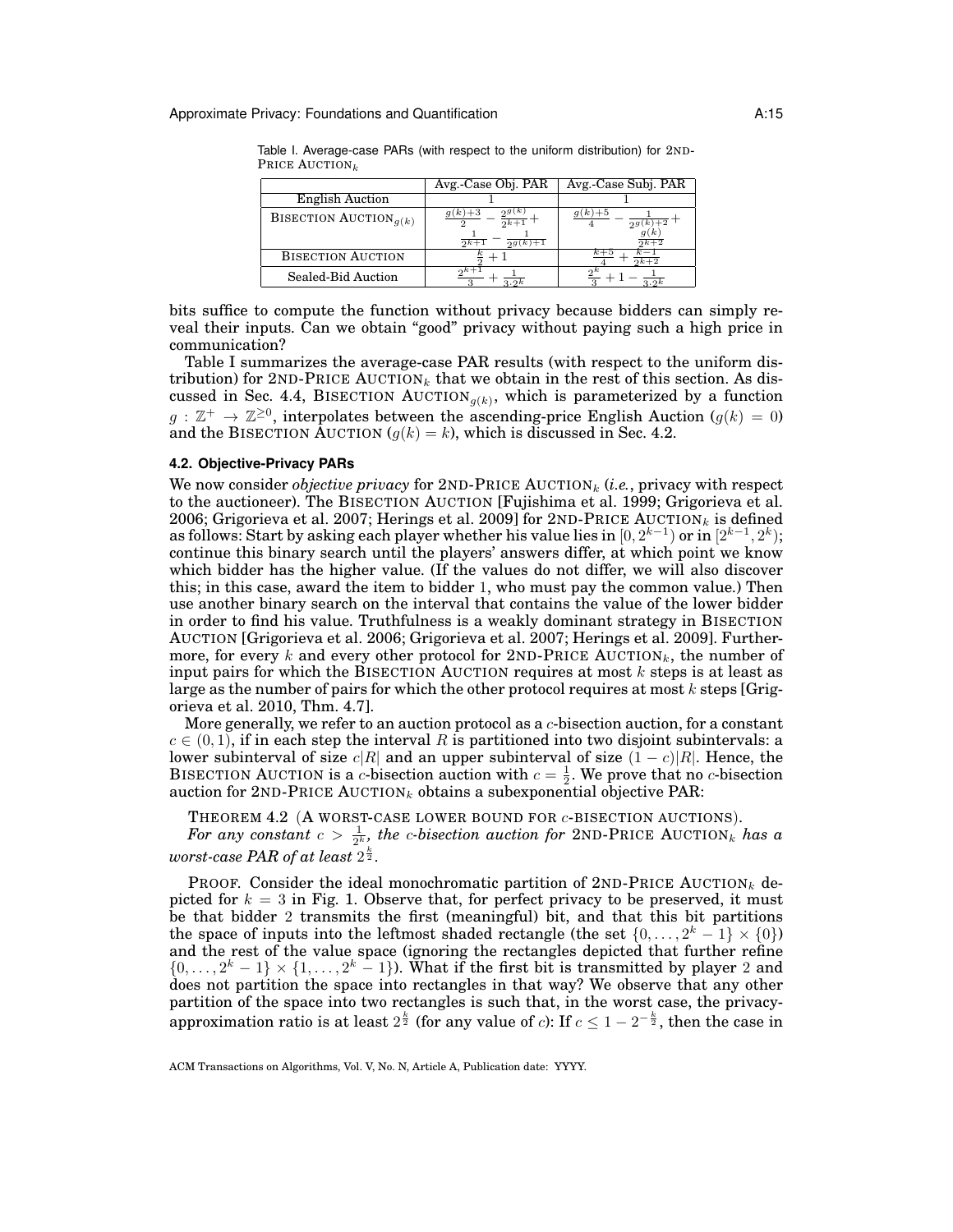Table I. Average-case PARs (with respect to the uniform distribution) for 2ND-PRICE AUCTION$_k$

| | Avg.-Case Obj. PAR | Avg.-Case Subj. PAR |
|---|---|---|
| English Auction | 1 | 1 |
| BISECTION AUCTION$_{g(k)}$ | $\frac{g(k)+3}{2} - \frac{2^{g(k)}}{2^{k+1}} + \frac{1}{2^{k+1}} - \frac{1}{2^{g(k)+1}}$ | $\frac{g(k)+5}{4} - \frac{1}{2^{g(k)+2}} + \frac{g(k)}{2^{k+2}}$ |
| BISECTION AUCTION | $\frac{k}{2} + 1$ | $\frac{k+5}{4} + \frac{k-1}{2^{k+2}}$ |
| Sealed-Bid Auction | $\frac{2^{k+1}}{3} + \frac{1}{3 \cdot 2^k}$ | $\frac{2^k}{3} + 1 - \frac{1}{3 \cdot 2^k}$ |

bits suffice to compute the function without privacy because bidders can simply reveal their inputs. Can we obtain "good" privacy without paying such a high price in communication?

Table I summarizes the average-case PAR results (with respect to the uniform distribution) for 2ND-PRICE AUCTION$_k$ that we obtain in the rest of this section. As discussed in Sec. 4.4, BISECTION AUCTION$_{g(k)}$, which is parameterized by a function $g : \mathbb{Z}^+ \to \mathbb{Z}^{\geq 0}$, interpolates between the ascending-price English Auction ($g(k) = 0$) and the BISECTION AUCTION ($g(k) = k$), which is discussed in Sec. 4.2.

### 4.2. Objective-Privacy PARs

We now consider *objective privacy* for 2ND-PRICE AUCTION$_k$ (*i.e.*, privacy with respect to the auctioneer). The BISECTION AUCTION [Fujishima et al. 1999; Grigorieva et al. 2006; Grigorieva et al. 2007; Herings et al. 2009] for 2ND-PRICE AUCTION$_k$ is defined as follows: Start by asking each player whether his value lies in $[0, 2^{k-1})$ or in $[2^{k-1}, 2^k)$; continue this binary search until the players' answers differ, at which point we know which bidder has the higher value. (If the values do not differ, we will also discover this; in this case, award the item to bidder 1, who must pay the common value.) Then use another binary search on the interval that contains the value of the lower bidder in order to find his value. Truthfulness is a weakly dominant strategy in BISECTION AUCTION [Grigorieva et al. 2006; Grigorieva et al. 2007; Herings et al. 2009]. Furthermore, for every $k$ and every other protocol for 2ND-PRICE AUCTION$_k$, the number of input pairs for which the BISECTION AUCTION requires at most $k$ steps is at least as large as the number of pairs for which the other protocol requires at most $k$ steps [Grigorieva et al. 2010, Thm. 4.7].

More generally, we refer to an auction protocol as a $c$-bisection auction, for a constant $c \in (0, 1)$, if in each step the interval $R$ is partitioned into two disjoint subintervals: a lower subinterval of size $c|R|$ and an upper subinterval of size $(1-c)|R|$. Hence, the BISECTION AUCTION is a $c$-bisection auction with $c = \frac{1}{2}$. We prove that no $c$-bisection auction for 2ND-PRICE AUCTION$_k$ obtains a subexponential objective PAR:

THEOREM 4.2 (A WORST-CASE LOWER BOUND FOR $c$-BISECTION AUCTIONS). *For any constant $c > \frac{1}{2^k}$, the $c$-bisection auction for* 2ND-PRICE AUCTION$_k$ *has a worst-case PAR of at least $2^{\frac{k}{2}}$.*

PROOF. Consider the ideal monochromatic partition of 2ND-PRICE AUCTION$_k$ depicted for $k = 3$ in Fig. 1. Observe that, for perfect privacy to be preserved, it must be that bidder 2 transmits the first (meaningful) bit, and that this bit partitions the space of inputs into the leftmost shaded rectangle (the set $\{0, \ldots, 2^k - 1\} \times \{0\}$) and the rest of the value space (ignoring the rectangles depicted that further refine $\{0, \ldots, 2^k - 1\} \times \{1, \ldots, 2^k - 1\}$). What if the first bit is transmitted by player 2 and does not partition the space into rectangles in that way? We observe that any other partition of the space into two rectangles is such that, in the worst case, the privacy-approximation ratio is at least $2^{\frac{k}{2}}$ (for any value of $c$): If $c \leq 1 - 2^{-\frac{k}{2}}$, then the case in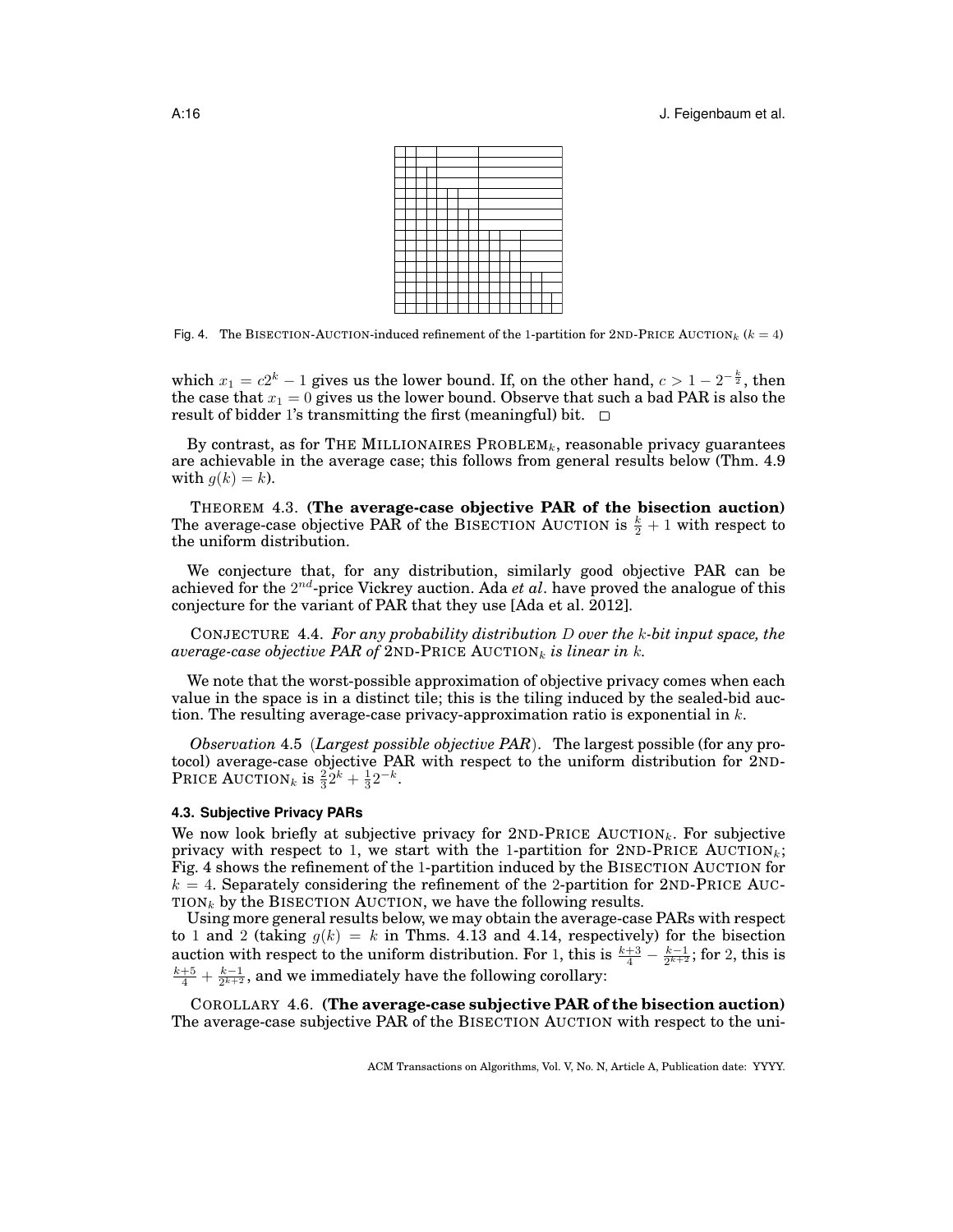Fig. 4. The BISECTION-AUCTION-induced refinement of the 1-partition for 2ND-PRICE AUCTION$_k$ ($k = 4$)

which $x_1 = c2^k - 1$ gives us the lower bound. If, on the other hand, $c > 1 - 2^{-\frac{k}{2}}$, then the case that $x_1 = 0$ gives us the lower bound. Observe that such a bad PAR is also the result of bidder 1's transmitting the first (meaningful) bit. □

By contrast, as for THE MILLIONAIRES PROBLEM$_k$, reasonable privacy guarantees are achievable in the average case; this follows from general results below (Thm. 4.9 with $g(k) = k$).

THEOREM 4.3. **(The average-case objective PAR of the bisection auction)** The average-case objective PAR of the BISECTION AUCTION is $\frac{k}{2} + 1$ with respect to the uniform distribution.

We conjecture that, for any distribution, similarly good objective PAR can be achieved for the $2^{nd}$-price Vickrey auction. Ada *et al*. have proved the analogue of this conjecture for the variant of PAR that they use [Ada et al. 2012].

CONJECTURE 4.4. *For any probability distribution $D$ over the $k$-bit input space, the average-case objective PAR of* 2ND-PRICE AUCTION$_k$ *is linear in $k$.*

We note that the worst-possible approximation of objective privacy comes when each value in the space is in a distinct tile; this is the tiling induced by the sealed-bid auction. The resulting average-case privacy-approximation ratio is exponential in $k$.

*Observation* 4.5 (*Largest possible objective PAR*). The largest possible (for any protocol) average-case objective PAR with respect to the uniform distribution for 2ND-PRICE AUCTION$_k$ is $\frac{2}{3}2^k + \frac{1}{3}2^{-k}$.

### 4.3. Subjective Privacy PARs

We now look briefly at subjective privacy for 2ND-PRICE AUCTION$_k$. For subjective privacy with respect to 1, we start with the 1-partition for 2ND-PRICE AUCTION$_k$; Fig. 4 shows the refinement of the 1-partition induced by the BISECTION AUCTION for $k = 4$. Separately considering the refinement of the 2-partition for 2ND-PRICE AUCTION$_k$ by the BISECTION AUCTION, we have the following results.

Using more general results below, we may obtain the average-case PARs with respect to 1 and 2 (taking $g(k) = k$ in Thms. 4.13 and 4.14, respectively) for the bisection auction with respect to the uniform distribution. For 1, this is $\frac{k+3}{4} - \frac{k-1}{2^{k+2}}$; for 2, this is $\frac{k+5}{4} + \frac{k-1}{2^{k+2}}$, and we immediately have the following corollary:

COROLLARY 4.6. **(The average-case subjective PAR of the bisection auction)** The average-case subjective PAR of the BISECTION AUCTION with respect to the uni-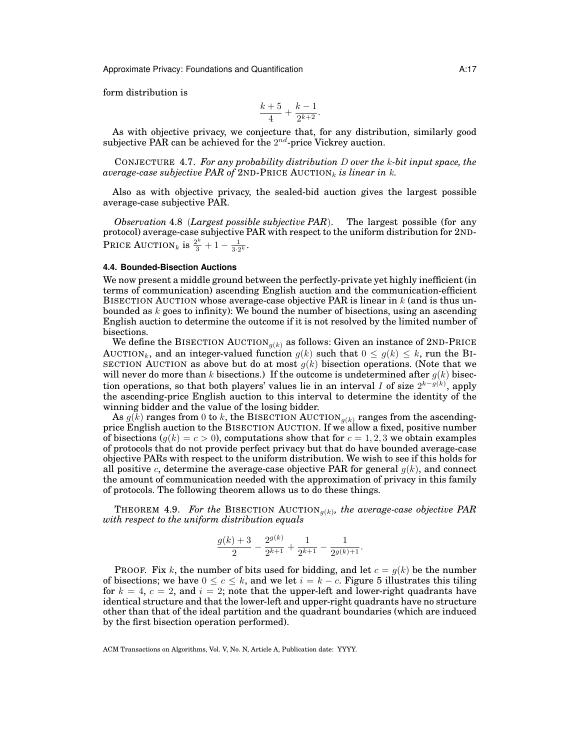form distribution is

$$\frac{k+5}{4} + \frac{k-1}{2^{k+2}}.$$

As with objective privacy, we conjecture that, for any distribution, similarly good subjective PAR can be achieved for the $2^{nd}$-price Vickrey auction.

CONJECTURE 4.7. *For any probability distribution $D$ over the $k$-bit input space, the average-case subjective PAR of* 2ND-PRICE AUCTION$_k$ *is linear in $k$.*

Also as with objective privacy, the sealed-bid auction gives the largest possible average-case subjective PAR.

*Observation* 4.8 (*Largest possible subjective PAR*). The largest possible (for any protocol) average-case subjective PAR with respect to the uniform distribution for 2ND-PRICE AUCTION$_k$ is $\frac{2^k}{3} + 1 - \frac{1}{3 \cdot 2^k}$.

### 4.4. Bounded-Bisection Auctions

We now present a middle ground between the perfectly-private yet highly inefficient (in terms of communication) ascending English auction and the communication-efficient BISECTION AUCTION whose average-case objective PAR is linear in $k$ (and is thus unbounded as $k$ goes to infinity): We bound the number of bisections, using an ascending English auction to determine the outcome if it is not resolved by the limited number of bisections.

We define the BISECTION AUCTION$_{g(k)}$ as follows: Given an instance of 2ND-PRICE AUCTION$_k$, and an integer-valued function $g(k)$ such that $0 \leq g(k) \leq k$, run the BISECTION AUCTION as above but do at most $g(k)$ bisection operations. (Note that we will never do more than $k$ bisections.) If the outcome is undetermined after $g(k)$ bisection operations, so that both players' values lie in an interval $I$ of size $2^{k-g(k)}$, apply the ascending-price English auction to this interval to determine the identity of the winning bidder and the value of the losing bidder.

As $g(k)$ ranges from $0$ to $k$, the BISECTION AUCTION$_{g(k)}$ ranges from the ascending-price English auction to the BISECTION AUCTION. If we allow a fixed, positive number of bisections ($g(k) = c > 0$), computations show that for $c = 1, 2, 3$ we obtain examples of protocols that do not provide perfect privacy but that do have bounded average-case objective PARs with respect to the uniform distribution. We wish to see if this holds for all positive $c$, determine the average-case objective PAR for general $g(k)$, and connect the amount of communication needed with the approximation of privacy in this family of protocols. The following theorem allows us to do these things.

THEOREM 4.9. *For the* BISECTION AUCTION$_{g(k)}$*, the average-case objective PAR with respect to the uniform distribution equals*

$$\frac{g(k)+3}{2} - \frac{2^{g(k)}}{2^{k+1}} + \frac{1}{2^{k+1}} - \frac{1}{2^{g(k)+1}}.$$

PROOF. Fix $k$, the number of bits used for bidding, and let $c = g(k)$ be the number of bisections; we have $0 \leq c \leq k$, and we let $i = k - c$. Figure 5 illustrates this tiling for $k = 4$, $c = 2$, and $i = 2$; note that the upper-left and lower-right quadrants have identical structure and that the lower-left and upper-right quadrants have no structure other than that of the ideal partition and the quadrant boundaries (which are induced by the first bisection operation performed).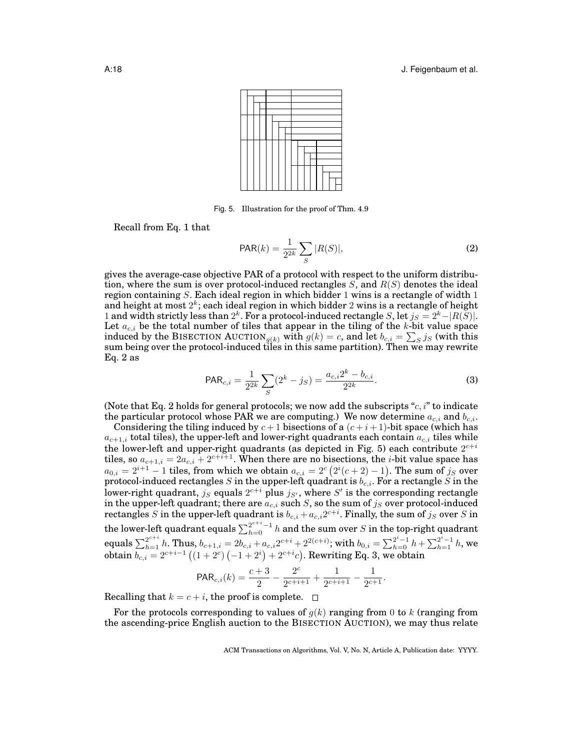Fig. 5. Illustration for the proof of Thm. 4.9

Recall from Eq. 1 that

$$\mathsf{PAR}(k) = \frac{1}{2^{2k}} \sum_{S} |R(S)|, \tag{2}$$

gives the average-case objective PAR of a protocol with respect to the uniform distribution, where the sum is over protocol-induced rectangles $S$, and $R(S)$ denotes the ideal region containing $S$. Each ideal region in which bidder 1 wins is a rectangle of width 1 and height at most $2^k$; each ideal region in which bidder 2 wins is a rectangle of height 1 and width strictly less than $2^k$. For a protocol-induced rectangle $S$, let $j_S = 2^k - |R(S)|$. Let $a_{c,i}$ be the total number of tiles that appear in the tiling of the $k$-bit value space induced by the BISECTION AUCTION$_{g(k)}$ with $g(k) = c$, and let $b_{c,i} = \sum_S j_S$ (with this sum being over the protocol-induced tiles in this same partition). Then we may rewrite Eq. 2 as

$$\mathsf{PAR}_{c,i} = \frac{1}{2^{2k}} \sum_{S} (2^k - j_S) = \frac{a_{c,i} 2^k - b_{c,i}}{2^{2k}}. \tag{3}$$

(Note that Eq. 2 holds for general protocols; we now add the subscripts "$c, i$" to indicate the particular protocol whose PAR we are computing.) We now determine $a_{c,i}$ and $b_{c,i}$.

Considering the tiling induced by $c+1$ bisections of a $(c+i+1)$-bit space (which has $a_{c+1,i}$ total tiles), the upper-left and lower-right quadrants each contain $a_{c,i}$ tiles while the lower-left and upper-right quadrants (as depicted in Fig. 5) each contribute $2^{c+i}$ tiles, so $a_{c+1,i} = 2a_{c,i} + 2^{c+i+1}$. When there are no bisections, the $i$-bit value space has $a_{0,i} = 2^{i+1} - 1$ tiles, from which we obtain $a_{c,i} = 2^c \left(2^i(c+2) - 1\right)$. The sum of $j_S$ over protocol-induced rectangles $S$ in the upper-left quadrant is $b_{c,i}$. For a rectangle $S$ in the lower-right quadrant, $j_S$ equals $2^{c+i}$ plus $j_{S'}$, where $S'$ is the corresponding rectangle in the upper-left quadrant; there are $a_{c,i}$ such $S$, so the sum of $j_S$ over protocol-induced rectangles $S$ in the upper-left quadrant is $b_{c,i} + a_{c,i}2^{c+i}$. Finally, the sum of $j_S$ over $S$ in the lower-left quadrant equals $\sum_{h=0}^{2^{c+i}-1} h$ and the sum over $S$ in the top-right quadrant equals $\sum_{h=1}^{2^{c+i}} h$. Thus, $b_{c+1,i} = 2b_{c,i} + a_{c,i}2^{c+i} + 2^{2(c+i)}$; with $b_{0,i} = \sum_{h=0}^{2^i-1} h + \sum_{h=1}^{2^i-1} h$, we obtain $b_{c,i} = 2^{c+i-1}\left((1+2^c)\left(-1+2^i\right) + 2^{c+i}c\right)$. Rewriting Eq. 3, we obtain

$$\mathsf{PAR}_{c,i}(k) = \frac{c+3}{2} - \frac{2^c}{2^{c+i+1}} + \frac{1}{2^{c+i+1}} - \frac{1}{2^{c+1}}.$$

Recalling that $k = c+i$, the proof is complete. $\square$

For the protocols corresponding to values of $g(k)$ ranging from 0 to $k$ (ranging from the ascending-price English auction to the BISECTION AUCTION), we may thus relate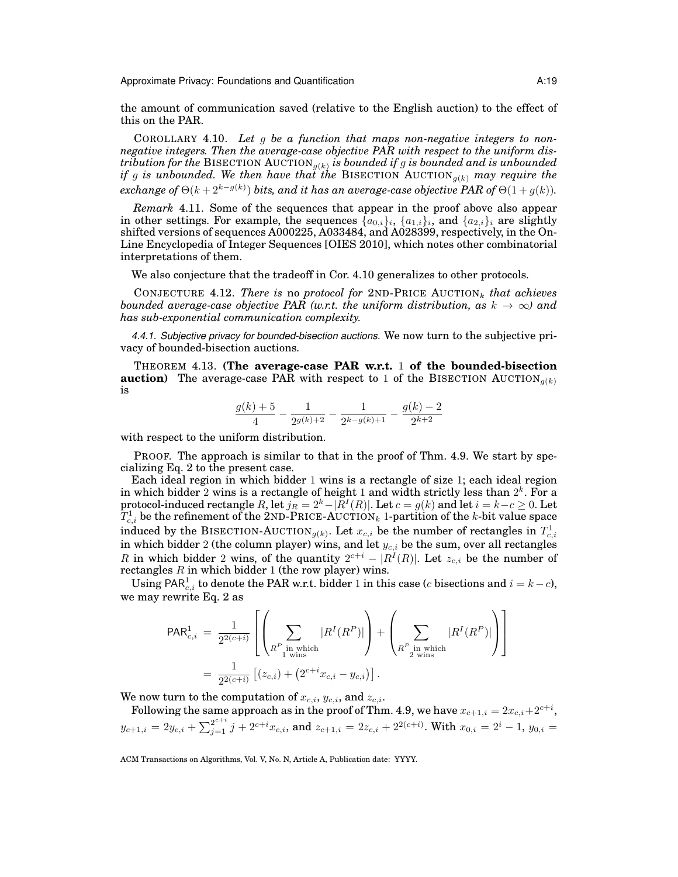the amount of communication saved (relative to the English auction) to the effect of this on the PAR.

COROLLARY 4.10. *Let $g$ be a function that maps non-negative integers to non-negative integers. Then the average-case objective PAR with respect to the uniform distribution for the* BISECTION AUCTION$_{g(k)}$ *is bounded if $g$ is bounded and is unbounded if $g$ is unbounded. We then have that the* BISECTION AUCTION$_{g(k)}$ *may require the exchange of $\Theta(k + 2^{k-g(k)})$ bits, and it has an average-case objective PAR of $\Theta(1 + g(k))$.*

*Remark* 4.11. Some of the sequences that appear in the proof above also appear in other settings. For example, the sequences $\{a_{0,i}\}_i$, $\{a_{1,i}\}_i$, and $\{a_{2,i}\}_i$ are slightly shifted versions of sequences A000225, A033484, and A028399, respectively, in the On-Line Encyclopedia of Integer Sequences [OIES 2010], which notes other combinatorial interpretations of them.

We also conjecture that the tradeoff in Cor. 4.10 generalizes to other protocols.

CONJECTURE 4.12. *There is* no *protocol for* 2ND-PRICE AUCTION$_k$ *that achieves bounded average-case objective PAR (w.r.t. the uniform distribution, as $k \to \infty$) and has sub-exponential communication complexity.*

#### 4.4.1. Subjective privacy for bounded-bisection auctions.

We now turn to the subjective privacy of bounded-bisection auctions.

THEOREM 4.13. **(The average-case PAR w.r.t. $1$ of the bounded-bisection auction)** The average-case PAR with respect to $1$ of the BISECTION AUCTION$_{g(k)}$ is

$$\frac{g(k)+5}{4} - \frac{1}{2^{g(k)+2}} - \frac{1}{2^{k-g(k)+1}} - \frac{g(k)-2}{2^{k+2}}$$

with respect to the uniform distribution.

PROOF. The approach is similar to that in the proof of Thm. 4.9. We start by specializing Eq. 2 to the present case.

Each ideal region in which bidder $1$ wins is a rectangle of size $1$; each ideal region in which bidder $2$ wins is a rectangle of height $1$ and width strictly less than $2^k$. For a protocol-induced rectangle $R$, let $j_R = 2^k - |R^I(R)|$. Let $c = g(k)$ and let $i = k - c \geq 0$. Let $T^1_{c,i}$ be the refinement of the 2ND-PRICE-AUCTION$_k$ 1-partition of the $k$-bit value space induced by the BISECTION-AUCTION$_{g(k)}$. Let $x_{c,i}$ be the number of rectangles in $T^1_{c,i}$ in which bidder $2$ (the column player) wins, and let $y_{c,i}$ be the sum, over all rectangles $R$ in which bidder $2$ wins, of the quantity $2^{c+i} - |R^I(R)|$. Let $z_{c,i}$ be the number of rectangles $R$ in which bidder $1$ (the row player) wins.

Using $\mathsf{PAR}^1_{c,i}$ to denote the PAR w.r.t. bidder $1$ in this case ($c$ bisections and $i = k - c$), we may rewrite Eq. 2 as

$$\begin{aligned}
\mathsf{PAR}^1_{c,i} &= \frac{1}{2^{2(c+i)}} \left[ \left( \sum_{\substack{R^P \text{ in which} \\ 1 \text{ wins}}} |R^I(R^P)| \right) + \left( \sum_{\substack{R^P \text{ in which} \\ 2 \text{ wins}}} |R^I(R^P)| \right) \right] \\
&= \frac{1}{2^{2(c+i)}} \left[ (z_{c,i}) + \left(2^{c+i} x_{c,i} - y_{c,i}\right) \right].
\end{aligned}$$

We now turn to the computation of $x_{c,i}$, $y_{c,i}$, and $z_{c,i}$.

Following the same approach as in the proof of Thm. 4.9, we have $x_{c+1,i} = 2x_{c,i} + 2^{c+i}$, $y_{c+1,i} = 2y_{c,i} + \sum_{j=1}^{2^{c+i}} j + 2^{c+i} x_{c,i}$, and $z_{c+1,i} = 2z_{c,i} + 2^{2(c+i)}$. With $x_{0,i} = 2^i - 1$, $y_{0,i} =$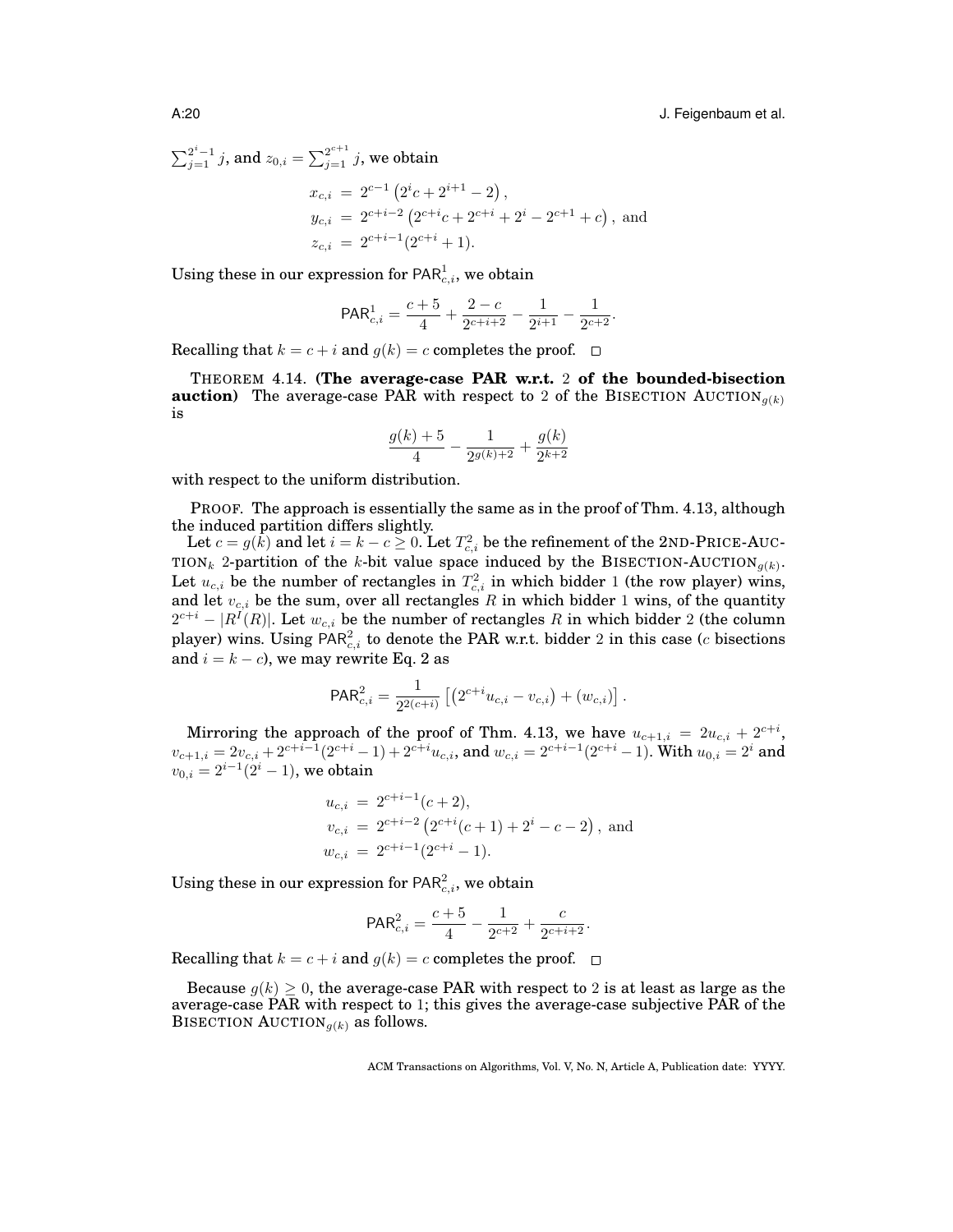$\sum_{j=1}^{2^i-1} j$, and $z_{0,i} = \sum_{j=1}^{2^{c+1}} j$, we obtain

$$
\begin{aligned}
x_{c,i} &= 2^{c-1}\left(2^i c + 2^{i+1} - 2\right), \\
y_{c,i} &= 2^{c+i-2}\left(2^{c+i}c + 2^{c+i} + 2^i - 2^{c+1} + c\right), \text{ and} \\
z_{c,i} &= 2^{c+i-1}(2^{c+i} + 1).
\end{aligned}
$$

Using these in our expression for $\mathsf{PAR}^1_{c,i}$, we obtain

$$
\mathsf{PAR}^1_{c,i} = \frac{c+5}{4} + \frac{2-c}{2^{c+i+2}} - \frac{1}{2^{i+1}} - \frac{1}{2^{c+2}}.
$$

Recalling that $k = c+i$ and $g(k) = c$ completes the proof. □

THEOREM 4.14. **(The average-case PAR w.r.t. 2 of the bounded-bisection auction)** The average-case PAR with respect to 2 of the BISECTION AUCTION$_{g(k)}$ is

$$
\frac{g(k)+5}{4} - \frac{1}{2^{g(k)+2}} + \frac{g(k)}{2^{k+2}}
$$

with respect to the uniform distribution.

PROOF. The approach is essentially the same as in the proof of Thm. 4.13, although the induced partition differs slightly.

Let $c = g(k)$ and let $i = k - c \geq 0$. Let $T^2_{c,i}$ be the refinement of the 2ND-PRICE-AUCTION$_k$ 2-partition of the $k$-bit value space induced by the BISECTION-AUCTION$_{g(k)}$. Let $u_{c,i}$ be the number of rectangles in $T^2_{c,i}$ in which bidder 1 (the row player) wins, and let $v_{c,i}$ be the sum, over all rectangles $R$ in which bidder 1 wins, of the quantity $2^{c+i} - |R^I(R)|$. Let $w_{c,i}$ be the number of rectangles $R$ in which bidder 2 (the column player) wins. Using $\mathsf{PAR}^2_{c,i}$ to denote the PAR w.r.t. bidder 2 in this case ($c$ bisections and $i = k - c$), we may rewrite Eq. 2 as

$$
\mathsf{PAR}^2_{c,i} = \frac{1}{2^{2(c+i)}}\left[\left(2^{c+i}u_{c,i} - v_{c,i}\right) + (w_{c,i})\right].
$$

Mirroring the approach of the proof of Thm. 4.13, we have $u_{c+1,i} = 2u_{c,i} + 2^{c+i}$, $v_{c+1,i} = 2v_{c,i} + 2^{c+i-1}(2^{c+i}-1) + 2^{c+i}u_{c,i}$, and $w_{c,i} = 2^{c+i-1}(2^{c+i}-1)$. With $u_{0,i} = 2^i$ and $v_{0,i} = 2^{i-1}(2^i - 1)$, we obtain

$$
\begin{aligned}
u_{c,i} &= 2^{c+i-1}(c+2), \\
v_{c,i} &= 2^{c+i-2}\left(2^{c+i}(c+1) + 2^i - c - 2\right), \text{ and} \\
w_{c,i} &= 2^{c+i-1}(2^{c+i} - 1).
\end{aligned}
$$

Using these in our expression for $\mathsf{PAR}^2_{c,i}$, we obtain

$$
\mathsf{PAR}^2_{c,i} = \frac{c+5}{4} - \frac{1}{2^{c+2}} + \frac{c}{2^{c+i+2}}.
$$

Recalling that $k = c+i$ and $g(k) = c$ completes the proof. □

Because $g(k) \geq 0$, the average-case PAR with respect to 2 is at least as large as the average-case PAR with respect to 1; this gives the average-case subjective PAR of the BISECTION AUCTION$_{g(k)}$ as follows.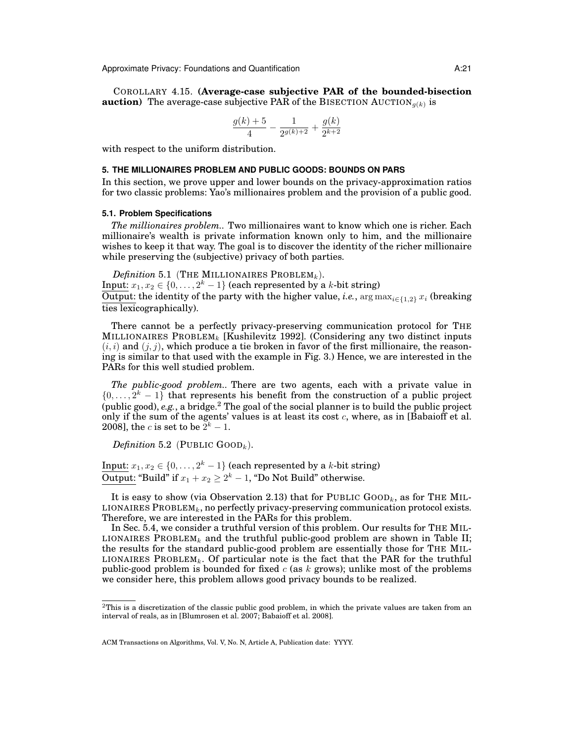COROLLARY 4.15. **(Average-case subjective PAR of the bounded-bisection auction)** The average-case subjective PAR of the BISECTION AUCTION$_{g(k)}$ is

$$\frac{g(k)+5}{4} - \frac{1}{2^{g(k)+2}} + \frac{g(k)}{2^{k+2}}$$

with respect to the uniform distribution.

## 5. THE MILLIONAIRES PROBLEM AND PUBLIC GOODS: BOUNDS ON PARS

In this section, we prove upper and lower bounds on the privacy-approximation ratios for two classic problems: Yao's millionaires problem and the provision of a public good.

### 5.1. Problem Specifications

*The millionaires problem.*. Two millionaires want to know which one is richer. Each millionaire's wealth is private information known only to him, and the millionaire wishes to keep it that way. The goal is to discover the identity of the richer millionaire while preserving the (subjective) privacy of both parties.

*Definition* 5.1 (THE MILLIONAIRES PROBLEM$_k$).
Input: $x_1, x_2 \in \{0, \ldots, 2^k - 1\}$ (each represented by a $k$-bit string)
Output: the identity of the party with the higher value, *i.e.*, $\arg\max_{i \in \{1,2\}} x_i$ (breaking ties lexicographically).

There cannot be a perfectly privacy-preserving communication protocol for THE MILLIONAIRES PROBLEM$_k$ [Kushilevitz 1992]. (Considering any two distinct inputs $(i, i)$ and $(j, j)$, which produce a tie broken in favor of the first millionaire, the reasoning is similar to that used with the example in Fig. 3.) Hence, we are interested in the PARs for this well studied problem.

*The public-good problem.*. There are two agents, each with a private value in $\{0, \ldots, 2^k - 1\}$ that represents his benefit from the construction of a public project (public good), *e.g.*, a bridge.[2] The goal of the social planner is to build the public project only if the sum of the agents' values is at least its cost $c$, where, as in [Babaioff et al. 2008], the $c$ is set to be $2^k - 1$.

*Definition* 5.2 (PUBLIC GOOD$_k$).

Input: $x_1, x_2 \in \{0, \ldots, 2^k - 1\}$ (each represented by a $k$-bit string)
Output: "Build" if $x_1 + x_2 \geq 2^k - 1$, "Do Not Build" otherwise.

It is easy to show (via Observation 2.13) that for PUBLIC GOOD$_k$, as for THE MILLIONAIRES PROBLEM$_k$, no perfectly privacy-preserving communication protocol exists. Therefore, we are interested in the PARs for this problem.

In Sec. 5.4, we consider a truthful version of this problem. Our results for THE MILLIONAIRES PROBLEM$_k$ and the truthful public-good problem are shown in Table II; the results for the standard public-good problem are essentially those for THE MILLIONAIRES PROBLEM$_k$. Of particular note is the fact that the PAR for the truthful public-good problem is bounded for fixed $c$ (as $k$ grows); unlike most of the problems we consider here, this problem allows good privacy bounds to be realized.

---

[2] This is a discretization of the classic public good problem, in which the private values are taken from an interval of reals, as in [Blumrosen et al. 2007; Babaioff et al. 2008].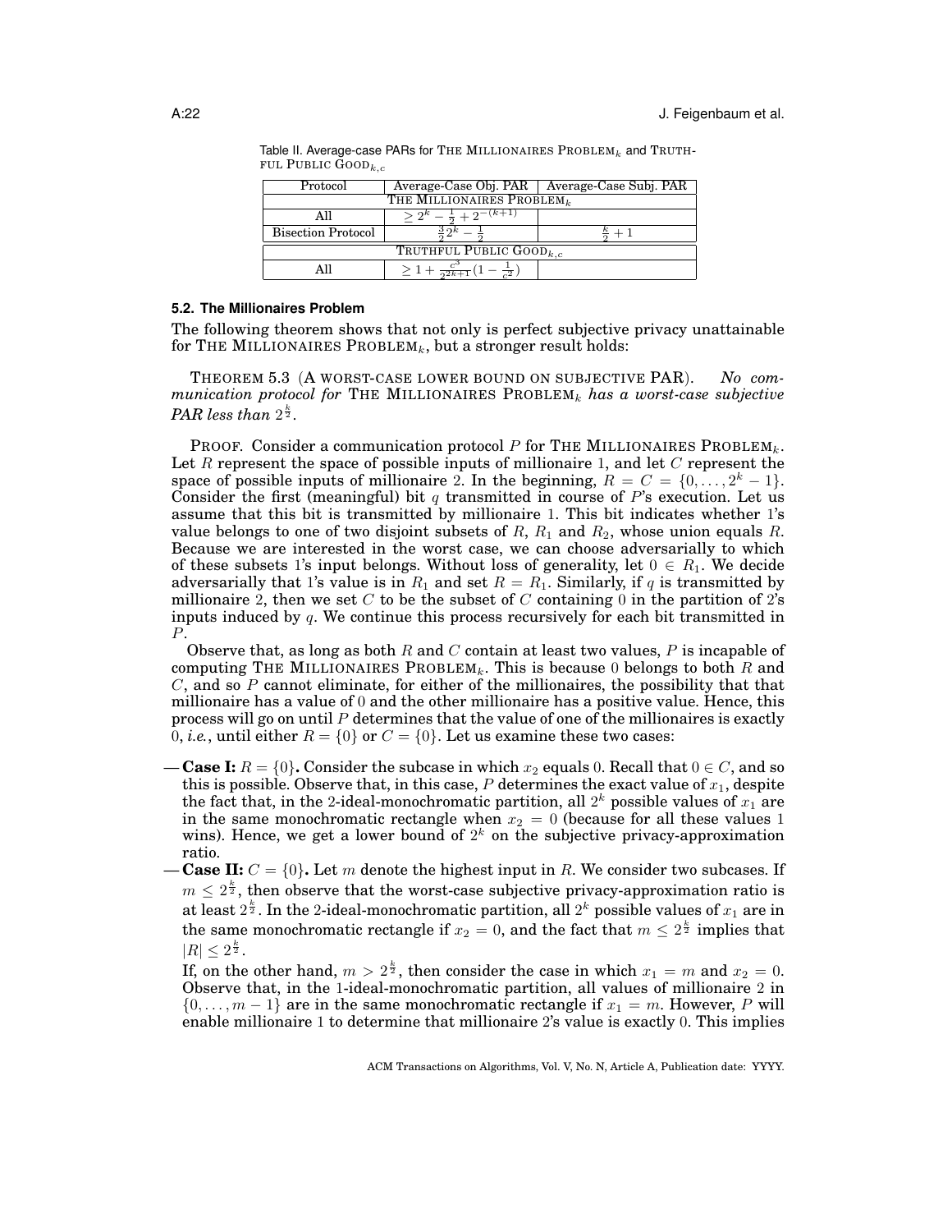Table II. Average-case PARs for THE MILLIONAIRES PROBLEM$_k$ and TRUTHFUL PUBLIC GOOD$_{k,c}$

| Protocol | Average-Case Obj. PAR | Average-Case Subj. PAR |
|---|---|---|
| THE MILLIONAIRES PROBLEM$_k$ | | |
| All | $\geq 2^k - \frac{1}{2} + 2^{-(k+1)}$ | |
| Bisection Protocol | $\frac{3}{2}2^k - \frac{1}{2}$ | $\frac{k}{2} + 1$ |
| TRUTHFUL PUBLIC GOOD$_{k,c}$ | | |
| All | $\geq 1 + \frac{c^3}{2^{2k+1}}(1 - \frac{1}{c^2})$ | |

### 5.2. The Millionaires Problem

The following theorem shows that not only is perfect subjective privacy unattainable for THE MILLIONAIRES PROBLEM$_k$, but a stronger result holds:

THEOREM 5.3 (A WORST-CASE LOWER BOUND ON SUBJECTIVE PAR). *No communication protocol for* THE MILLIONAIRES PROBLEM$_k$ *has a worst-case subjective PAR less than* $2^{\frac{k}{2}}$.

PROOF. Consider a communication protocol $P$ for THE MILLIONAIRES PROBLEM$_k$. Let $R$ represent the space of possible inputs of millionaire 1, and let $C$ represent the space of possible inputs of millionaire 2. In the beginning, $R = C = \{0, \ldots, 2^k - 1\}$. Consider the first (meaningful) bit $q$ transmitted in course of $P$'s execution. Let us assume that this bit is transmitted by millionaire 1. This bit indicates whether 1's value belongs to one of two disjoint subsets of $R$, $R_1$ and $R_2$, whose union equals $R$. Because we are interested in the worst case, we can choose adversarially to which of these subsets 1's input belongs. Without loss of generality, let $0 \in R_1$. We decide adversarially that 1's value is in $R_1$ and set $R = R_1$. Similarly, if $q$ is transmitted by millionaire 2, then we set $C$ to be the subset of $C$ containing 0 in the partition of 2's inputs induced by $q$. We continue this process recursively for each bit transmitted in $P$.

Observe that, as long as both $R$ and $C$ contain at least two values, $P$ is incapable of computing THE MILLIONAIRES PROBLEM$_k$. This is because 0 belongs to both $R$ and $C$, and so $P$ cannot eliminate, for either of the millionaires, the possibility that that millionaire has a value of 0 and the other millionaire has a positive value. Hence, this process will go on until $P$ determines that the value of one of the millionaires is exactly 0, *i.e.*, until either $R = \{0\}$ or $C = \{0\}$. Let us examine these two cases:

— **Case I:** $R = \{0\}$**.** Consider the subcase in which $x_2$ equals 0. Recall that $0 \in C$, and so this is possible. Observe that, in this case, $P$ determines the exact value of $x_1$, despite the fact that, in the 2-ideal-monochromatic partition, all $2^k$ possible values of $x_1$ are in the same monochromatic rectangle when $x_2 = 0$ (because for all these values 1 wins). Hence, we get a lower bound of $2^k$ on the subjective privacy-approximation ratio.

— **Case II:** $C = \{0\}$**.** Let $m$ denote the highest input in $R$. We consider two subcases. If $m \leq 2^{\frac{k}{2}}$, then observe that the worst-case subjective privacy-approximation ratio is at least $2^{\frac{k}{2}}$. In the 2-ideal-monochromatic partition, all $2^k$ possible values of $x_1$ are in the same monochromatic rectangle if $x_2 = 0$, and the fact that $m \leq 2^{\frac{k}{2}}$ implies that $|R| \leq 2^{\frac{k}{2}}$.

If, on the other hand, $m > 2^{\frac{k}{2}}$, then consider the case in which $x_1 = m$ and $x_2 = 0$. Observe that, in the 1-ideal-monochromatic partition, all values of millionaire 2 in $\{0, \ldots, m-1\}$ are in the same monochromatic rectangle if $x_1 = m$. However, $P$ will enable millionaire 1 to determine that millionaire 2's value is exactly 0. This implies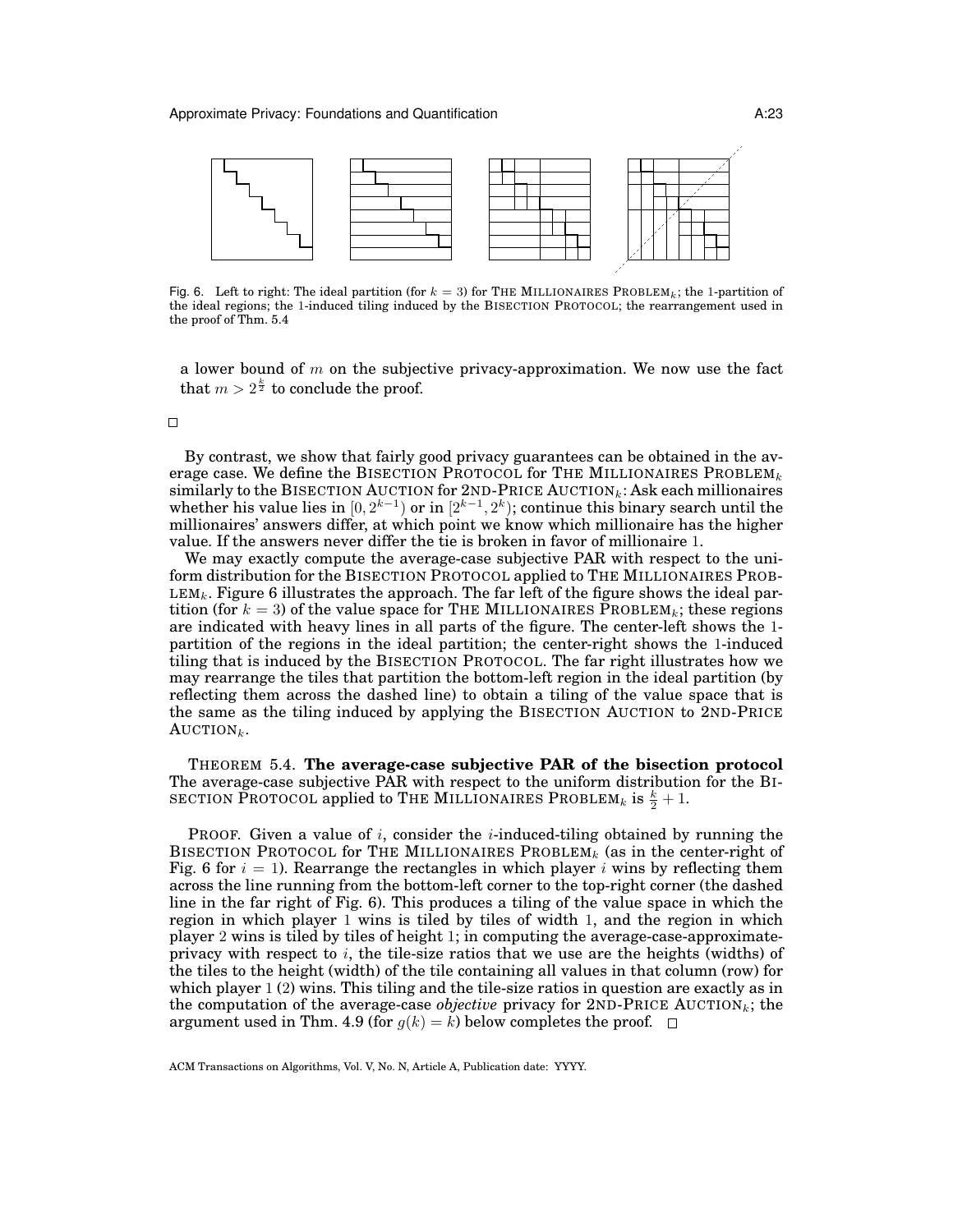Fig. 6. Left to right: The ideal partition (for $k = 3$) for THE MILLIONAIRES PROBLEM$_k$; the 1-partition of the ideal regions; the 1-induced tiling induced by the BISECTION PROTOCOL; the rearrangement used in the proof of Thm. 5.4

a lower bound of $m$ on the subjective privacy-approximation. We now use the fact that $m > 2^{\frac{k}{2}}$ to conclude the proof.

□

By contrast, we show that fairly good privacy guarantees can be obtained in the average case. We define the BISECTION PROTOCOL for THE MILLIONAIRES PROBLEM$_k$ similarly to the BISECTION AUCTION for 2ND-PRICE AUCTION$_k$: Ask each millionaires whether his value lies in $[0, 2^{k-1})$ or in $[2^{k-1}, 2^k)$; continue this binary search until the millionaires' answers differ, at which point we know which millionaire has the higher value. If the answers never differ the tie is broken in favor of millionaire 1.

We may exactly compute the average-case subjective PAR with respect to the uniform distribution for the BISECTION PROTOCOL applied to THE MILLIONAIRES PROBLEM$_k$. Figure 6 illustrates the approach. The far left of the figure shows the ideal partition (for $k = 3$) of the value space for THE MILLIONAIRES PROBLEM$_k$; these regions are indicated with heavy lines in all parts of the figure. The center-left shows the 1-partition of the regions in the ideal partition; the center-right shows the 1-induced tiling that is induced by the BISECTION PROTOCOL. The far right illustrates how we may rearrange the tiles that partition the bottom-left region in the ideal partition (by reflecting them across the dashed line) to obtain a tiling of the value space that is the same as the tiling induced by applying the BISECTION AUCTION to 2ND-PRICE AUCTION$_k$.

THEOREM 5.4. **The average-case subjective PAR of the bisection protocol** The average-case subjective PAR with respect to the uniform distribution for the BISECTION PROTOCOL applied to THE MILLIONAIRES PROBLEM$_k$ is $\frac{k}{2} + 1$.

PROOF. Given a value of $i$, consider the $i$-induced-tiling obtained by running the BISECTION PROTOCOL for THE MILLIONAIRES PROBLEM$_k$ (as in the center-right of Fig. 6 for $i = 1$). Rearrange the rectangles in which player $i$ wins by reflecting them across the line running from the bottom-left corner to the top-right corner (the dashed line in the far right of Fig. 6). This produces a tiling of the value space in which the region in which player 1 wins is tiled by tiles of width 1, and the region in which player 2 wins is tiled by tiles of height 1; in computing the average-case-approximate-privacy with respect to $i$, the tile-size ratios that we use are the heights (widths) of the tiles to the height (width) of the tile containing all values in that column (row) for which player 1 (2) wins. This tiling and the tile-size ratios in question are exactly as in the computation of the average-case *objective* privacy for 2ND-PRICE AUCTION$_k$; the argument used in Thm. 4.9 (for $g(k) = k$) below completes the proof. □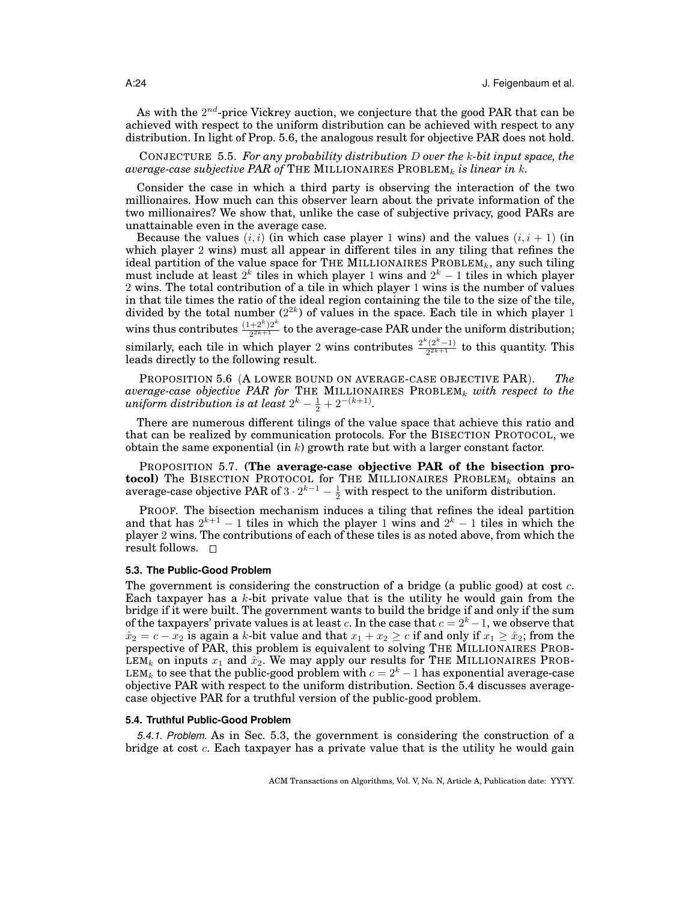As with the $2^{nd}$-price Vickrey auction, we conjecture that the good PAR that can be achieved with respect to the uniform distribution can be achieved with respect to any distribution. In light of Prop. 5.6, the analogous result for objective PAR does not hold.

CONJECTURE 5.5. *For any probability distribution $D$ over the $k$-bit input space, the average-case subjective PAR of* THE MILLIONAIRES PROBLEM$_k$ *is linear in $k$.*

Consider the case in which a third party is observing the interaction of the two millionaires. How much can this observer learn about the private information of the two millionaires? We show that, unlike the case of subjective privacy, good PARs are unattainable even in the average case.

Because the values $(i, i)$ (in which case player 1 wins) and the values $(i, i+1)$ (in which player 2 wins) must all appear in different tiles in any tiling that refines the ideal partition of the value space for THE MILLIONAIRES PROBLEM$_k$, any such tiling must include at least $2^k$ tiles in which player 1 wins and $2^k - 1$ tiles in which player 2 wins. The total contribution of a tile in which player 1 wins is the number of values in that tile times the ratio of the ideal region containing the tile to the size of the tile, divided by the total number ($2^{2k}$) of values in the space. Each tile in which player 1 wins thus contributes $\frac{(1+2^k)2^k}{2^{2k+1}}$ to the average-case PAR under the uniform distribution; similarly, each tile in which player 2 wins contributes $\frac{2^k(2^k-1)}{2^{2k+1}}$ to this quantity. This leads directly to the following result.

PROPOSITION 5.6 (A LOWER BOUND ON AVERAGE-CASE OBJECTIVE PAR). *The average-case objective PAR for* THE MILLIONAIRES PROBLEM$_k$ *with respect to the uniform distribution is at least $2^k - \frac{1}{2} + 2^{-(k+1)}$.*

There are numerous different tilings of the value space that achieve this ratio and that can be realized by communication protocols. For the BISECTION PROTOCOL, we obtain the same exponential (in $k$) growth rate but with a larger constant factor.

PROPOSITION 5.7. **(The average-case objective PAR of the bisection protocol)** The BISECTION PROTOCOL for THE MILLIONAIRES PROBLEM$_k$ obtains an average-case objective PAR of $3 \cdot 2^{k-1} - \frac{1}{2}$ with respect to the uniform distribution.

PROOF. The bisection mechanism induces a tiling that refines the ideal partition and that has $2^{k+1} - 1$ tiles in which the player 1 wins and $2^k - 1$ tiles in which the player 2 wins. The contributions of each of these tiles is as noted above, from which the result follows. □

### 5.3. The Public-Good Problem

The government is considering the construction of a bridge (a public good) at cost $c$. Each taxpayer has a $k$-bit private value that is the utility he would gain from the bridge if it were built. The government wants to build the bridge if and only if the sum of the taxpayers' private values is at least $c$. In the case that $c = 2^k - 1$, we observe that $\hat{x}_2 = c - x_2$ is again a $k$-bit value and that $x_1 + x_2 \geq c$ if and only if $x_1 \geq \hat{x}_2$; from the perspective of PAR, this problem is equivalent to solving THE MILLIONAIRES PROBLEM$_k$ on inputs $x_1$ and $\hat{x}_2$. We may apply our results for THE MILLIONAIRES PROBLEM$_k$ to see that the public-good problem with $c = 2^k - 1$ has exponential average-case objective PAR with respect to the uniform distribution. Section 5.4 discusses average-case objective PAR for a truthful version of the public-good problem.

### 5.4. Truthful Public-Good Problem

*5.4.1. Problem.* As in Sec. 5.3, the government is considering the construction of a bridge at cost $c$. Each taxpayer has a private value that is the utility he would gain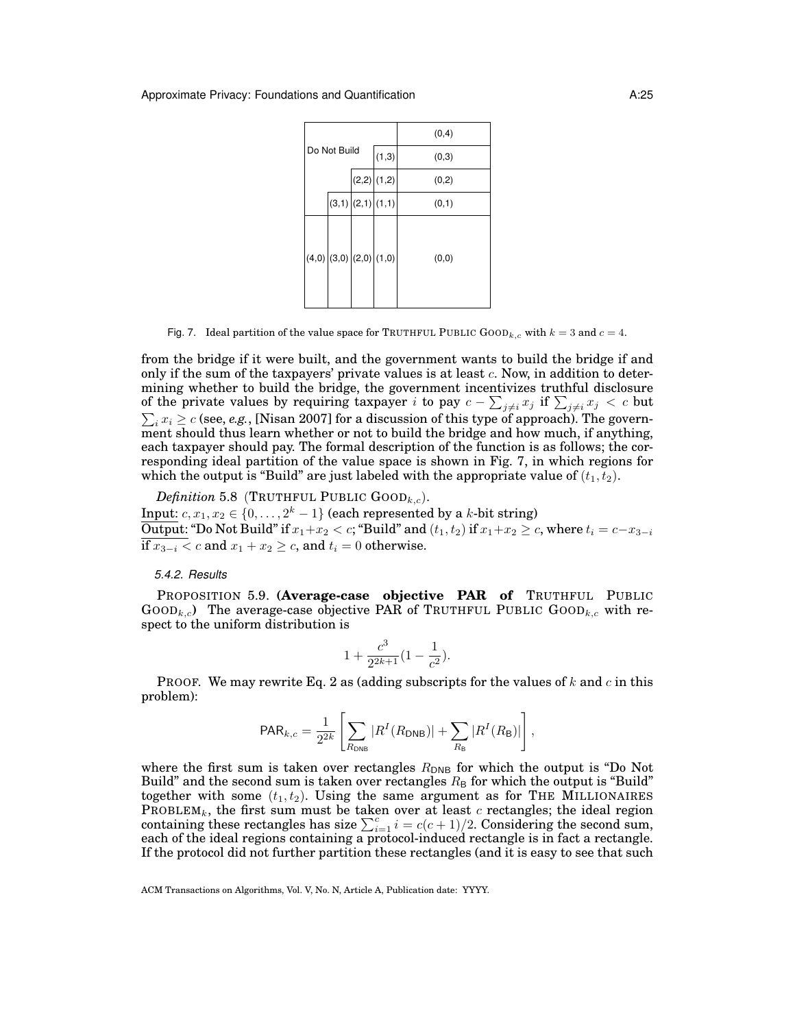Fig. 7. Ideal partition of the value space for TRUTHFUL PUBLIC GOOD$_{k,c}$ with $k = 3$ and $c = 4$.

from the bridge if it were built, and the government wants to build the bridge if and only if the sum of the taxpayers' private values is at least $c$. Now, in addition to determining whether to build the bridge, the government incentivizes truthful disclosure of the private values by requiring taxpayer $i$ to pay $c - \sum_{j \neq i} x_j$ if $\sum_{j \neq i} x_j < c$ but $\sum_i x_i \geq c$ (see, *e.g.*, [Nisan 2007] for a discussion of this type of approach). The government should thus learn whether or not to build the bridge and how much, if anything, each taxpayer should pay. The formal description of the function is as follows; the corresponding ideal partition of the value space is shown in Fig. 7, in which regions for which the output is "Build" are just labeled with the appropriate value of $(t_1, t_2)$.

*Definition* 5.8 (TRUTHFUL PUBLIC GOOD$_{k,c}$).
Input: $c, x_1, x_2 \in \{0, \ldots, 2^k - 1\}$ (each represented by a $k$-bit string)
Output: "Do Not Build" if $x_1 + x_2 < c$; "Build" and $(t_1, t_2)$ if $x_1 + x_2 \geq c$, where $t_i = c - x_{3-i}$ if $x_{3-i} < c$ and $x_1 + x_2 \geq c$, and $t_i = 0$ otherwise.

#### 5.4.2. Results

PROPOSITION 5.9. **(Average-case objective PAR of TRUTHFUL PUBLIC GOOD$_{k,c}$)** The average-case objective PAR of TRUTHFUL PUBLIC GOOD$_{k,c}$ with respect to the uniform distribution is

$$1 + \frac{c^3}{2^{2k+1}}(1 - \frac{1}{c^2}).$$

PROOF. We may rewrite Eq. 2 as (adding subscripts for the values of $k$ and $c$ in this problem):

$$\mathsf{PAR}_{k,c} = \frac{1}{2^{2k}} \left[ \sum_{R_{\mathsf{DNB}}} |R^I(R_{\mathsf{DNB}})| + \sum_{R_{\mathsf{B}}} |R^I(R_{\mathsf{B}})| \right],$$

where the first sum is taken over rectangles $R_{\mathsf{DNB}}$ for which the output is "Do Not Build" and the second sum is taken over rectangles $R_{\mathsf{B}}$ for which the output is "Build" together with some $(t_1, t_2)$. Using the same argument as for THE MILLIONAIRES PROBLEM$_k$, the first sum must be taken over at least $c$ rectangles; the ideal region containing these rectangles has size $\sum_{i=1}^{c} i = c(c+1)/2$. Considering the second sum, each of the ideal regions containing a protocol-induced rectangle is in fact a rectangle. If the protocol did not further partition these rectangles (and it is easy to see that such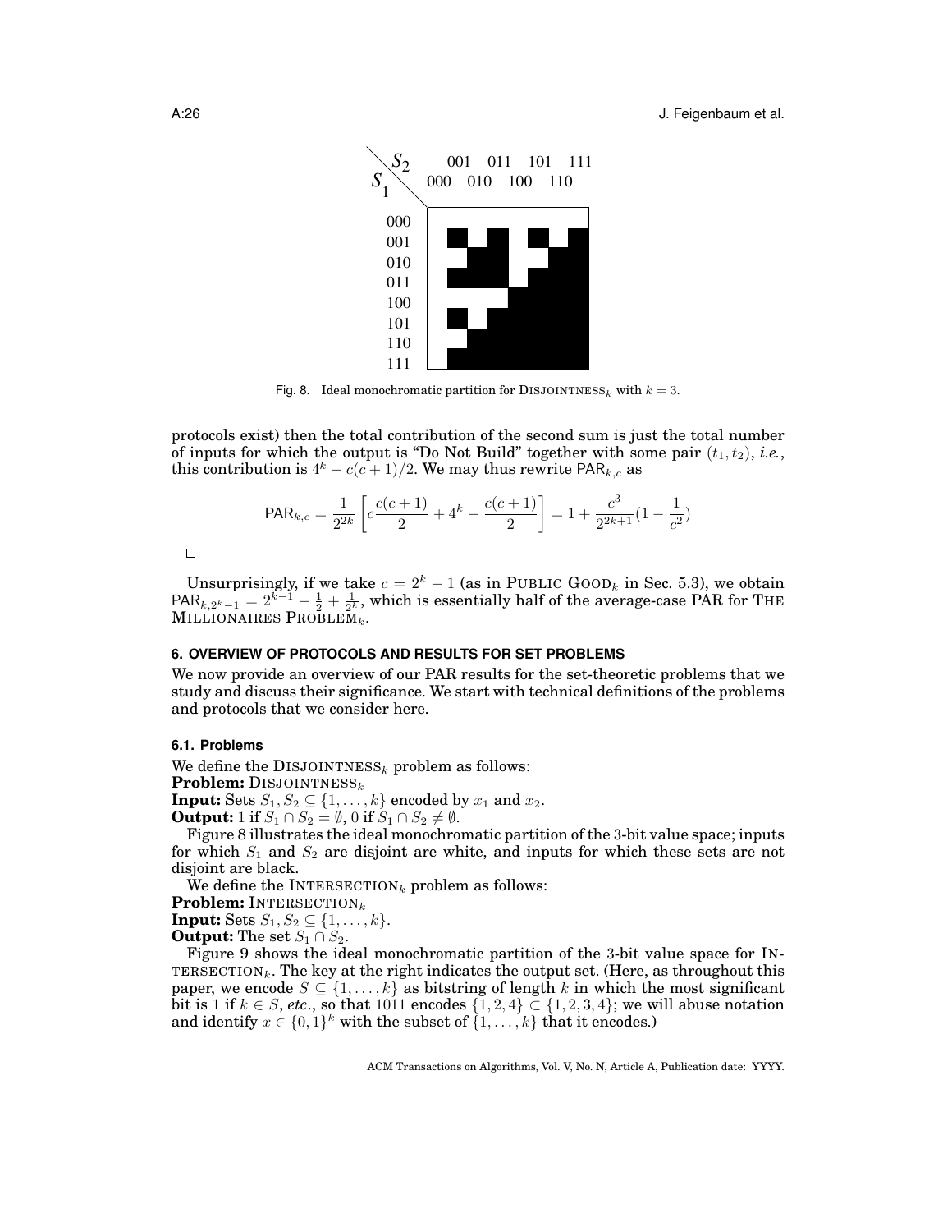Fig. 8. Ideal monochromatic partition for $\text{DISJOINTNESS}_k$ with $k = 3$.

protocols exist) then the total contribution of the second sum is just the total number of inputs for which the output is "Do Not Build" together with some pair $(t_1, t_2)$, *i.e.*, this contribution is $4^k - c(c+1)/2$. We may thus rewrite $\mathsf{PAR}_{k,c}$ as

$$\mathsf{PAR}_{k,c} = \frac{1}{2^{2k}} \left[ c\frac{c(c+1)}{2} + 4^k - \frac{c(c+1)}{2} \right] = 1 + \frac{c^3}{2^{2k+1}}(1 - \frac{1}{c^2})$$

□

Unsurprisingly, if we take $c = 2^k - 1$ (as in $\text{PUBLIC GOOD}_k$ in Sec. 5.3), we obtain $\mathsf{PAR}_{k,2^k-1} = 2^{k-1} - \frac{1}{2} + \frac{1}{2^k}$, which is essentially half of the average-case PAR for $\text{THE MILLIONAIRES PROBLEM}_k$.

## 6. OVERVIEW OF PROTOCOLS AND RESULTS FOR SET PROBLEMS

We now provide an overview of our PAR results for the set-theoretic problems that we study and discuss their significance. We start with technical definitions of the problems and protocols that we consider here.

### 6.1. Problems

We define the $\text{DISJOINTNESS}_k$ problem as follows:
**Problem:** $\text{DISJOINTNESS}_k$
**Input:** Sets $S_1, S_2 \subseteq \{1, \ldots, k\}$ encoded by $x_1$ and $x_2$.
**Output:** 1 if $S_1 \cap S_2 = \emptyset$, 0 if $S_1 \cap S_2 \neq \emptyset$.

Figure 8 illustrates the ideal monochromatic partition of the 3-bit value space; inputs for which $S_1$ and $S_2$ are disjoint are white, and inputs for which these sets are not disjoint are black.

We define the $\text{INTERSECTION}_k$ problem as follows:
**Problem:** $\text{INTERSECTION}_k$
**Input:** Sets $S_1, S_2 \subseteq \{1, \ldots, k\}$.
**Output:** The set $S_1 \cap S_2$.

Figure 9 shows the ideal monochromatic partition of the 3-bit value space for $\text{INTERSECTION}_k$. The key at the right indicates the output set. (Here, as throughout this paper, we encode $S \subseteq \{1, \ldots, k\}$ as bitstring of length $k$ in which the most significant bit is 1 if $k \in S$, *etc.*, so that 1011 encodes $\{1, 2, 4\} \subset \{1, 2, 3, 4\}$; we will abuse notation and identify $x \in \{0, 1\}^k$ with the subset of $\{1, \ldots, k\}$ that it encodes.)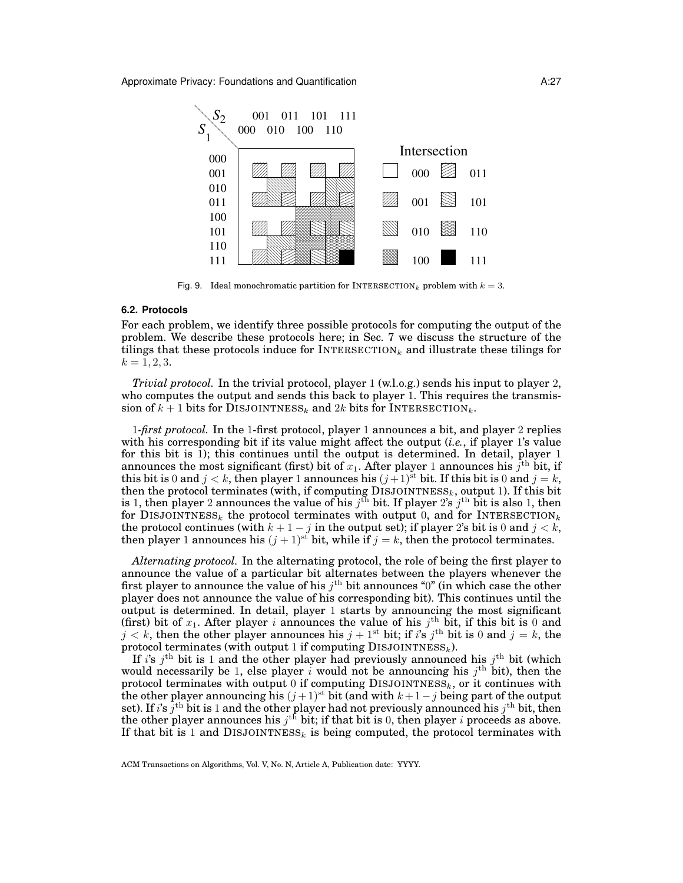Fig. 9. Ideal monochromatic partition for $\text{INTERSECTION}_k$ problem with $k = 3$.

### 6.2. Protocols

For each problem, we identify three possible protocols for computing the output of the problem. We describe these protocols here; in Sec. 7 we discuss the structure of the tilings that these protocols induce for $\text{INTERSECTION}_k$ and illustrate these tilings for $k = 1, 2, 3$.

*Trivial protocol.* In the trivial protocol, player 1 (w.l.o.g.) sends his input to player 2, who computes the output and sends this back to player 1. This requires the transmission of $k+1$ bits for $\text{DISJOINTNESS}_k$ and $2k$ bits for $\text{INTERSECTION}_k$.

*1-first protocol.* In the 1-first protocol, player 1 announces a bit, and player 2 replies with his corresponding bit if its value might affect the output (*i.e.*, if player 1's value for this bit is 1); this continues until the output is determined. In detail, player 1 announces the most significant (first) bit of $x_1$. After player 1 announces his $j^{\text{th}}$ bit, if this bit is 0 and $j < k$, then player 1 announces his $(j+1)^{\text{st}}$ bit. If this bit is 0 and $j = k$, then the protocol terminates (with, if computing $\text{DISJOINTNESS}_k$, output 1). If this bit is 1, then player 2 announces the value of his $j^{\text{th}}$ bit. If player 2's $j^{\text{th}}$ bit is also 1, then for $\text{DISJOINTNESS}_k$ the protocol terminates with output 0, and for $\text{INTERSECTION}_k$ the protocol continues (with $k+1-j$ in the output set); if player 2's bit is 0 and $j < k$, then player 1 announces his $(j+1)^{\text{st}}$ bit, while if $j = k$, then the protocol terminates.

*Alternating protocol.* In the alternating protocol, the role of being the first player to announce the value of a particular bit alternates between the players whenever the first player to announce the value of his $j^{\text{th}}$ bit announces "0" (in which case the other player does not announce the value of his corresponding bit). This continues until the output is determined. In detail, player 1 starts by announcing the most significant (first) bit of $x_1$. After player $i$ announces the value of his $j^{\text{th}}$ bit, if this bit is 0 and $j < k$, then the other player announces his $j+1^{\text{st}}$ bit; if $i$'s $j^{\text{th}}$ bit is 0 and $j = k$, the protocol terminates (with output 1 if computing $\text{DISJOINTNESS}_k$).

If $i$'s $j^{\text{th}}$ bit is 1 and the other player had previously announced his $j^{\text{th}}$ bit (which would necessarily be 1, else player $i$ would not be announcing his $j^{\text{th}}$ bit), then the protocol terminates with output 0 if computing $\text{DISJOINTNESS}_k$, or it continues with the other player announcing his $(j+1)^{\text{st}}$ bit (and with $k+1-j$ being part of the output set). If $i$'s $j^{\text{th}}$ bit is 1 and the other player had not previously announced his $j^{\text{th}}$ bit, then the other player announces his $j^{\text{th}}$ bit; if that bit is 0, then player $i$ proceeds as above. If that bit is 1 and $\text{DISJOINTNESS}_k$ is being computed, the protocol terminates with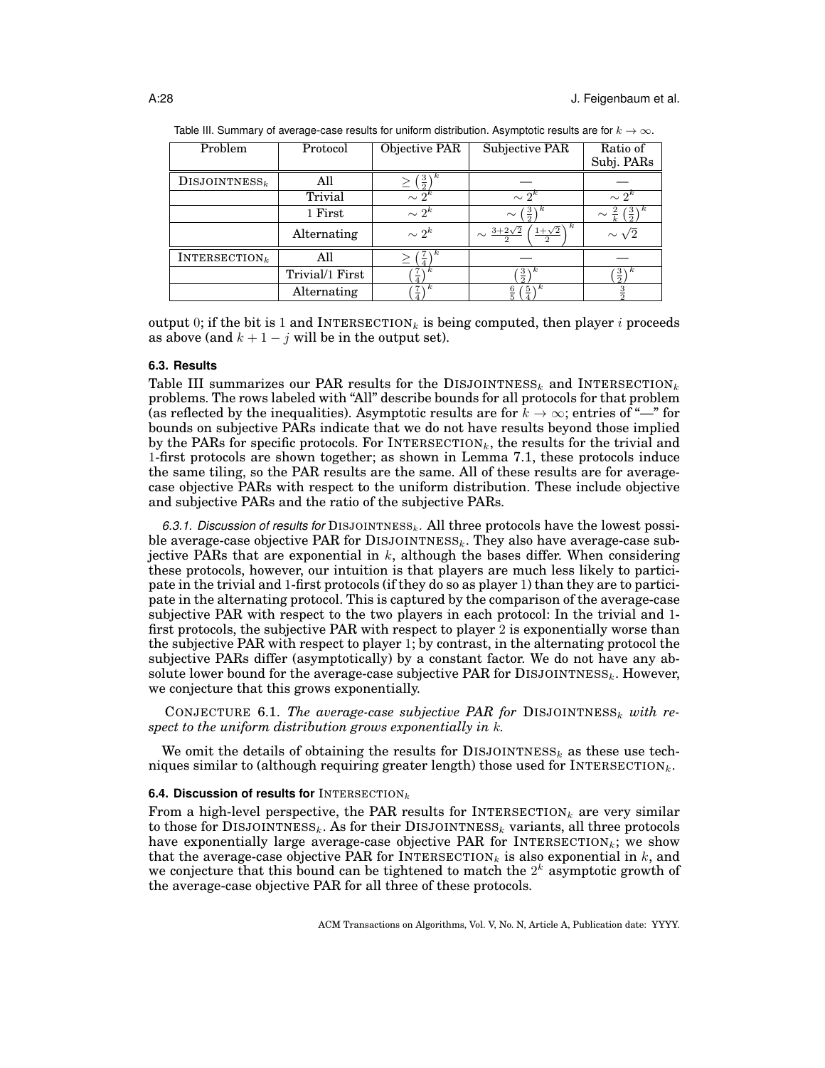Table III. Summary of average-case results for uniform distribution. Asymptotic results are for $k \to \infty$.

| Problem | Protocol | Objective PAR | Subjective PAR | Ratio of Subj. PARs |
|---|---|---|---|---|
| DISJOINTNESS$_k$ | All | $\geq \left(\frac{3}{2}\right)^k$ | — | — |
| | Trivial | $\sim 2^k$ | $\sim 2^k$ | $\sim 2^k$ |
| | 1 First | $\sim 2^k$ | $\sim \left(\frac{3}{2}\right)^k$ | $\sim \frac{2}{k}\left(\frac{3}{2}\right)^k$ |
| | Alternating | $\sim 2^k$ | $\sim \frac{3+2\sqrt{2}}{2}\left(\frac{1+\sqrt{2}}{2}\right)^k$ | $\sim \sqrt{2}$ |
| INTERSECTION$_k$ | All | $\geq \left(\frac{7}{4}\right)^k$ | — | — |
| | Trivial/1 First | $\left(\frac{7}{4}\right)^k$ | $\left(\frac{3}{2}\right)^k$ | $\left(\frac{3}{2}\right)^k$ |
| | Alternating | $\left(\frac{7}{4}\right)^k$ | $\frac{6}{5}\left(\frac{5}{4}\right)^k$ | $\frac{3}{2}$ |

output 0; if the bit is 1 and INTERSECTION$_k$ is being computed, then player $i$ proceeds as above (and $k+1-j$ will be in the output set).

### 6.3. Results

Table III summarizes our PAR results for the DISJOINTNESS$_k$ and INTERSECTION$_k$ problems. The rows labeled with "All" describe bounds for all protocols for that problem (as reflected by the inequalities). Asymptotic results are for $k \to \infty$; entries of "—" for bounds on subjective PARs indicate that we do not have results beyond those implied by the PARs for specific protocols. For INTERSECTION$_k$, the results for the trivial and 1-first protocols are shown together; as shown in Lemma 7.1, these protocols induce the same tiling, so the PAR results are the same. All of these results are for average-case objective PARs with respect to the uniform distribution. These include objective and subjective PARs and the ratio of the subjective PARs.

*6.3.1. Discussion of results for* DISJOINTNESS$_k$. All three protocols have the lowest possible average-case objective PAR for DISJOINTNESS$_k$. They also have average-case subjective PARs that are exponential in $k$, although the bases differ. When considering these protocols, however, our intuition is that players are much less likely to participate in the trivial and 1-first protocols (if they do so as player 1) than they are to participate in the alternating protocol. This is captured by the comparison of the average-case subjective PAR with respect to the two players in each protocol: In the trivial and 1-first protocols, the subjective PAR with respect to player 2 is exponentially worse than the subjective PAR with respect to player 1; by contrast, in the alternating protocol the subjective PARs differ (asymptotically) by a constant factor. We do not have any absolute lower bound for the average-case subjective PAR for DISJOINTNESS$_k$. However, we conjecture that this grows exponentially.

CONJECTURE 6.1. *The average-case subjective PAR for* DISJOINTNESS$_k$ *with respect to the uniform distribution grows exponentially in* $k$.

We omit the details of obtaining the results for DISJOINTNESS$_k$ as these use techniques similar to (although requiring greater length) those used for INTERSECTION$_k$.

### 6.4. Discussion of results for INTERSECTION$_k$

From a high-level perspective, the PAR results for INTERSECTION$_k$ are very similar to those for DISJOINTNESS$_k$. As for their DISJOINTNESS$_k$ variants, all three protocols have exponentially large average-case objective PAR for INTERSECTION$_k$; we show that the average-case objective PAR for INTERSECTION$_k$ is also exponential in $k$, and we conjecture that this bound can be tightened to match the $2^k$ asymptotic growth of the average-case objective PAR for all three of these protocols.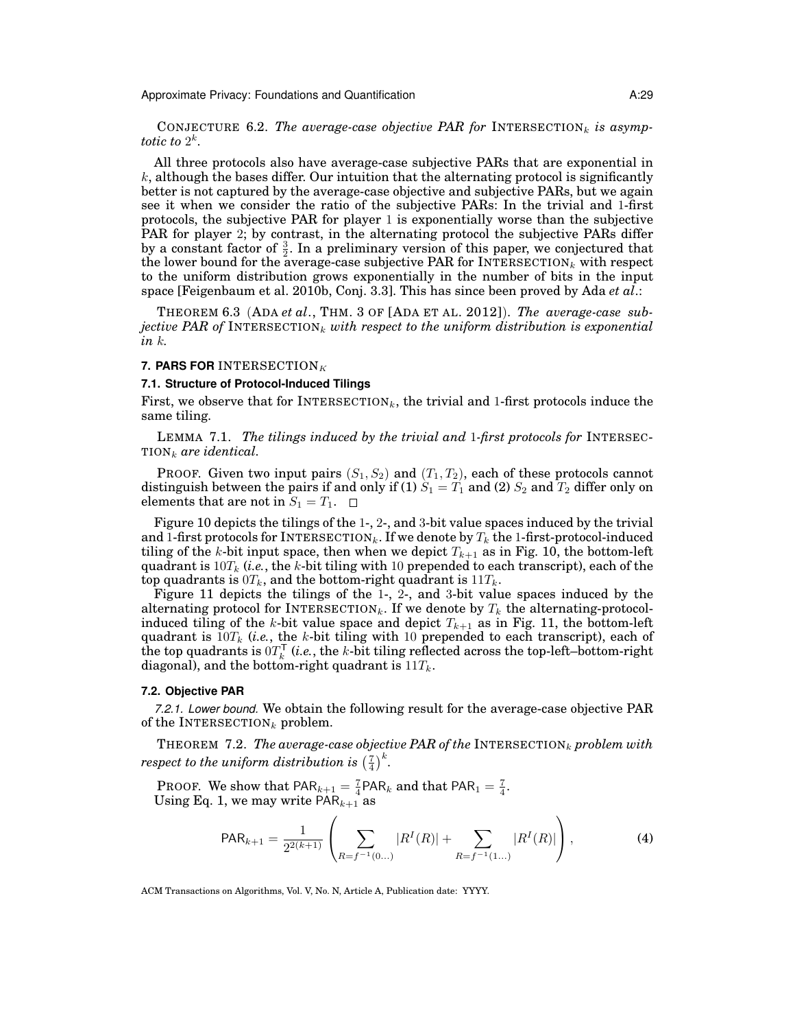CONJECTURE 6.2. *The average-case objective PAR for* INTERSECTION$_k$ *is asymptotic to* $2^k$.

All three protocols also have average-case subjective PARs that are exponential in $k$, although the bases differ. Our intuition that the alternating protocol is significantly better is not captured by the average-case objective and subjective PARs, but we again see it when we consider the ratio of the subjective PARs: In the trivial and 1-first protocols, the subjective PAR for player 1 is exponentially worse than the subjective PAR for player 2; by contrast, in the alternating protocol the subjective PARs differ by a constant factor of $\frac{3}{2}$. In a preliminary version of this paper, we conjectured that the lower bound for the average-case subjective PAR for INTERSECTION$_k$ with respect to the uniform distribution grows exponentially in the number of bits in the input space [Feigenbaum et al. 2010b, Conj. 3.3]. This has since been proved by Ada *et al.*:

THEOREM 6.3 (ADA *et al.*, THM. 3 OF [ADA ET AL. 2012]). *The average-case subjective PAR of* INTERSECTION$_k$ *with respect to the uniform distribution is exponential in* $k$.

## 7. PARS FOR INTERSECTION$_K$

### 7.1. Structure of Protocol-Induced Tilings

First, we observe that for INTERSECTION$_k$, the trivial and 1-first protocols induce the same tiling.

LEMMA 7.1. *The tilings induced by the trivial and* 1*-first protocols for* INTERSECTION$_k$ *are identical.*

PROOF. Given two input pairs $(S_1, S_2)$ and $(T_1, T_2)$, each of these protocols cannot distinguish between the pairs if and only if (1) $S_1 = T_1$ and (2) $S_2$ and $T_2$ differ only on elements that are not in $S_1 = T_1$. □

Figure 10 depicts the tilings of the 1-, 2-, and 3-bit value spaces induced by the trivial and 1-first protocols for INTERSECTION$_k$. If we denote by $T_k$ the 1-first-protocol-induced tiling of the $k$-bit input space, then when we depict $T_{k+1}$ as in Fig. 10, the bottom-left quadrant is $10T_k$ (*i.e.*, the $k$-bit tiling with 10 prepended to each transcript), each of the top quadrants is $0T_k$, and the bottom-right quadrant is $11T_k$.

Figure 11 depicts the tilings of the 1-, 2-, and 3-bit value spaces induced by the alternating protocol for INTERSECTION$_k$. If we denote by $T_k$ the alternating-protocol-induced tiling of the $k$-bit value space and depict $T_{k+1}$ as in Fig. 11, the bottom-left quadrant is $10T_k$ (*i.e.*, the $k$-bit tiling with 10 prepended to each transcript), each of the top quadrants is $0T_k^{\mathsf{T}}$ (*i.e.*, the $k$-bit tiling reflected across the top-left–bottom-right diagonal), and the bottom-right quadrant is $11T_k$.

### 7.2. Objective PAR

*7.2.1. Lower bound.* We obtain the following result for the average-case objective PAR of the INTERSECTION$_k$ problem.

THEOREM 7.2. *The average-case objective PAR of the* INTERSECTION$_k$ *problem with respect to the uniform distribution is* $\left(\frac{7}{4}\right)^k$.

PROOF. We show that $\mathsf{PAR}_{k+1} = \frac{7}{4}\mathsf{PAR}_k$ and that $\mathsf{PAR}_1 = \frac{7}{4}$.
Using Eq. 1, we may write $\mathsf{PAR}_{k+1}$ as

$$\mathsf{PAR}_{k+1} = \frac{1}{2^{2(k+1)}} \left( \sum_{R=f^{-1}(0\ldots)} |R^I(R)| + \sum_{R=f^{-1}(1\ldots)} |R^I(R)| \right), \tag{4}$$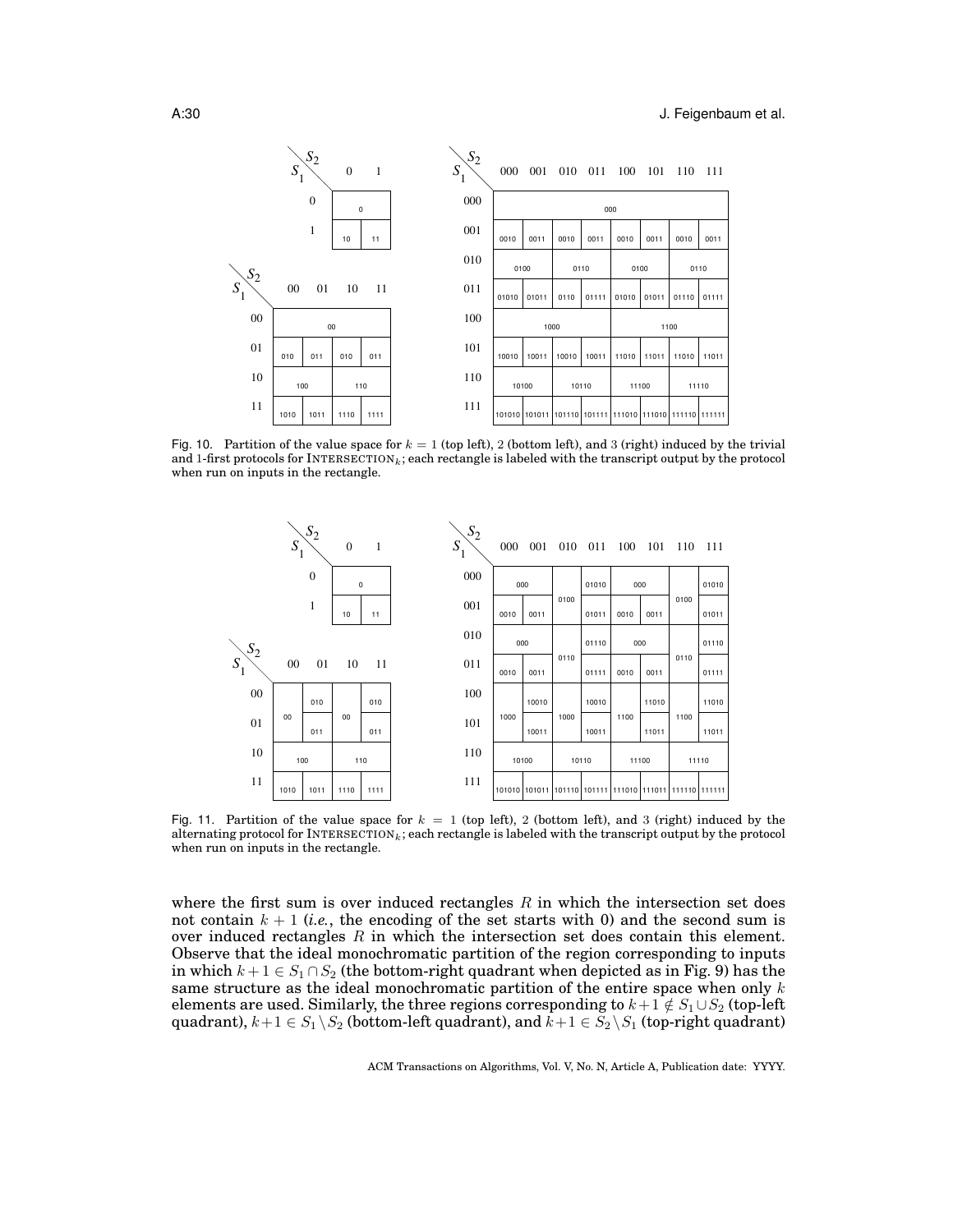Fig. 10. Partition of the value space for $k = 1$ (top left), 2 (bottom left), and 3 (right) induced by the trivial and 1-first protocols for $\text{INTERSECTION}_k$; each rectangle is labeled with the transcript output by the protocol when run on inputs in the rectangle.

Fig. 11. Partition of the value space for $k = 1$ (top left), 2 (bottom left), and 3 (right) induced by the alternating protocol for $\text{INTERSECTION}_k$; each rectangle is labeled with the transcript output by the protocol when run on inputs in the rectangle.

where the first sum is over induced rectangles $R$ in which the intersection set does not contain $k+1$ (*i.e.*, the encoding of the set starts with 0) and the second sum is over induced rectangles $R$ in which the intersection set does contain this element. Observe that the ideal monochromatic partition of the region corresponding to inputs in which $k+1 \in S_1 \cap S_2$ (the bottom-right quadrant when depicted as in Fig. 9) has the same structure as the ideal monochromatic partition of the entire space when only $k$ elements are used. Similarly, the three regions corresponding to $k+1 \notin S_1 \cup S_2$ (top-left quadrant), $k+1 \in S_1 \setminus S_2$ (bottom-left quadrant), and $k+1 \in S_2 \setminus S_1$ (top-right quadrant)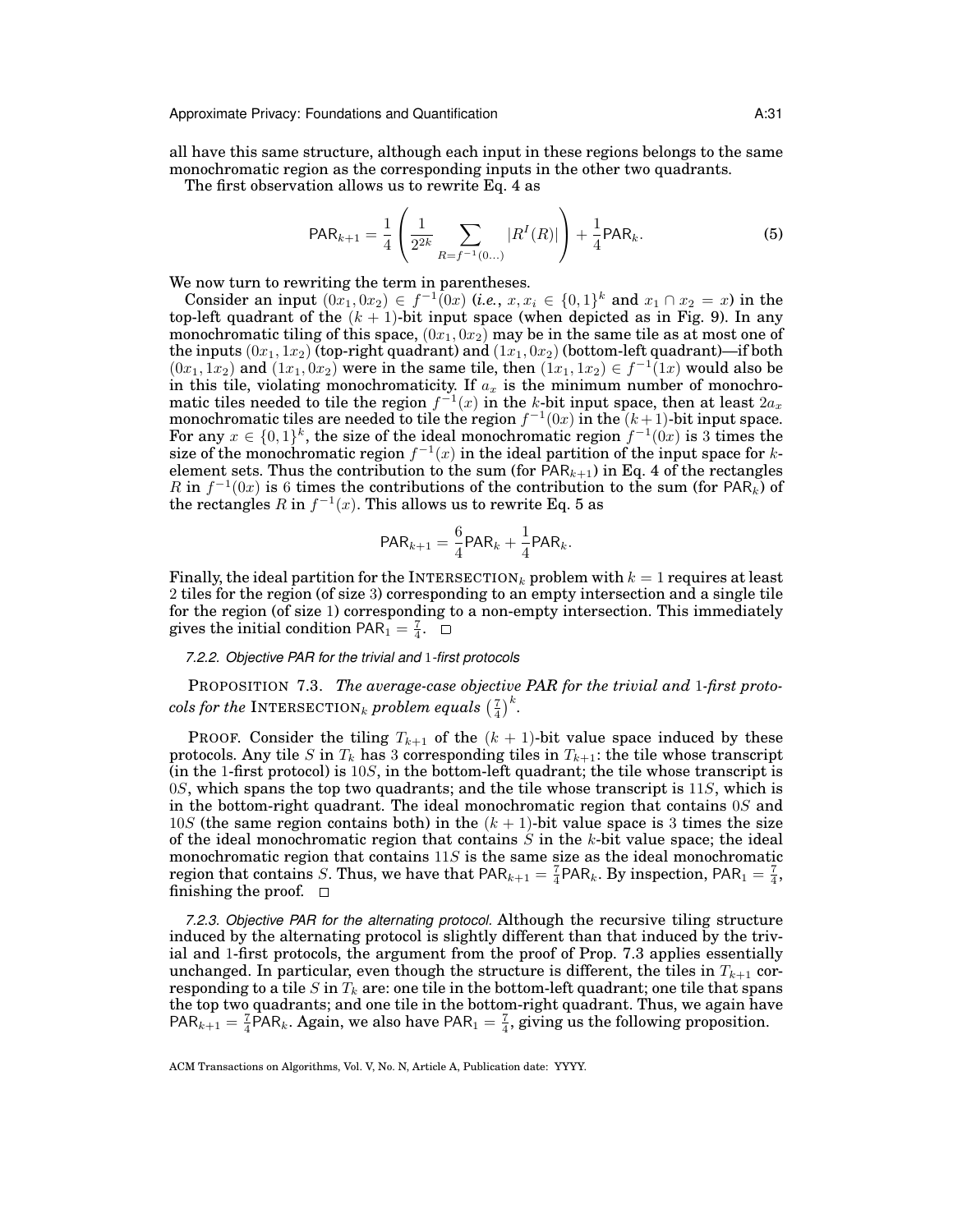all have this same structure, although each input in these regions belongs to the same monochromatic region as the corresponding inputs in the other two quadrants.

The first observation allows us to rewrite Eq. 4 as

$$\mathsf{PAR}_{k+1} = \frac{1}{4}\left(\frac{1}{2^{2k}}\sum_{R=f^{-1}(0\ldots)}|R^I(R)|\right) + \frac{1}{4}\mathsf{PAR}_k. \tag{5}$$

We now turn to rewriting the term in parentheses.

Consider an input $(0x_1, 0x_2) \in f^{-1}(0x)$ (*i.e.*, $x, x_i \in \{0,1\}^k$ and $x_1 \cap x_2 = x$) in the top-left quadrant of the $(k+1)$-bit input space (when depicted as in Fig. 9). In any monochromatic tiling of this space, $(0x_1, 0x_2)$ may be in the same tile as at most one of the inputs $(0x_1, 1x_2)$ (top-right quadrant) and $(1x_1, 0x_2)$ (bottom-left quadrant)—if both $(0x_1, 1x_2)$ and $(1x_1, 0x_2)$ were in the same tile, then $(1x_1, 1x_2) \in f^{-1}(1x)$ would also be in this tile, violating monochromaticity. If $a_x$ is the minimum number of monochromatic tiles needed to tile the region $f^{-1}(x)$ in the $k$-bit input space, then at least $2a_x$ monochromatic tiles are needed to tile the region $f^{-1}(0x)$ in the $(k+1)$-bit input space. For any $x \in \{0,1\}^k$, the size of the ideal monochromatic region $f^{-1}(0x)$ is 3 times the size of the monochromatic region $f^{-1}(x)$ in the ideal partition of the input space for $k$-element sets. Thus the contribution to the sum (for $\mathsf{PAR}_{k+1}$) in Eq. 4 of the rectangles $R$ in $f^{-1}(0x)$ is 6 times the contributions of the contribution to the sum (for $\mathsf{PAR}_k$) of the rectangles $R$ in $f^{-1}(x)$. This allows us to rewrite Eq. 5 as

$$\mathsf{PAR}_{k+1} = \frac{6}{4}\mathsf{PAR}_k + \frac{1}{4}\mathsf{PAR}_k.$$

Finally, the ideal partition for the INTERSECTION$_k$ problem with $k=1$ requires at least 2 tiles for the region (of size 3) corresponding to an empty intersection and a single tile for the region (of size 1) corresponding to a non-empty intersection. This immediately gives the initial condition $\mathsf{PAR}_1 = \frac{7}{4}$. □

#### 7.2.2. Objective PAR for the trivial and 1-first protocols

PROPOSITION 7.3. *The average-case objective PAR for the trivial and 1-first protocols for the* INTERSECTION$_k$ *problem equals* $\left(\frac{7}{4}\right)^k$.

PROOF. Consider the tiling $T_{k+1}$ of the $(k+1)$-bit value space induced by these protocols. Any tile $S$ in $T_k$ has 3 corresponding tiles in $T_{k+1}$: the tile whose transcript (in the 1-first protocol) is $10S$, in the bottom-left quadrant; the tile whose transcript is $0S$, which spans the top two quadrants; and the tile whose transcript is $11S$, which is in the bottom-right quadrant. The ideal monochromatic region that contains $0S$ and $10S$ (the same region contains both) in the $(k+1)$-bit value space is 3 times the size of the ideal monochromatic region that contains $S$ in the $k$-bit value space; the ideal monochromatic region that contains $11S$ is the same size as the ideal monochromatic region that contains $S$. Thus, we have that $\mathsf{PAR}_{k+1} = \frac{7}{4}\mathsf{PAR}_k$. By inspection, $\mathsf{PAR}_1 = \frac{7}{4}$, finishing the proof. □

*7.2.3. Objective PAR for the alternating protocol.* Although the recursive tiling structure induced by the alternating protocol is slightly different than that induced by the trivial and 1-first protocols, the argument from the proof of Prop. 7.3 applies essentially unchanged. In particular, even though the structure is different, the tiles in $T_{k+1}$ corresponding to a tile $S$ in $T_k$ are: one tile in the bottom-left quadrant; one tile that spans the top two quadrants; and one tile in the bottom-right quadrant. Thus, we again have $\mathsf{PAR}_{k+1} = \frac{7}{4}\mathsf{PAR}_k$. Again, we also have $\mathsf{PAR}_1 = \frac{7}{4}$, giving us the following proposition.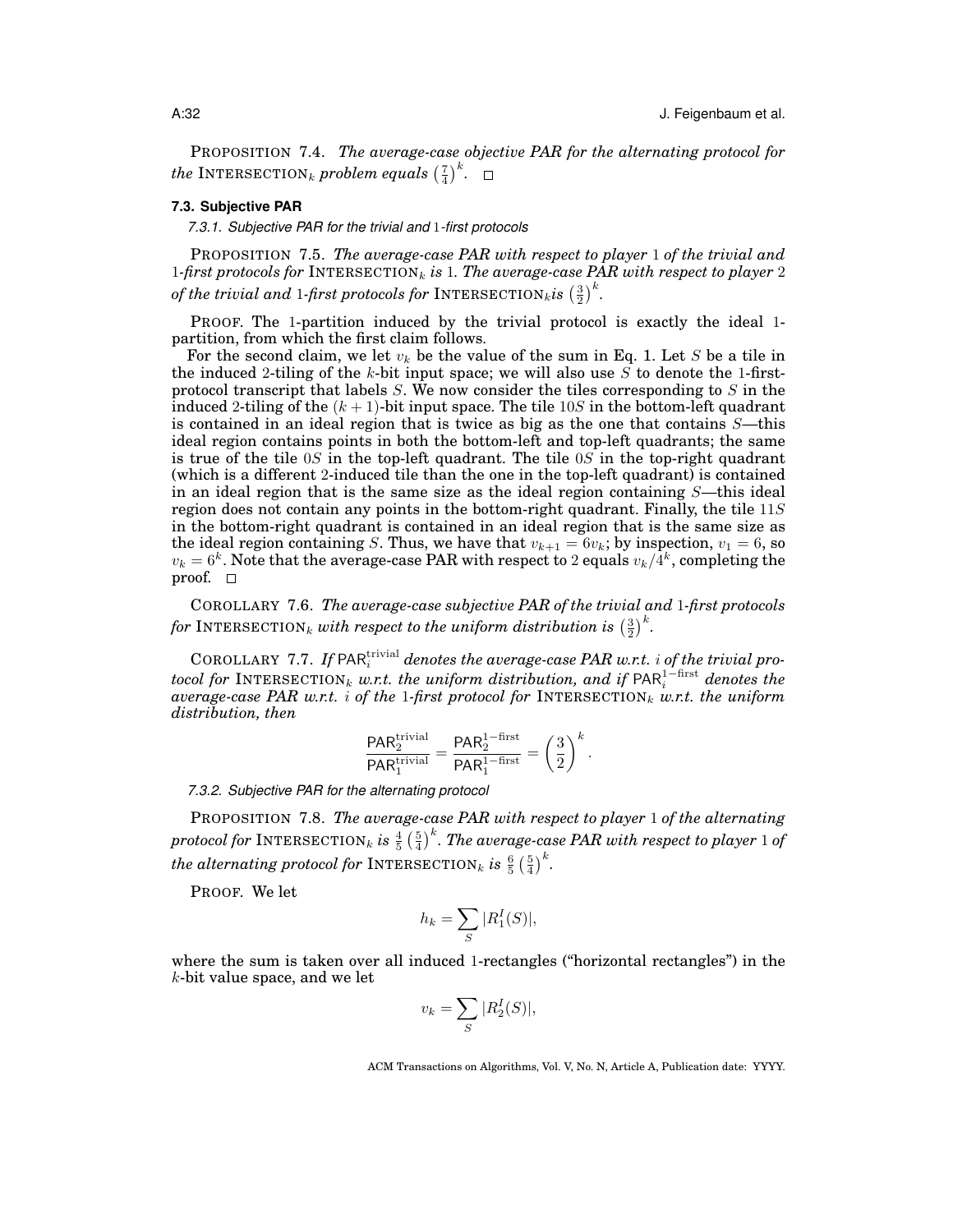PROPOSITION 7.4. *The average-case objective PAR for the alternating protocol for the* INTERSECTION$_k$ *problem equals* $\left(\frac{7}{4}\right)^k$. □

### 7.3. Subjective PAR

#### 7.3.1. Subjective PAR for the trivial and 1-first protocols

PROPOSITION 7.5. *The average-case PAR with respect to player* 1 *of the trivial and* 1*-first protocols for* INTERSECTION$_k$ *is* 1*. The average-case PAR with respect to player* 2 *of the trivial and* 1*-first protocols for* INTERSECTION$_k$*is* $\left(\frac{3}{2}\right)^k$.

PROOF. The 1-partition induced by the trivial protocol is exactly the ideal 1-partition, from which the first claim follows.

For the second claim, we let $v_k$ be the value of the sum in Eq. 1. Let $S$ be a tile in the induced 2-tiling of the $k$-bit input space; we will also use $S$ to denote the 1-first-protocol transcript that labels $S$. We now consider the tiles corresponding to $S$ in the induced 2-tiling of the $(k+1)$-bit input space. The tile $10S$ in the bottom-left quadrant is contained in an ideal region that is twice as big as the one that contains $S$—this ideal region contains points in both the bottom-left and top-left quadrants; the same is true of the tile $0S$ in the top-left quadrant. The tile $0S$ in the top-right quadrant (which is a different 2-induced tile than the one in the top-left quadrant) is contained in an ideal region that is the same size as the ideal region containing $S$—this ideal region does not contain any points in the bottom-right quadrant. Finally, the tile $11S$ in the bottom-right quadrant is contained in an ideal region that is the same size as the ideal region containing $S$. Thus, we have that $v_{k+1} = 6v_k$; by inspection, $v_1 = 6$, so $v_k = 6^k$. Note that the average-case PAR with respect to 2 equals $v_k/4^k$, completing the proof. □

COROLLARY 7.6. *The average-case subjective PAR of the trivial and* 1*-first protocols for* INTERSECTION$_k$ *with respect to the uniform distribution is* $\left(\frac{3}{2}\right)^k$.

COROLLARY 7.7. *If* $\mathsf{PAR}_i^{\text{trivial}}$ *denotes the average-case PAR w.r.t.* $i$ *of the trivial protocol for* INTERSECTION$_k$ *w.r.t. the uniform distribution, and if* $\mathsf{PAR}_i^{1-\text{first}}$ *denotes the average-case PAR w.r.t.* $i$ *of the* 1*-first protocol for* INTERSECTION$_k$ *w.r.t. the uniform distribution, then*

$$\frac{\mathsf{PAR}_2^{\text{trivial}}}{\mathsf{PAR}_1^{\text{trivial}}} = \frac{\mathsf{PAR}_2^{1-\text{first}}}{\mathsf{PAR}_1^{1-\text{first}}} = \left(\frac{3}{2}\right)^k.$$

#### 7.3.2. Subjective PAR for the alternating protocol

PROPOSITION 7.8. *The average-case PAR with respect to player* 1 *of the alternating protocol for* INTERSECTION$_k$ *is* $\frac{4}{5}\left(\frac{5}{4}\right)^k$*. The average-case PAR with respect to player* 1 *of the alternating protocol for* INTERSECTION$_k$ *is* $\frac{6}{5}\left(\frac{5}{4}\right)^k$.

PROOF. We let

$$h_k = \sum_S |R_1^I(S)|,$$

where the sum is taken over all induced 1-rectangles ("horizontal rectangles") in the $k$-bit value space, and we let

$$v_k = \sum_S |R_2^I(S)|,$$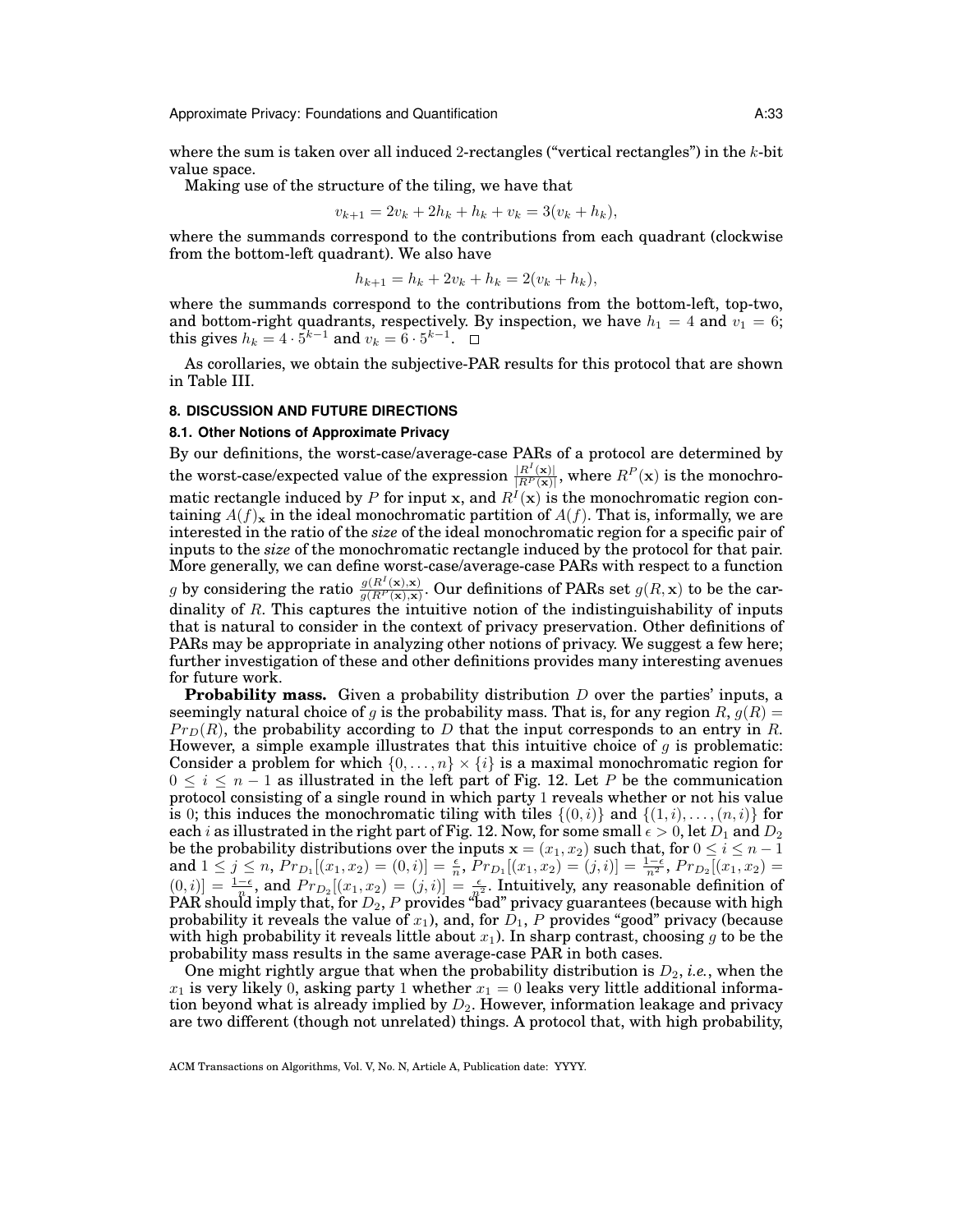where the sum is taken over all induced 2-rectangles ("vertical rectangles") in the $k$-bit value space.

Making use of the structure of the tiling, we have that

$$v_{k+1} = 2v_k + 2h_k + h_k + v_k = 3(v_k + h_k),$$

where the summands correspond to the contributions from each quadrant (clockwise from the bottom-left quadrant). We also have

$$h_{k+1} = h_k + 2v_k + h_k = 2(v_k + h_k),$$

where the summands correspond to the contributions from the bottom-left, top-two, and bottom-right quadrants, respectively. By inspection, we have $h_1 = 4$ and $v_1 = 6$; this gives $h_k = 4 \cdot 5^{k-1}$ and $v_k = 6 \cdot 5^{k-1}$. $\square$

As corollaries, we obtain the subjective-PAR results for this protocol that are shown in Table III.

## 8. DISCUSSION AND FUTURE DIRECTIONS

### 8.1. Other Notions of Approximate Privacy

By our definitions, the worst-case/average-case PARs of a protocol are determined by the worst-case/expected value of the expression $\frac{|R^I(\mathbf{x})|}{|R^P(\mathbf{x})|}$, where $R^P(\mathbf{x})$ is the monochromatic rectangle induced by $P$ for input $\mathbf{x}$, and $R^I(\mathbf{x})$ is the monochromatic region containing $A(f)_\mathbf{x}$ in the ideal monochromatic partition of $A(f)$. That is, informally, we are interested in the ratio of the *size* of the ideal monochromatic region for a specific pair of inputs to the *size* of the monochromatic rectangle induced by the protocol for that pair. More generally, we can define worst-case/average-case PARs with respect to a function $g$ by considering the ratio $\frac{g(R^I(\mathbf{x}),\mathbf{x})}{g(R^P(\mathbf{x}),\mathbf{x})}$. Our definitions of PARs set $g(R, \mathbf{x})$ to be the cardinality of $R$. This captures the intuitive notion of the indistinguishability of inputs that is natural to consider in the context of privacy preservation. Other definitions of PARs may be appropriate in analyzing other notions of privacy. We suggest a few here; further investigation of these and other definitions provides many interesting avenues for future work.

**Probability mass.** Given a probability distribution $D$ over the parties' inputs, a seemingly natural choice of $g$ is the probability mass. That is, for any region $R$, $g(R) = Pr_D(R)$, the probability according to $D$ that the input corresponds to an entry in $R$. However, a simple example illustrates that this intuitive choice of $g$ is problematic: Consider a problem for which $\{0, \ldots, n\} \times \{i\}$ is a maximal monochromatic region for $0 \leq i \leq n-1$ as illustrated in the left part of Fig. 12. Let $P$ be the communication protocol consisting of a single round in which party 1 reveals whether or not his value is 0; this induces the monochromatic tiling with tiles $\{(0, i)\}$ and $\{(1, i), \ldots, (n, i)\}$ for each $i$ as illustrated in the right part of Fig. 12. Now, for some small $\epsilon > 0$, let $D_1$ and $D_2$ be the probability distributions over the inputs $\mathbf{x} = (x_1, x_2)$ such that, for $0 \leq i \leq n-1$ and $1 \leq j \leq n$, $Pr_{D_1}[(x_1, x_2) = (0, i)] = \frac{\epsilon}{n}$, $Pr_{D_1}[(x_1, x_2) = (j, i)] = \frac{1-\epsilon}{n^2}$, $Pr_{D_2}[(x_1, x_2) = (0, i)] = \frac{1-\epsilon}{n}$, and $Pr_{D_2}[(x_1, x_2) = (j, i)] = \frac{\epsilon}{n^2}$. Intuitively, any reasonable definition of PAR should imply that, for $D_2$, $P$ provides "bad" privacy guarantees (because with high probability it reveals the value of $x_1$), and, for $D_1$, $P$ provides "good" privacy (because with high probability it reveals little about $x_1$). In sharp contrast, choosing $g$ to be the probability mass results in the same average-case PAR in both cases.

One might rightly argue that when the probability distribution is $D_2$, *i.e.*, when the $x_1$ is very likely 0, asking party 1 whether $x_1 = 0$ leaks very little additional information beyond what is already implied by $D_2$. However, information leakage and privacy are two different (though not unrelated) things. A protocol that, with high probability,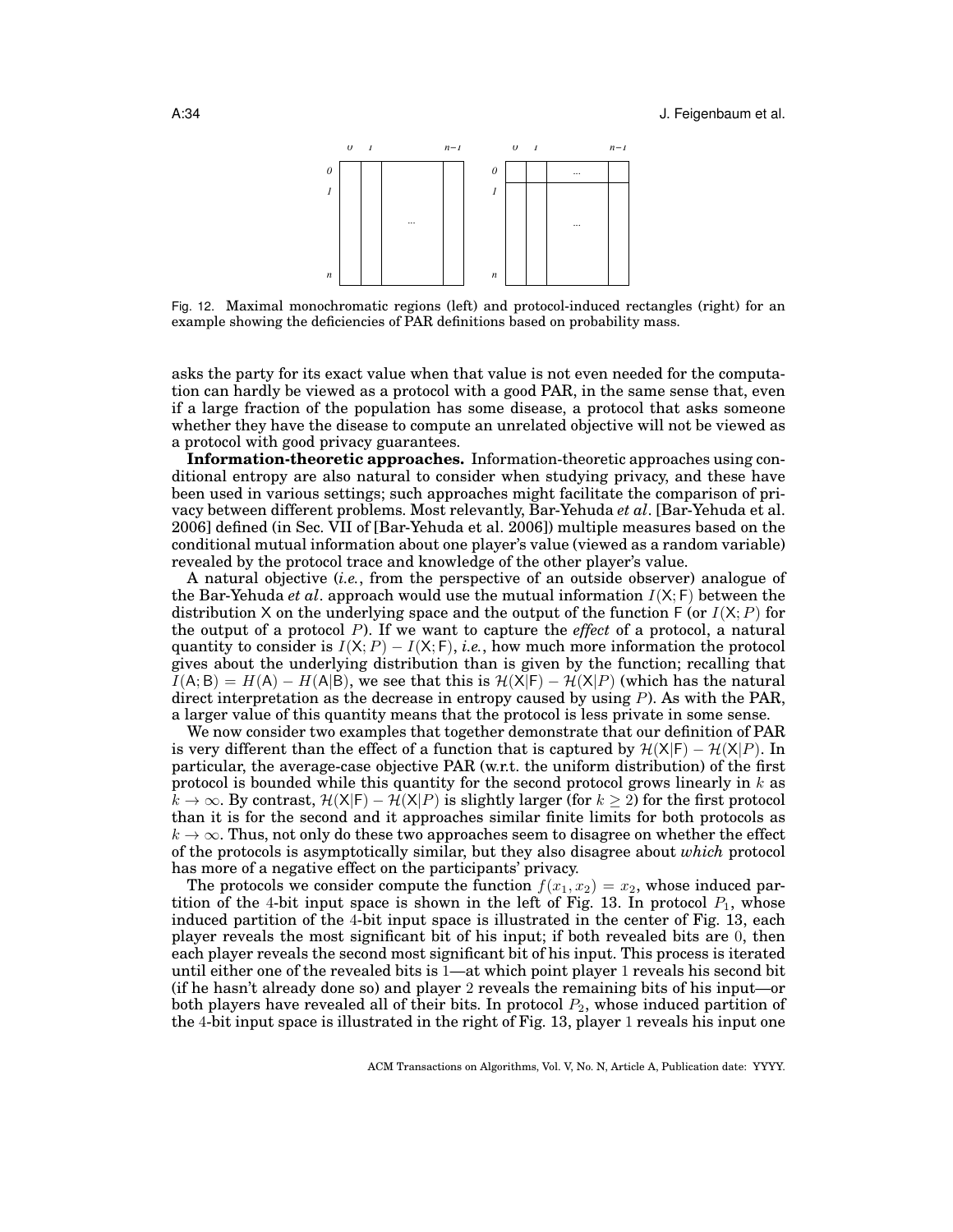Fig. 12. Maximal monochromatic regions (left) and protocol-induced rectangles (right) for an example showing the deficiencies of PAR definitions based on probability mass.

asks the party for its exact value when that value is not even needed for the computation can hardly be viewed as a protocol with a good PAR, in the same sense that, even if a large fraction of the population has some disease, a protocol that asks someone whether they have the disease to compute an unrelated objective will not be viewed as a protocol with good privacy guarantees.

**Information-theoretic approaches.** Information-theoretic approaches using conditional entropy are also natural to consider when studying privacy, and these have been used in various settings; such approaches might facilitate the comparison of privacy between different problems. Most relevantly, Bar-Yehuda *et al*. [Bar-Yehuda et al. 2006] defined (in Sec. VII of [Bar-Yehuda et al. 2006]) multiple measures based on the conditional mutual information about one player's value (viewed as a random variable) revealed by the protocol trace and knowledge of the other player's value.

A natural objective (*i.e.*, from the perspective of an outside observer) analogue of the Bar-Yehuda *et al*. approach would use the mutual information $I(\mathsf{X};\mathsf{F})$ between the distribution $\mathsf{X}$ on the underlying space and the output of the function $\mathsf{F}$ (or $I(\mathsf{X};P)$ for the output of a protocol $P$). If we want to capture the *effect* of a protocol, a natural quantity to consider is $I(\mathsf{X};P) - I(\mathsf{X};\mathsf{F})$, *i.e.*, how much more information the protocol gives about the underlying distribution than is given by the function; recalling that $I(\mathsf{A};\mathsf{B}) = H(\mathsf{A}) - H(\mathsf{A}|\mathsf{B})$, we see that this is $\mathcal{H}(\mathsf{X}|\mathsf{F}) - \mathcal{H}(\mathsf{X}|P)$ (which has the natural direct interpretation as the decrease in entropy caused by using $P$). As with the PAR, a larger value of this quantity means that the protocol is less private in some sense.

We now consider two examples that together demonstrate that our definition of PAR is very different than the effect of a function that is captured by $\mathcal{H}(\mathsf{X}|\mathsf{F}) - \mathcal{H}(\mathsf{X}|P)$. In particular, the average-case objective PAR (w.r.t. the uniform distribution) of the first protocol is bounded while this quantity for the second protocol grows linearly in $k$ as $k \to \infty$. By contrast, $\mathcal{H}(\mathsf{X}|\mathsf{F}) - \mathcal{H}(\mathsf{X}|P)$ is slightly larger (for $k \geq 2$) for the first protocol than it is for the second and it approaches similar finite limits for both protocols as $k \to \infty$. Thus, not only do these two approaches seem to disagree on whether the effect of the protocols is asymptotically similar, but they also disagree about *which* protocol has more of a negative effect on the participants' privacy.

The protocols we consider compute the function $f(x_1, x_2) = x_2$, whose induced partition of the 4-bit input space is shown in the left of Fig. 13. In protocol $P_1$, whose induced partition of the 4-bit input space is illustrated in the center of Fig. 13, each player reveals the most significant bit of his input; if both revealed bits are 0, then each player reveals the second most significant bit of his input. This process is iterated until either one of the revealed bits is 1—at which point player 1 reveals his second bit (if he hasn't already done so) and player 2 reveals the remaining bits of his input—or both players have revealed all of their bits. In protocol $P_2$, whose induced partition of the 4-bit input space is illustrated in the right of Fig. 13, player 1 reveals his input one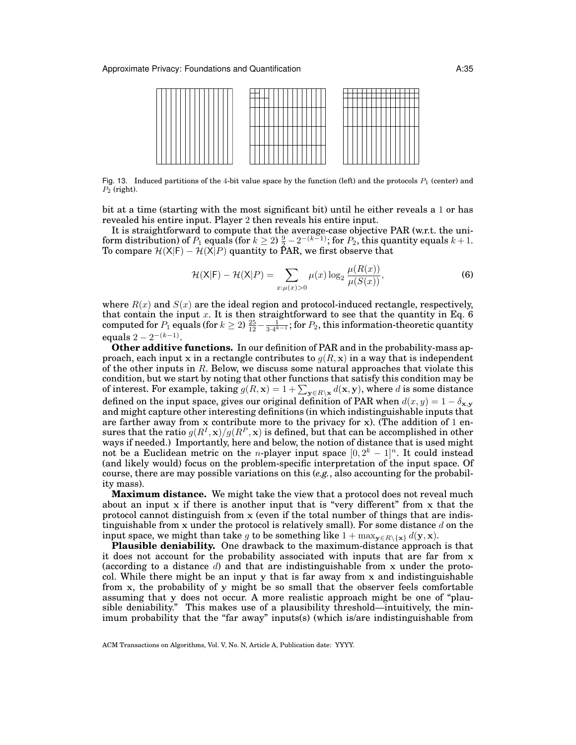Fig. 13. Induced partitions of the 4-bit value space by the function (left) and the protocols $P_1$ (center) and $P_2$ (right).

bit at a time (starting with the most significant bit) until he either reveals a 1 or has revealed his entire input. Player 2 then reveals his entire input.

It is straightforward to compute that the average-case objective PAR (w.r.t. the uniform distribution) of $P_1$ equals (for $k \geq 2$) $\frac{9}{2} - 2^{-(k-1)}$; for $P_2$, this quantity equals $k+1$. To compare $\mathcal{H}(\mathsf{X}|\mathsf{F}) - \mathcal{H}(\mathsf{X}|P)$ quantity to PAR, we first observe that

$$\mathcal{H}(\mathsf{X}|\mathsf{F}) - \mathcal{H}(\mathsf{X}|P) = \sum_{x:\mu(x)>0} \mu(x) \log_2 \frac{\mu(R(x))}{\mu(S(x))}, \tag{6}$$

where $R(x)$ and $S(x)$ are the ideal region and protocol-induced rectangle, respectively, that contain the input $x$. It is then straightforward to see that the quantity in Eq. 6 computed for $P_1$ equals (for $k \geq 2$) $\frac{25}{12} - \frac{1}{3 \cdot 4^{k-1}}$; for $P_2$, this information-theoretic quantity equals $2 - 2^{-(k-1)}$.

**Other additive functions.** In our definition of PAR and in the probability-mass approach, each input $\mathbf{x}$ in a rectangle contributes to $g(R, \mathbf{x})$ in a way that is independent of the other inputs in $R$. Below, we discuss some natural approaches that violate this condition, but we start by noting that other functions that satisfy this condition may be of interest. For example, taking $g(R, \mathbf{x}) = 1 + \sum_{\mathbf{y} \in R \setminus \mathbf{x}} d(\mathbf{x}, \mathbf{y})$, where $d$ is some distance defined on the input space, gives our original definition of PAR when $d(x, y) = 1 - \delta_{\mathbf{x},\mathbf{y}}$ and might capture other interesting definitions (in which indistinguishable inputs that are farther away from $\mathbf{x}$ contribute more to the privacy for $\mathbf{x}$). (The addition of 1 ensures that the ratio $g(R^I, \mathbf{x})/g(R^P, \mathbf{x})$ is defined, but that can be accomplished in other ways if needed.) Importantly, here and below, the notion of distance that is used might not be a Euclidean metric on the $n$-player input space $[0, 2^k - 1]^n$. It could instead (and likely would) focus on the problem-specific interpretation of the input space. Of course, there are may possible variations on this (*e.g.*, also accounting for the probability mass).

**Maximum distance.** We might take the view that a protocol does not reveal much about an input $\mathbf{x}$ if there is another input that is "very different" from $\mathbf{x}$ that the protocol cannot distinguish from $\mathbf{x}$ (even if the total number of things that are indistinguishable from $\mathbf{x}$ under the protocol is relatively small). For some distance $d$ on the input space, we might than take $g$ to be something like $1 + \max_{\mathbf{y} \in R \setminus \{\mathbf{x}\}} d(\mathbf{y}, \mathbf{x})$.

**Plausible deniability.** One drawback to the maximum-distance approach is that it does not account for the probability associated with inputs that are far from $\mathbf{x}$ (according to a distance $d$) and that are indistinguishable from $\mathbf{x}$ under the protocol. While there might be an input $\mathbf{y}$ that is far away from $\mathbf{x}$ and indistinguishable from $\mathbf{x}$, the probability of $\mathbf{y}$ might be so small that the observer feels comfortable assuming that $\mathbf{y}$ does not occur. A more realistic approach might be one of "plausible deniability." This makes use of a plausibility threshold—intuitively, the minimum probability that the "far away" inputs(s) (which is/are indistinguishable from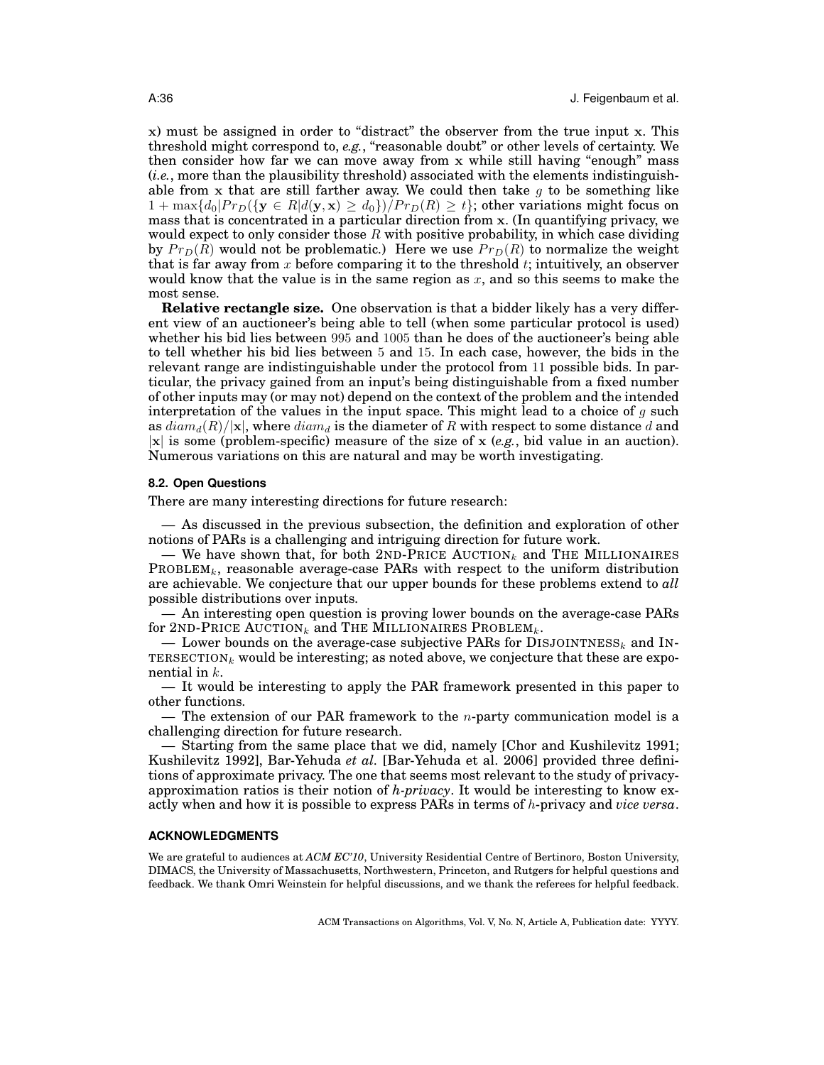x) must be assigned in order to "distract" the observer from the true input x. This threshold might correspond to, *e.g.*, "reasonable doubt" or other levels of certainty. We then consider how far we can move away from x while still having "enough" mass (*i.e.*, more than the plausibility threshold) associated with the elements indistinguishable from x that are still farther away. We could then take $g$ to be something like $1 + \max\{d_0 | Pr_D(\{\mathbf{y} \in R | d(\mathbf{y}, \mathbf{x}) \geq d_0\})/Pr_D(R) \geq t\}$; other variations might focus on mass that is concentrated in a particular direction from x. (In quantifying privacy, we would expect to only consider those $R$ with positive probability, in which case dividing by $Pr_D(R)$ would not be problematic.) Here we use $Pr_D(R)$ to normalize the weight that is far away from $x$ before comparing it to the threshold $t$; intuitively, an observer would know that the value is in the same region as $x$, and so this seems to make the most sense.

**Relative rectangle size.** One observation is that a bidder likely has a very different view of an auctioneer's being able to tell (when some particular protocol is used) whether his bid lies between 995 and 1005 than he does of the auctioneer's being able to tell whether his bid lies between 5 and 15. In each case, however, the bids in the relevant range are indistinguishable under the protocol from 11 possible bids. In particular, the privacy gained from an input's being distinguishable from a fixed number of other inputs may (or may not) depend on the context of the problem and the intended interpretation of the values in the input space. This might lead to a choice of $g$ such as $diam_d(R)/|\mathbf{x}|$, where $diam_d$ is the diameter of $R$ with respect to some distance $d$ and $|\mathbf{x}|$ is some (problem-specific) measure of the size of x (*e.g.*, bid value in an auction). Numerous variations on this are natural and may be worth investigating.

### 8.2. Open Questions

There are many interesting directions for future research:

— As discussed in the previous subsection, the definition and exploration of other notions of PARs is a challenging and intriguing direction for future work.

— We have shown that, for both 2ND-PRICE AUCTION$_k$ and THE MILLIONAIRES PROBLEM$_k$, reasonable average-case PARs with respect to the uniform distribution are achievable. We conjecture that our upper bounds for these problems extend to *all* possible distributions over inputs.

— An interesting open question is proving lower bounds on the average-case PARs for 2ND-PRICE AUCTION$_k$ and THE MILLIONAIRES PROBLEM$_k$.

— Lower bounds on the average-case subjective PARs for DISJOINTNESS$_k$ and INTERSECTION$_k$ would be interesting; as noted above, we conjecture that these are exponential in $k$.

— It would be interesting to apply the PAR framework presented in this paper to other functions.

— The extension of our PAR framework to the $n$-party communication model is a challenging direction for future research.

— Starting from the same place that we did, namely [Chor and Kushilevitz 1991; Kushilevitz 1992], Bar-Yehuda *et al*. [Bar-Yehuda et al. 2006] provided three definitions of approximate privacy. The one that seems most relevant to the study of privacy-approximation ratios is their notion of ***h*-privacy**. It would be interesting to know exactly when and how it is possible to express PARs in terms of $h$-privacy and *vice versa*.

## ACKNOWLEDGMENTS

We are grateful to audiences at *ACM EC'10*, University Residential Centre of Bertinoro, Boston University, DIMACS, the University of Massachusetts, Northwestern, Princeton, and Rutgers for helpful questions and feedback. We thank Omri Weinstein for helpful discussions, and we thank the referees for helpful feedback.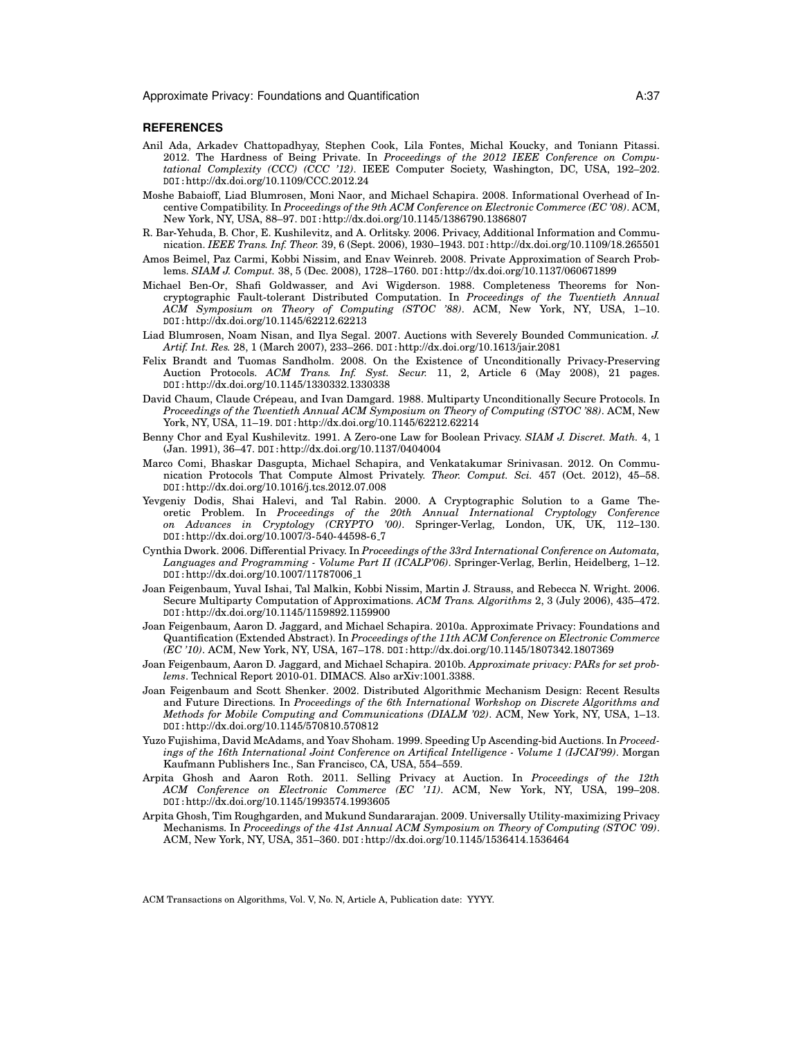## REFERENCES

Anil Ada, Arkadev Chattopadhyay, Stephen Cook, Lila Fontes, Michal Koucky, and Toniann Pitassi. 2012. The Hardness of Being Private. In *Proceedings of the 2012 IEEE Conference on Computational Complexity (CCC) (CCC '12)*. IEEE Computer Society, Washington, DC, USA, 192–202. DOI:http://dx.doi.org/10.1109/CCC.2012.24

Moshe Babaioff, Liad Blumrosen, Moni Naor, and Michael Schapira. 2008. Informational Overhead of Incentive Compatibility. In *Proceedings of the 9th ACM Conference on Electronic Commerce (EC '08)*. ACM, New York, NY, USA, 88–97. DOI:http://dx.doi.org/10.1145/1386790.1386807

R. Bar-Yehuda, B. Chor, E. Kushilevitz, and A. Orlitsky. 2006. Privacy, Additional Information and Communication. *IEEE Trans. Inf. Theor.* 39, 6 (Sept. 2006), 1930–1943. DOI:http://dx.doi.org/10.1109/18.265501

Amos Beimel, Paz Carmi, Kobbi Nissim, and Enav Weinreb. 2008. Private Approximation of Search Problems. *SIAM J. Comput.* 38, 5 (Dec. 2008), 1728–1760. DOI:http://dx.doi.org/10.1137/060671899

Michael Ben-Or, Shafi Goldwasser, and Avi Wigderson. 1988. Completeness Theorems for Non-cryptographic Fault-tolerant Distributed Computation. In *Proceedings of the Twentieth Annual ACM Symposium on Theory of Computing (STOC '88)*. ACM, New York, NY, USA, 1–10. DOI:http://dx.doi.org/10.1145/62212.62213

Liad Blumrosen, Noam Nisan, and Ilya Segal. 2007. Auctions with Severely Bounded Communication. *J. Artif. Int. Res.* 28, 1 (March 2007), 233–266. DOI:http://dx.doi.org/10.1613/jair.2081

Felix Brandt and Tuomas Sandholm. 2008. On the Existence of Unconditionally Privacy-Preserving Auction Protocols. *ACM Trans. Inf. Syst. Secur.* 11, 2, Article 6 (May 2008), 21 pages. DOI:http://dx.doi.org/10.1145/1330332.1330338

David Chaum, Claude Crépeau, and Ivan Damgard. 1988. Multiparty Unconditionally Secure Protocols. In *Proceedings of the Twentieth Annual ACM Symposium on Theory of Computing (STOC '88)*. ACM, New York, NY, USA, 11–19. DOI:http://dx.doi.org/10.1145/62212.62214

Benny Chor and Eyal Kushilevitz. 1991. A Zero-one Law for Boolean Privacy. *SIAM J. Discret. Math.* 4, 1 (Jan. 1991), 36–47. DOI:http://dx.doi.org/10.1137/0404004

Marco Comi, Bhaskar Dasgupta, Michael Schapira, and Venkatakumar Srinivasan. 2012. On Communication Protocols That Compute Almost Privately. *Theor. Comput. Sci.* 457 (Oct. 2012), 45–58. DOI:http://dx.doi.org/10.1016/j.tcs.2012.07.008

Yevgeniy Dodis, Shai Halevi, and Tal Rabin. 2000. A Cryptographic Solution to a Game Theoretic Problem. In *Proceedings of the 20th Annual International Cryptology Conference on Advances in Cryptology (CRYPTO '00)*. Springer-Verlag, London, UK, UK, 112–130. DOI:http://dx.doi.org/10.1007/3-540-44598-6_7

Cynthia Dwork. 2006. Differential Privacy. In *Proceedings of the 33rd International Conference on Automata, Languages and Programming - Volume Part II (ICALP'06)*. Springer-Verlag, Berlin, Heidelberg, 1–12. DOI:http://dx.doi.org/10.1007/11787006_1

Joan Feigenbaum, Yuval Ishai, Tal Malkin, Kobbi Nissim, Martin J. Strauss, and Rebecca N. Wright. 2006. Secure Multiparty Computation of Approximations. *ACM Trans. Algorithms* 2, 3 (July 2006), 435–472. DOI:http://dx.doi.org/10.1145/1159892.1159900

Joan Feigenbaum, Aaron D. Jaggard, and Michael Schapira. 2010a. Approximate Privacy: Foundations and Quantification (Extended Abstract). In *Proceedings of the 11th ACM Conference on Electronic Commerce (EC '10)*. ACM, New York, NY, USA, 167–178. DOI:http://dx.doi.org/10.1145/1807342.1807369

Joan Feigenbaum, Aaron D. Jaggard, and Michael Schapira. 2010b. *Approximate privacy: PARs for set problems*. Technical Report 2010-01. DIMACS. Also arXiv:1001.3388.

Joan Feigenbaum and Scott Shenker. 2002. Distributed Algorithmic Mechanism Design: Recent Results and Future Directions. In *Proceedings of the 6th International Workshop on Discrete Algorithms and Methods for Mobile Computing and Communications (DIALM '02)*. ACM, New York, NY, USA, 1–13. DOI:http://dx.doi.org/10.1145/570810.570812

Yuzo Fujishima, David McAdams, and Yoav Shoham. 1999. Speeding Up Ascending-bid Auctions. In *Proceedings of the 16th International Joint Conference on Artifical Intelligence - Volume 1 (IJCAI'99)*. Morgan Kaufmann Publishers Inc., San Francisco, CA, USA, 554–559.

Arpita Ghosh and Aaron Roth. 2011. Selling Privacy at Auction. In *Proceedings of the 12th ACM Conference on Electronic Commerce (EC '11)*. ACM, New York, NY, USA, 199–208. DOI:http://dx.doi.org/10.1145/1993574.1993605

Arpita Ghosh, Tim Roughgarden, and Mukund Sundararajan. 2009. Universally Utility-maximizing Privacy Mechanisms. In *Proceedings of the 41st Annual ACM Symposium on Theory of Computing (STOC '09)*. ACM, New York, NY, USA, 351–360. DOI:http://dx.doi.org/10.1145/1536414.1536464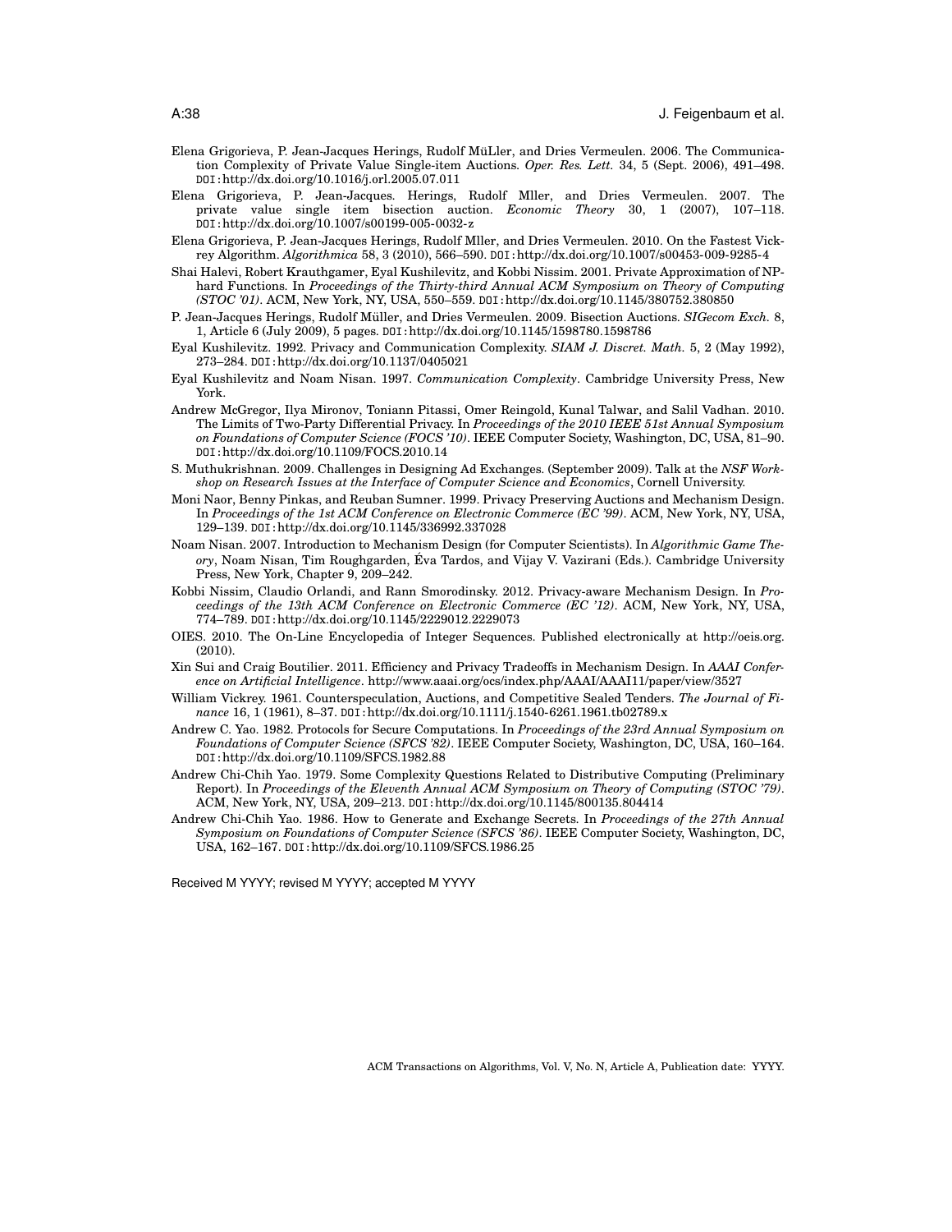Elena Grigorieva, P. Jean-Jacques Herings, Rudolf MüLler, and Dries Vermeulen. 2006. The Communication Complexity of Private Value Single-item Auctions. *Oper. Res. Lett.* 34, 5 (Sept. 2006), 491–498. DOI:http://dx.doi.org/10.1016/j.orl.2005.07.011

Elena Grigorieva, P. Jean-Jacques. Herings, Rudolf Mller, and Dries Vermeulen. 2007. The private value single item bisection auction. *Economic Theory* 30, 1 (2007), 107–118. DOI:http://dx.doi.org/10.1007/s00199-005-0032-z

Elena Grigorieva, P. Jean-Jacques Herings, Rudolf Mller, and Dries Vermeulen. 2010. On the Fastest Vickrey Algorithm. *Algorithmica* 58, 3 (2010), 566–590. DOI:http://dx.doi.org/10.1007/s00453-009-9285-4

Shai Halevi, Robert Krauthgamer, Eyal Kushilevitz, and Kobbi Nissim. 2001. Private Approximation of NP-hard Functions. In *Proceedings of the Thirty-third Annual ACM Symposium on Theory of Computing (STOC '01)*. ACM, New York, NY, USA, 550–559. DOI:http://dx.doi.org/10.1145/380752.380850

P. Jean-Jacques Herings, Rudolf Müller, and Dries Vermeulen. 2009. Bisection Auctions. *SIGecom Exch.* 8, 1, Article 6 (July 2009), 5 pages. DOI:http://dx.doi.org/10.1145/1598780.1598786

Eyal Kushilevitz. 1992. Privacy and Communication Complexity. *SIAM J. Discret. Math.* 5, 2 (May 1992), 273–284. DOI:http://dx.doi.org/10.1137/0405021

Eyal Kushilevitz and Noam Nisan. 1997. *Communication Complexity*. Cambridge University Press, New York.

Andrew McGregor, Ilya Mironov, Toniann Pitassi, Omer Reingold, Kunal Talwar, and Salil Vadhan. 2010. The Limits of Two-Party Differential Privacy. In *Proceedings of the 2010 IEEE 51st Annual Symposium on Foundations of Computer Science (FOCS '10)*. IEEE Computer Society, Washington, DC, USA, 81–90. DOI:http://dx.doi.org/10.1109/FOCS.2010.14

S. Muthukrishnan. 2009. Challenges in Designing Ad Exchanges. (September 2009). Talk at the *NSF Workshop on Research Issues at the Interface of Computer Science and Economics*, Cornell University.

Moni Naor, Benny Pinkas, and Reuban Sumner. 1999. Privacy Preserving Auctions and Mechanism Design. In *Proceedings of the 1st ACM Conference on Electronic Commerce (EC '99)*. ACM, New York, NY, USA, 129–139. DOI:http://dx.doi.org/10.1145/336992.337028

Noam Nisan. 2007. Introduction to Mechanism Design (for Computer Scientists). In *Algorithmic Game Theory*, Noam Nisan, Tim Roughgarden, Éva Tardos, and Vijay V. Vazirani (Eds.). Cambridge University Press, New York, Chapter 9, 209–242.

Kobbi Nissim, Claudio Orlandi, and Rann Smorodinsky. 2012. Privacy-aware Mechanism Design. In *Proceedings of the 13th ACM Conference on Electronic Commerce (EC '12)*. ACM, New York, NY, USA, 774–789. DOI:http://dx.doi.org/10.1145/2229012.2229073

OIES. 2010. The On-Line Encyclopedia of Integer Sequences. Published electronically at http://oeis.org. (2010).

Xin Sui and Craig Boutilier. 2011. Efficiency and Privacy Tradeoffs in Mechanism Design. In *AAAI Conference on Artificial Intelligence*. http://www.aaai.org/ocs/index.php/AAAI/AAAI11/paper/view/3527

William Vickrey. 1961. Counterspeculation, Auctions, and Competitive Sealed Tenders. *The Journal of Finance* 16, 1 (1961), 8–37. DOI:http://dx.doi.org/10.1111/j.1540-6261.1961.tb02789.x

Andrew C. Yao. 1982. Protocols for Secure Computations. In *Proceedings of the 23rd Annual Symposium on Foundations of Computer Science (SFCS '82)*. IEEE Computer Society, Washington, DC, USA, 160–164. DOI:http://dx.doi.org/10.1109/SFCS.1982.88

Andrew Chi-Chih Yao. 1979. Some Complexity Questions Related to Distributive Computing (Preliminary Report). In *Proceedings of the Eleventh Annual ACM Symposium on Theory of Computing (STOC '79)*. ACM, New York, NY, USA, 209–213. DOI:http://dx.doi.org/10.1145/800135.804414

Andrew Chi-Chih Yao. 1986. How to Generate and Exchange Secrets. In *Proceedings of the 27th Annual Symposium on Foundations of Computer Science (SFCS '86)*. IEEE Computer Society, Washington, DC, USA, 162–167. DOI:http://dx.doi.org/10.1109/SFCS.1986.25

Received M YYYY; revised M YYYY; accepted M YYYY